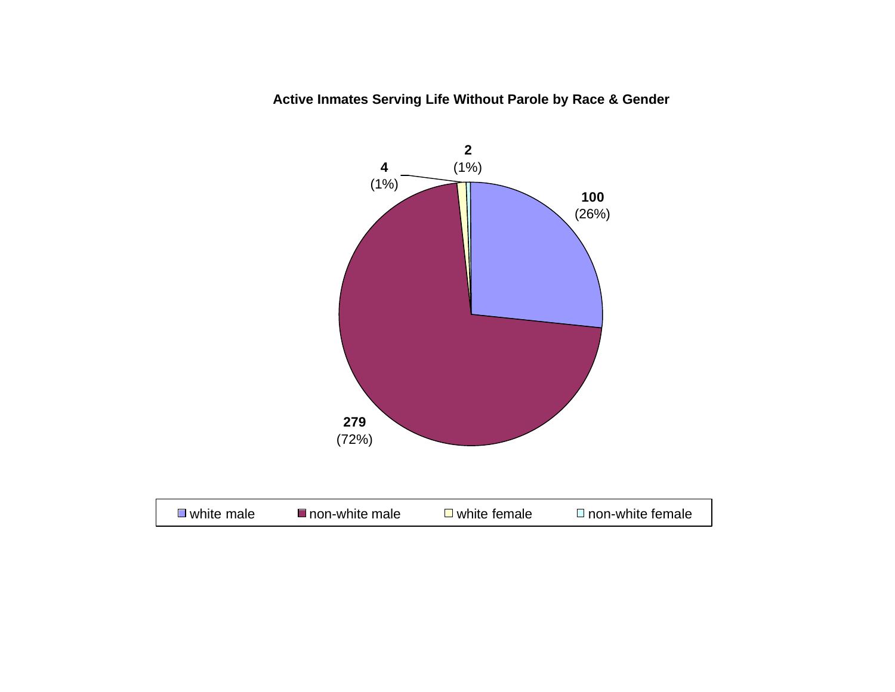**Active Inmates Serving Life Without Parole by Race & Gender**

| Category | Count | Percent |
|---|---|---|
| white male | 100 | (26%) |
| non-white male | 279 | (72%) |
| white female | 4 | (1%) |
| non-white female | 2 | (1%) |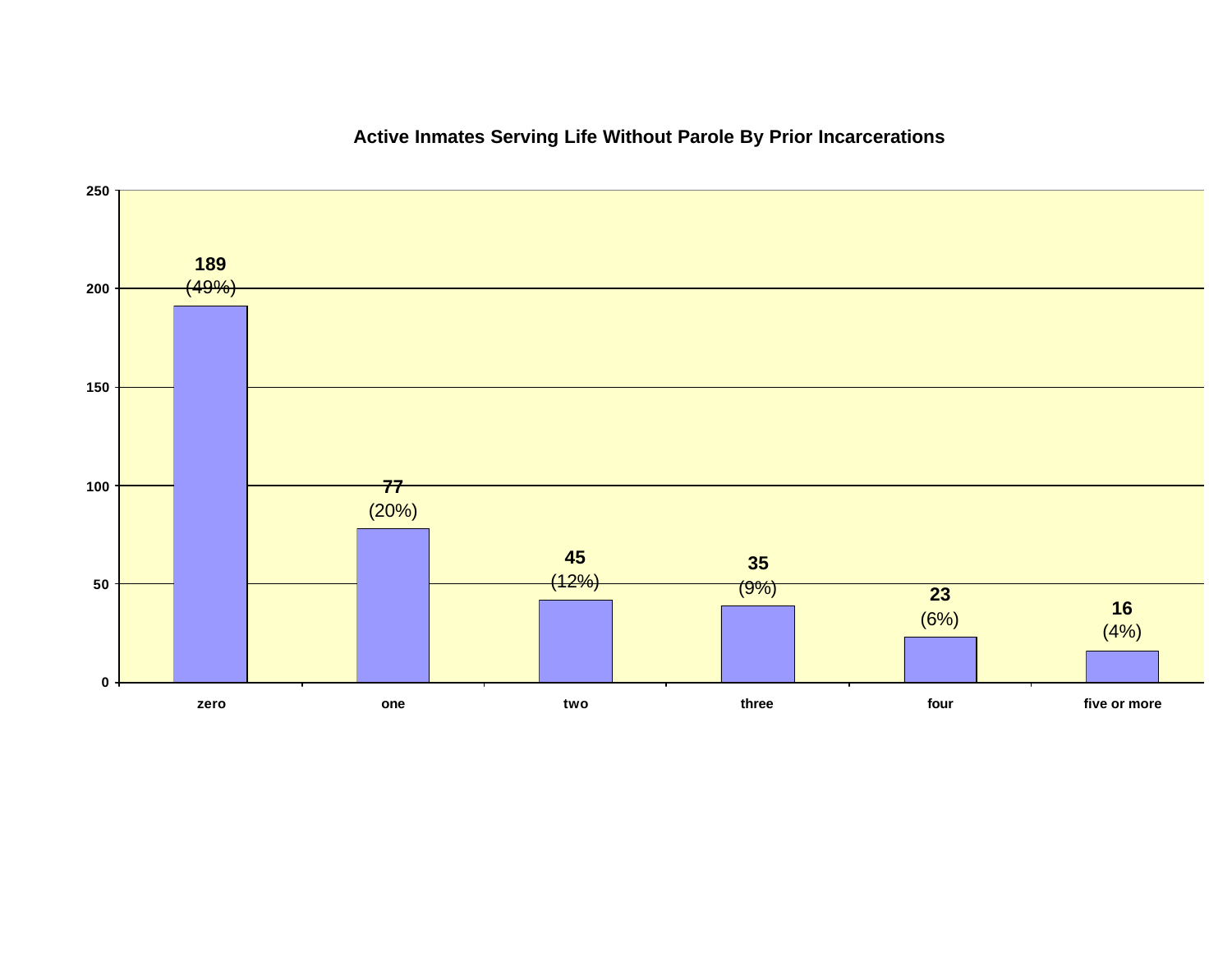## Active Inmates Serving Life Without Parole By Prior Incarcerations

| Prior Incarcerations | Count | Percent |
|---|---|---|
| zero | 189 | (49%) |
| one | 77 | (20%) |
| two | 45 | (12%) |
| three | 35 | (9%) |
| four | 23 | (6%) |
| five or more | 16 | (4%) |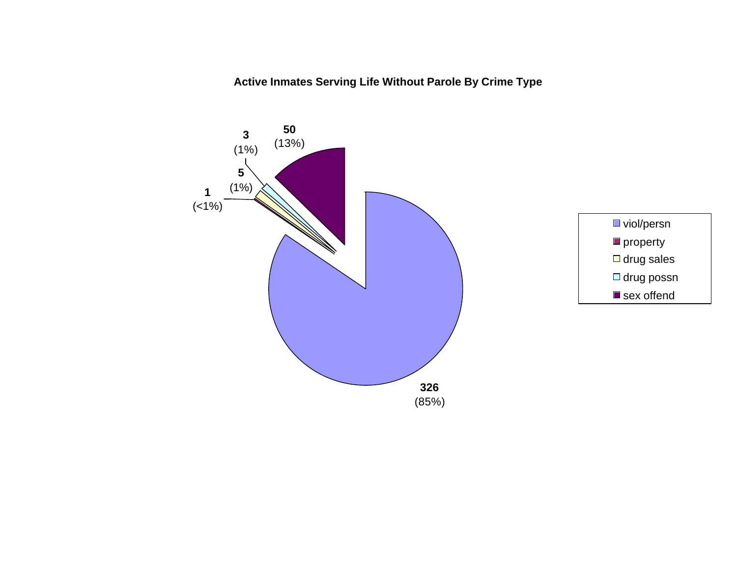## Active Inmates Serving Life Without Parole By Crime Type

| Crime Type | Count | Percent |
|---|---|---|
| viol/persn | 326 | (85%) |
| property | 1 | (<1%) |
| drug sales | 5 | (1%) |
| drug possn | 3 | (1%) |
| sex offend | 50 | (13%) |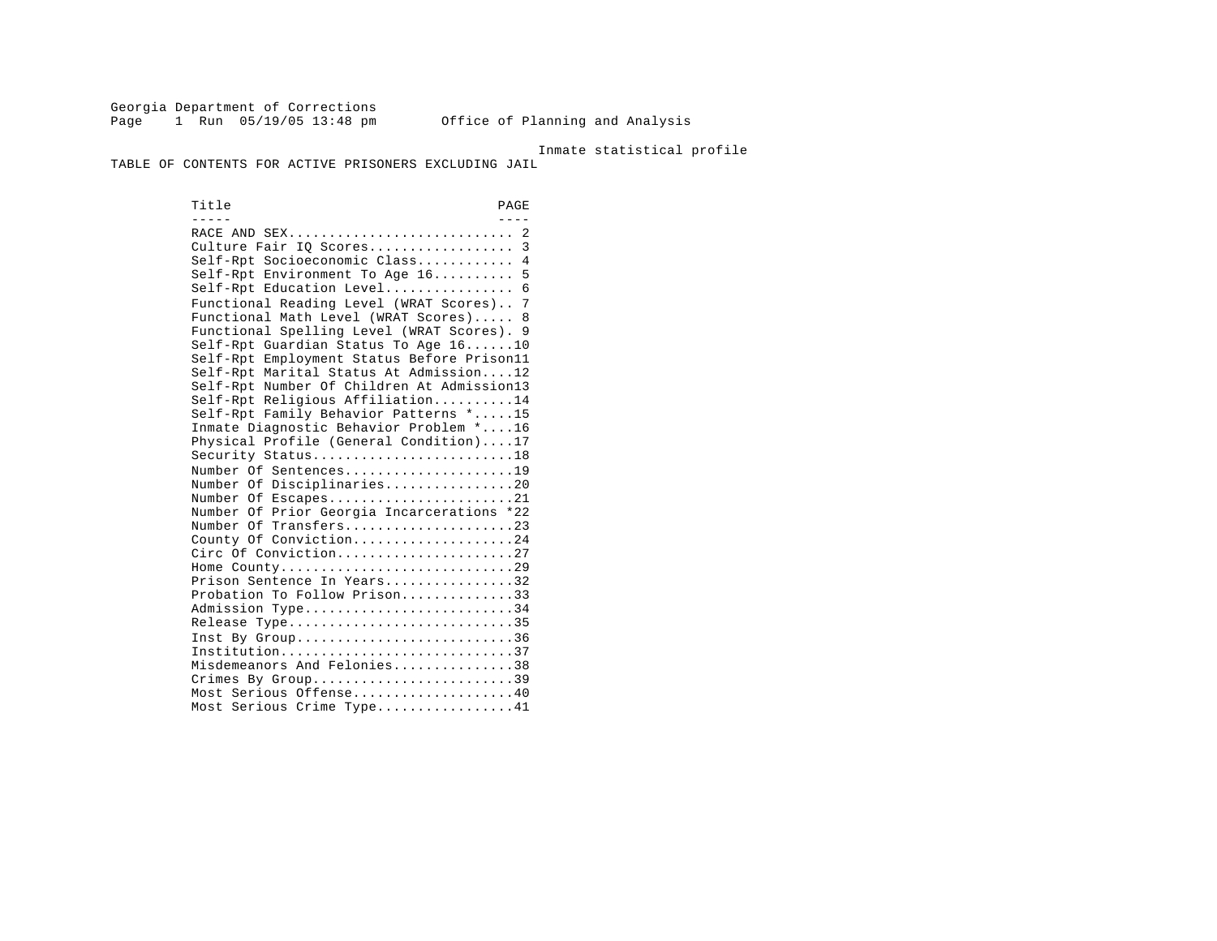Georgia Department of Corrections
Page 1 Run 05/19/05 13:48 pm Office of Planning and Analysis

Inmate statistical profile

TABLE OF CONTENTS FOR ACTIVE PRISONERS EXCLUDING JAIL

| Title | PAGE |
| --- | --- |
| RACE AND SEX | 2 |
| Culture Fair IQ Scores | 3 |
| Self-Rpt Socioeconomic Class | 4 |
| Self-Rpt Environment To Age 16 | 5 |
| Self-Rpt Education Level | 6 |
| Functional Reading Level (WRAT Scores) | 7 |
| Functional Math Level (WRAT Scores) | 8 |
| Functional Spelling Level (WRAT Scores) | 9 |
| Self-Rpt Guardian Status To Age 16 | 10 |
| Self-Rpt Employment Status Before Prison | 11 |
| Self-Rpt Marital Status At Admission | 12 |
| Self-Rpt Number Of Children At Admission | 13 |
| Self-Rpt Religious Affiliation | 14 |
| Self-Rpt Family Behavior Patterns * | 15 |
| Inmate Diagnostic Behavior Problem * | 16 |
| Physical Profile (General Condition) | 17 |
| Security Status | 18 |
| Number Of Sentences | 19 |
| Number Of Disciplinaries | 20 |
| Number Of Escapes | 21 |
| Number Of Prior Georgia Incarcerations * | 22 |
| Number Of Transfers | 23 |
| County Of Conviction | 24 |
| Circ Of Conviction | 27 |
| Home County | 29 |
| Prison Sentence In Years | 32 |
| Probation To Follow Prison | 33 |
| Admission Type | 34 |
| Release Type | 35 |
| Inst By Group | 36 |
| Institution | 37 |
| Misdemeanors And Felonies | 38 |
| Crimes By Group | 39 |
| Most Serious Offense | 40 |
| Most Serious Crime Type | 41 |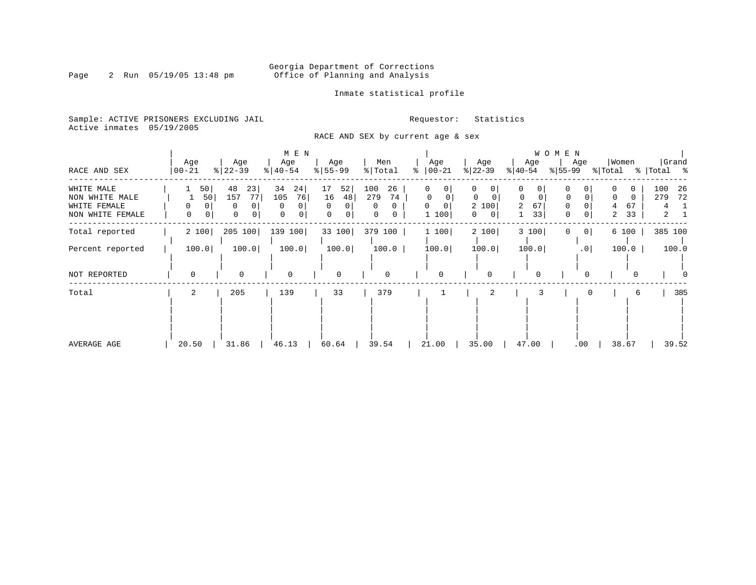Georgia Department of Corrections
Office of Planning and Analysis

Inmate statistical profile

Sample: ACTIVE PRISONERS EXCLUDING JAIL
Active inmates 05/19/2005

Requestor: Statistics

RACE AND SEX by current age & sex

| RACE AND SEX | MEN Age 00-21 | % | Age 22-39 | % | Age 40-54 | % | Age 55-99 | % | Men Total | % | WOMEN Age 00-21 | % | Age 22-39 | % | Age 40-54 | % | Age 55-99 | % | Women Total | % | Grand Total | % |
|---|---|---|---|---|---|---|---|---|---|---|---|---|---|---|---|---|---|---|---|---|---|---|
| WHITE MALE | 1 | 50 | 48 | 23 | 34 | 24 | 17 | 52 | 100 | 26 | 0 | 0 | 0 | 0 | 0 | 0 | 0 | 0 | 0 | 0 | 100 | 26 |
| NON WHITE MALE | 1 | 50 | 157 | 77 | 105 | 76 | 16 | 48 | 279 | 74 | 0 | 0 | 0 | 0 | 0 | 0 | 0 | 0 | 0 | 0 | 279 | 72 |
| WHITE FEMALE | 0 | 0 | 0 | 0 | 0 | 0 | 0 | 0 | 0 | 0 | 0 | 0 | 2 | 100 | 2 | 67 | 0 | 0 | 4 | 67 | 4 | 1 |
| NON WHITE FEMALE | 0 | 0 | 0 | 0 | 0 | 0 | 0 | 0 | 0 | 0 | 1 | 100 | 0 | 0 | 1 | 33 | 0 | 0 | 2 | 33 | 2 | 1 |
| Total reported | 2 | 100 | 205 | 100 | 139 | 100 | 33 | 100 | 379 | 100 | 1 | 100 | 2 | 100 | 3 | 100 | 0 | 0 | 6 | 100 | 385 | 100 |
| Percent reported | 100.0 | | 100.0 | | 100.0 | | 100.0 | | 100.0 | | 100.0 | | 100.0 | | 100.0 | | .0 | | 100.0 | | 100.0 | |
| NOT REPORTED | 0 | | 0 | | 0 | | 0 | | 0 | | 0 | | 0 | | 0 | | 0 | | 0 | | 0 | |
| Total | 2 | | 205 | | 139 | | 33 | | 379 | | 1 | | 2 | | 3 | | 0 | | 6 | | 385 | |
| AVERAGE AGE | 20.50 | | 31.86 | | 46.13 | | 60.64 | | 39.54 | | 21.00 | | 35.00 | | 47.00 | | .00 | | 38.67 | | 39.52 | |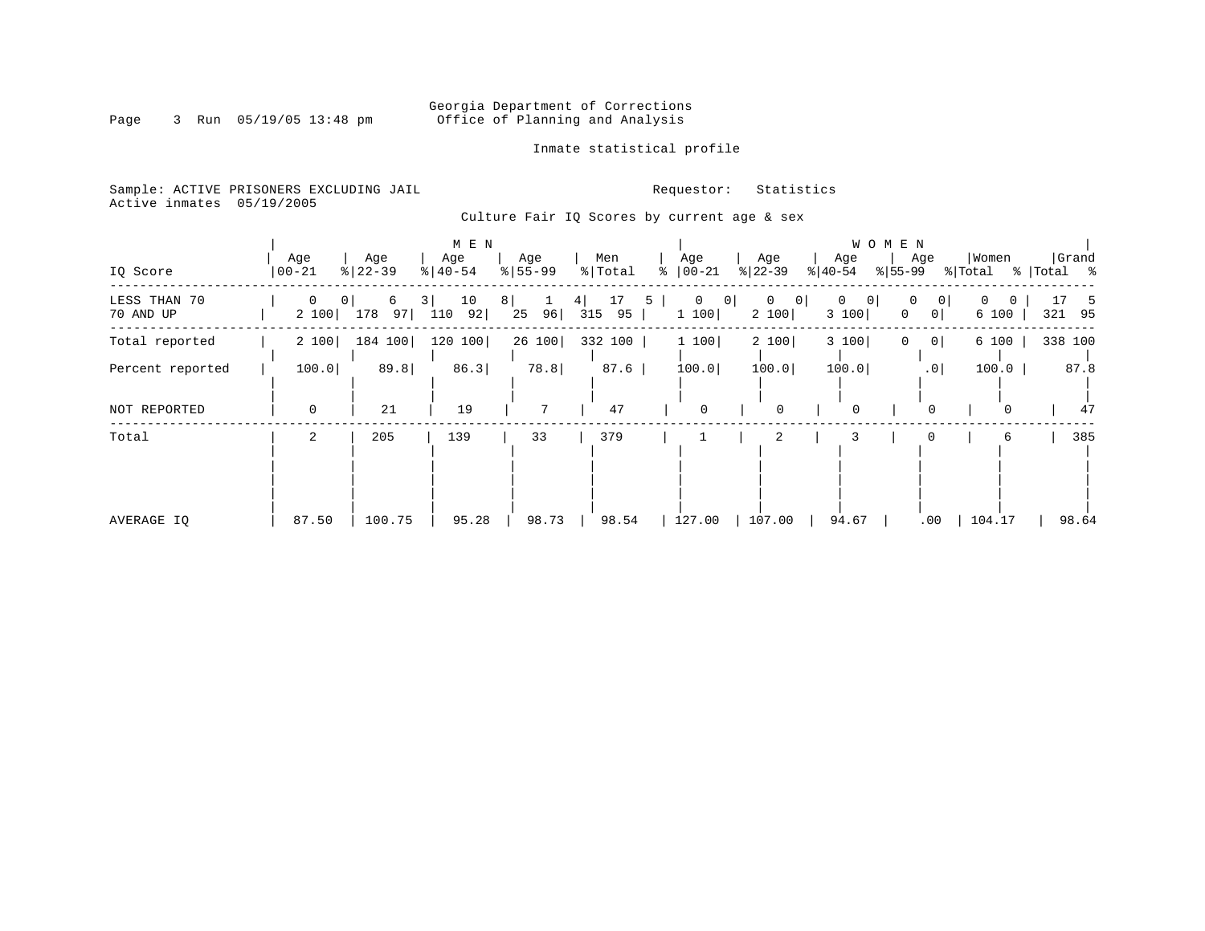Georgia Department of Corrections
Office of Planning and Analysis

Inmate statistical profile

Sample: ACTIVE PRISONERS EXCLUDING JAIL
Active inmates 05/19/2005

Requestor: Statistics

Culture Fair IQ Scores by current age & sex

| IQ Score | MEN Age 00-21 | % | Age 22-39 | % | Age 40-54 | % | Age 55-99 | % | Men Total | % | WOMEN Age 00-21 | % | Age 22-39 | % | Age 40-54 | % | Age 55-99 | % | Women Total | % | Grand Total | % |
|---|---|---|---|---|---|---|---|---|---|---|---|---|---|---|---|---|---|---|---|---|---|---|
| LESS THAN 70 | 0 | 0 | 6 | 3 | 10 | 8 | 1 | 4 | 17 | 5 | 0 | 0 | 0 | 0 | 0 | 0 | 0 | 0 | 0 | 0 | 17 | 5 |
| 70 AND UP | 2 | 100 | 178 | 97 | 110 | 92 | 25 | 96 | 315 | 95 | 1 | 100 | 2 | 100 | 3 | 100 | 0 | 0 | 6 | 100 | 321 | 95 |
| Total reported | 2 | 100 | 184 | 100 | 120 | 100 | 26 | 100 | 332 | 100 | 1 | 100 | 2 | 100 | 3 | 100 | 0 | 0 | 6 | 100 | 338 | 100 |
| Percent reported | 100.0 | | 89.8 | | 86.3 | | 78.8 | | 87.6 | | 100.0 | | 100.0 | | 100.0 | | .0 | | 100.0 | | 87.8 | |
| NOT REPORTED | 0 | | 21 | | 19 | | 7 | | 47 | | 0 | | 0 | | 0 | | 0 | | 0 | | 47 | |
| Total | 2 | | 205 | | 139 | | 33 | | 379 | | 1 | | 2 | | 3 | | 0 | | 6 | | 385 | |
| AVERAGE IQ | 87.50 | | 100.75 | | 95.28 | | 98.73 | | 98.54 | | 127.00 | | 107.00 | | 94.67 | | .00 | | 104.17 | | 98.64 | |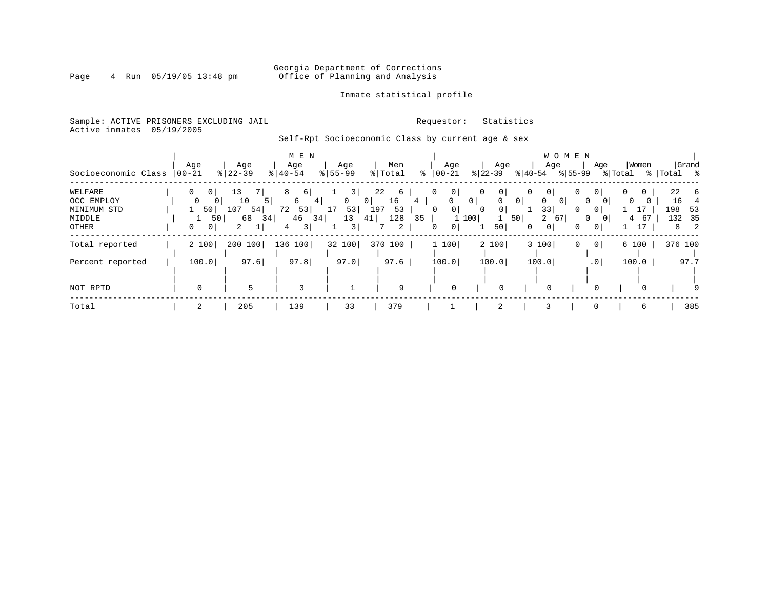Georgia Department of Corrections
Office of Planning and Analysis

Inmate statistical profile

Sample: ACTIVE PRISONERS EXCLUDING JAIL

Active inmates 05/19/2005

Requestor: Statistics

Self-Rpt Socioeconomic Class by current age & sex

| Socioeconomic Class | MEN Age 00-21 | % | Age 22-39 | % | Age 40-54 | % | Age 55-99 | % | Men Total | % | WOMEN Age 00-21 | % | Age 22-39 | % | Age 40-54 | % | Age 55-99 | % | Women Total | % | Grand Total | % |
|---|---|---|---|---|---|---|---|---|---|---|---|---|---|---|---|---|---|---|---|---|---|---|
| WELFARE | 0 | 0 | 13 | 7 | 8 | 6 | 1 | 3 | 22 | 6 | 0 | 0 | 0 | 0 | 0 | 0 | 0 | 0 | 0 | 0 | 22 | 6 |
| OCC EMPLOY | 0 | 0 | 10 | 5 | 6 | 4 | 0 | 0 | 16 | 4 | 0 | 0 | 0 | 0 | 0 | 0 | 0 | 0 | 0 | 0 | 16 | 4 |
| MINIMUM STD | 1 | 50 | 107 | 54 | 72 | 53 | 17 | 53 | 197 | 53 | 0 | 0 | 0 | 0 | 1 | 33 | 0 | 0 | 1 | 17 | 198 | 53 |
| MIDDLE | 1 | 50 | 68 | 34 | 46 | 34 | 13 | 41 | 128 | 35 | 1 | 100 | 1 | 50 | 2 | 67 | 0 | 0 | 4 | 67 | 132 | 35 |
| OTHER | 0 | 0 | 2 | 1 | 4 | 3 | 1 | 3 | 7 | 2 | 0 | 0 | 1 | 50 | 0 | 0 | 0 | 0 | 1 | 17 | 8 | 2 |
| Total reported | 2 | 100 | 200 | 100 | 136 | 100 | 32 | 100 | 370 | 100 | 1 | 100 | 2 | 100 | 3 | 100 | 0 | 0 | 6 | 100 | 376 | 100 |
| Percent reported | 100.0 | | 97.6 | | 97.8 | | 97.0 | | 97.6 | | 100.0 | | 100.0 | | 100.0 | | .0 | | 100.0 | | 97.7 | |
| NOT RPTD | 0 | | 5 | | 3 | | 1 | | 9 | | 0 | | 0 | | 0 | | 0 | | 0 | | 9 | |
| Total | 2 | | 205 | | 139 | | 33 | | 379 | | 1 | | 2 | | 3 | | 0 | | 6 | | 385 | |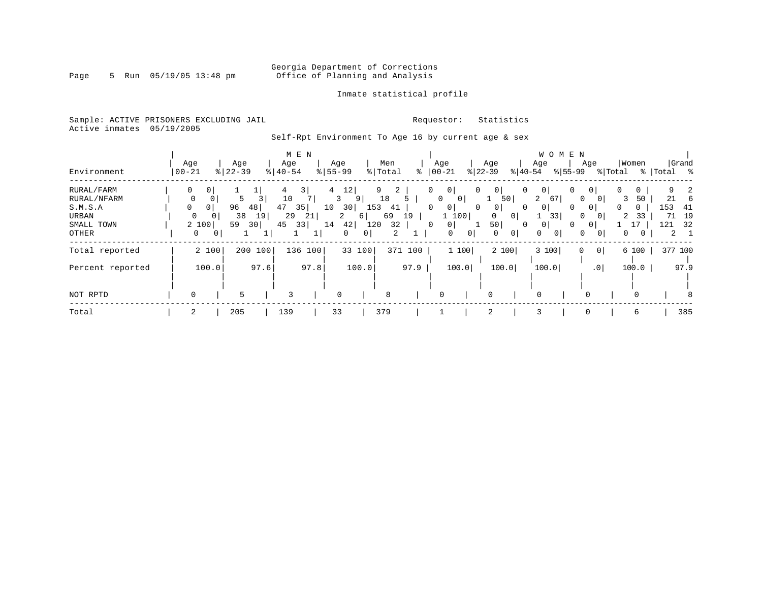Georgia Department of Corrections
Office of Planning and Analysis

Inmate statistical profile

Sample: ACTIVE PRISONERS EXCLUDING JAIL
Active inmates 05/19/2005

Requestor: Statistics

Self-Rpt Environment To Age 16 by current age & sex

| Environment | MEN Age 00-21 | % | MEN Age 22-39 | % | MEN Age 40-54 | % | MEN Age 55-99 | % | Men Total | % | WOMEN Age 00-21 | % | WOMEN Age 22-39 | % | WOMEN Age 40-54 | % | WOMEN Age 55-99 | % | Women Total | % | Grand Total | % |
|---|---|---|---|---|---|---|---|---|---|---|---|---|---|---|---|---|---|---|---|---|---|---|
| RURAL/FARM | 0 | 0 | 1 | 1 | 4 | 3 | 4 | 12 | 9 | 2 | 0 | 0 | 0 | 0 | 0 | 0 | 0 | 0 | 0 | 0 | 9 | 2 |
| RURAL/NFARM | 0 | 0 | 5 | 3 | 10 | 7 | 3 | 9 | 18 | 5 | 0 | 0 | 1 | 50 | 2 | 67 | 0 | 0 | 3 | 50 | 21 | 6 |
| S.M.S.A | 0 | 0 | 96 | 48 | 47 | 35 | 10 | 30 | 153 | 41 | 0 | 0 | 0 | 0 | 0 | 0 | 0 | 0 | 0 | 0 | 153 | 41 |
| URBAN | 0 | 0 | 38 | 19 | 29 | 21 | 2 | 6 | 69 | 19 | 1 | 100 | 0 | 0 | 1 | 33 | 0 | 0 | 2 | 33 | 71 | 19 |
| SMALL TOWN | 2 | 100 | 59 | 30 | 45 | 33 | 14 | 42 | 120 | 32 | 0 | 0 | 1 | 50 | 0 | 0 | 0 | 0 | 1 | 17 | 121 | 32 |
| OTHER | 0 | 0 | 1 | 1 | 1 | 1 | 0 | 0 | 2 | 1 | 0 | 0 | 0 | 0 | 0 | 0 | 0 | 0 | 0 | 0 | 2 | 1 |
| Total reported | 2 | 100 | 200 | 100 | 136 | 100 | 33 | 100 | 371 | 100 | 1 | 100 | 2 | 100 | 3 | 100 | 0 | 0 | 6 | 100 | 377 | 100 |
| Percent reported | 100.0 | | 97.6 | | 97.8 | | 100.0 | | 97.9 | | 100.0 | | 100.0 | | 100.0 | | .0 | | 100.0 | | 97.9 | |
| NOT RPTD | 0 | | 5 | | 3 | | 0 | | 8 | | 0 | | 0 | | 0 | | 0 | | 0 | | 8 | |
| Total | 2 | | 205 | | 139 | | 33 | | 379 | | 1 | | 2 | | 3 | | 0 | | 6 | | 385 | |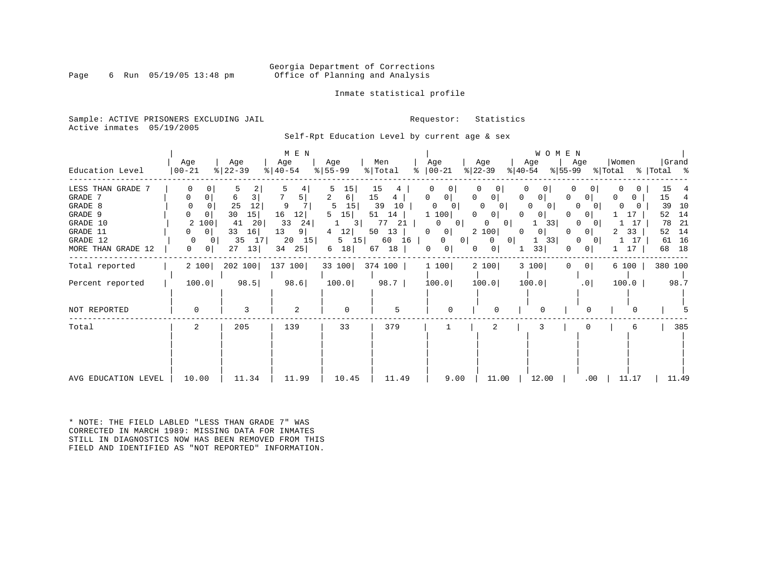Georgia Department of Corrections
Office of Planning and Analysis

Inmate statistical profile

Sample: ACTIVE PRISONERS EXCLUDING JAIL    Requestor: Statistics
Active inmates 05/19/2005

Self-Rpt Education Level by current age & sex

| Education Level | MEN Age 00-21 | % | Age 22-39 | % | Age 40-54 | % | Age 55-99 | % | Men Total | % | WOMEN Age 00-21 | % | Age 22-39 | % | Age 40-54 | % | Age 55-99 | % | Women Total | % | Grand Total | % |
|---|---|---|---|---|---|---|---|---|---|---|---|---|---|---|---|---|---|---|---|---|---|---|
| LESS THAN GRADE 7 | 0 | 0 | 5 | 2 | 5 | 4 | 5 | 15 | 15 | 4 | 0 | 0 | 0 | 0 | 0 | 0 | 0 | 0 | 0 | 0 | 15 | 4 |
| GRADE 7 | 0 | 0 | 6 | 3 | 7 | 5 | 2 | 6 | 15 | 4 | 0 | 0 | 0 | 0 | 0 | 0 | 0 | 0 | 0 | 0 | 15 | 4 |
| GRADE 8 | 0 | 0 | 25 | 12 | 9 | 7 | 5 | 15 | 39 | 10 | 0 | 0 | 0 | 0 | 0 | 0 | 0 | 0 | 0 | 0 | 39 | 10 |
| GRADE 9 | 0 | 0 | 30 | 15 | 16 | 12 | 5 | 15 | 51 | 14 | 1 | 100 | 0 | 0 | 0 | 0 | 0 | 0 | 1 | 17 | 52 | 14 |
| GRADE 10 | 2 | 100 | 41 | 20 | 33 | 24 | 1 | 3 | 77 | 21 | 0 | 0 | 0 | 0 | 1 | 33 | 0 | 0 | 1 | 17 | 78 | 21 |
| GRADE 11 | 0 | 0 | 33 | 16 | 13 | 9 | 4 | 12 | 50 | 13 | 0 | 0 | 2 | 100 | 0 | 0 | 0 | 0 | 2 | 33 | 52 | 14 |
| GRADE 12 | 0 | 0 | 35 | 17 | 20 | 15 | 5 | 15 | 60 | 16 | 0 | 0 | 0 | 0 | 1 | 33 | 0 | 0 | 1 | 17 | 61 | 16 |
| MORE THAN GRADE 12 | 0 | 0 | 27 | 13 | 34 | 25 | 6 | 18 | 67 | 18 | 0 | 0 | 0 | 0 | 1 | 33 | 0 | 0 | 1 | 17 | 68 | 18 |
| Total reported | 2 | 100 | 202 | 100 | 137 | 100 | 33 | 100 | 374 | 100 | 1 | 100 | 2 | 100 | 3 | 100 | 0 | 0 | 6 | 100 | 380 | 100 |
| Percent reported | 100.0 | | 98.5 | | 98.6 | | 100.0 | | 98.7 | | 100.0 | | 100.0 | | 100.0 | | .0 | | 100.0 | | 98.7 | |
| NOT REPORTED | 0 | | 3 | | 2 | | 0 | | 5 | | 0 | | 0 | | 0 | | 0 | | 0 | | 5 | |
| Total | 2 | | 205 | | 139 | | 33 | | 379 | | 1 | | 2 | | 3 | | 0 | | 6 | | 385 | |
| AVG EDUCATION LEVEL | 10.00 | | 11.34 | | 11.99 | | 10.45 | | 11.49 | | 9.00 | | 11.00 | | 12.00 | | .00 | | 11.17 | | 11.49 | |

* NOTE: THE FIELD LABLED "LESS THAN GRADE 7" WAS CORRECTED IN MARCH 1989: MISSING DATA FOR INMATES STILL IN DIAGNOSTICS NOW HAS BEEN REMOVED FROM THIS FIELD AND IDENTIFIED AS "NOT REPORTED" INFORMATION.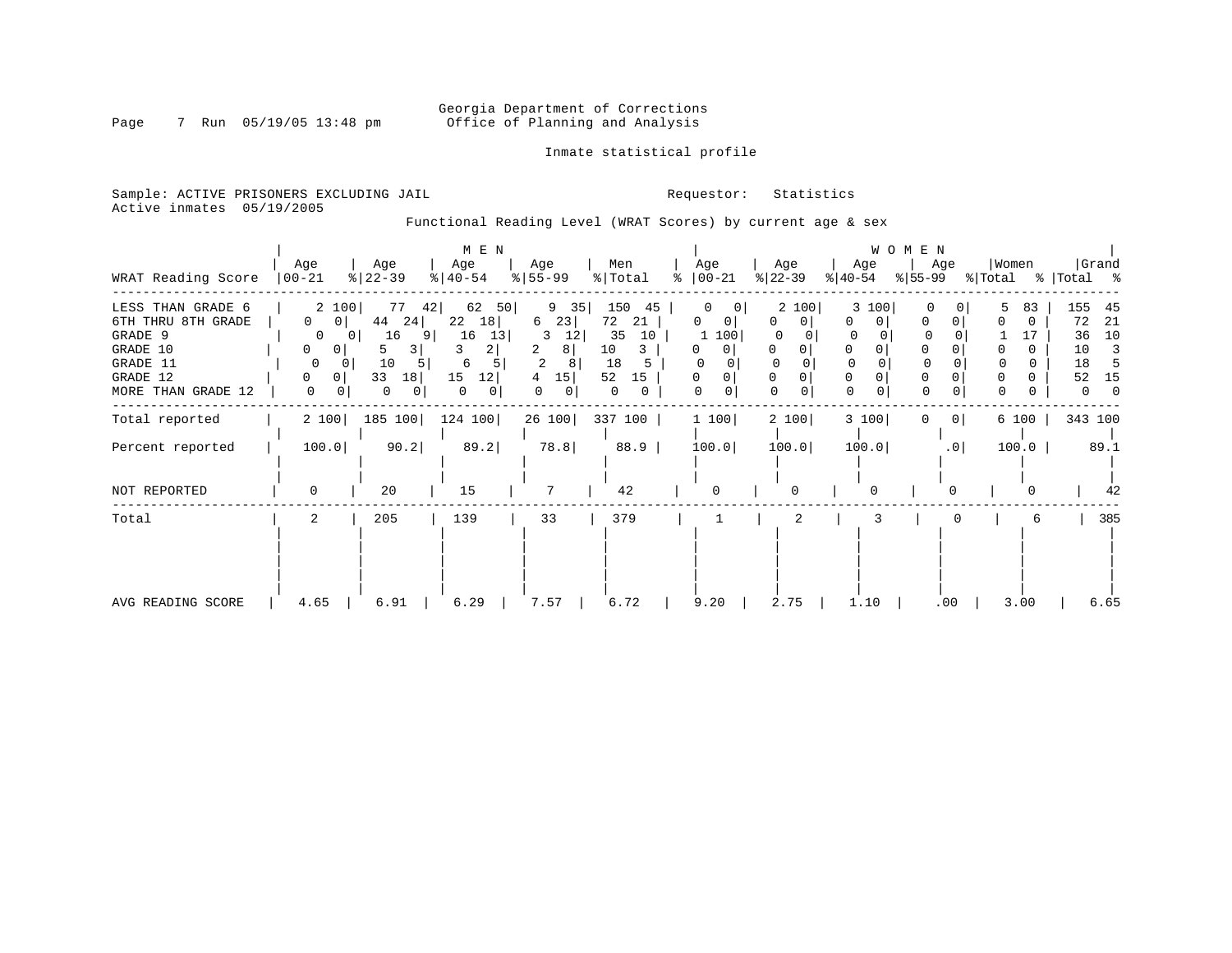Georgia Department of Corrections
Office of Planning and Analysis

Inmate statistical profile

Sample: ACTIVE PRISONERS EXCLUDING JAIL

Active inmates 05/19/2005

Requestor: Statistics

Functional Reading Level (WRAT Scores) by current age & sex

| | MEN | | | | | | | | | | WOMEN | | | | | | | | | | | |
|---|---|---|---|---|---|---|---|---|---|---|---|---|---|---|---|---|---|---|---|---|---|---|
| WRAT Reading Score | Age 00-21 | % | Age 22-39 | % | Age 40-54 | % | Age 55-99 | % | Men Total | % | Age 00-21 | % | Age 22-39 | % | Age 40-54 | % | Age 55-99 | % | Women Total | % | Grand Total | % |
| LESS THAN GRADE 6 | 2 | 100 | 77 | 42 | 62 | 50 | 9 | 35 | 150 | 45 | 0 | 0 | 2 | 100 | 3 | 100 | 0 | 0 | 5 | 83 | 155 | 45 |
| 6TH THRU 8TH GRADE | 0 | 0 | 44 | 24 | 22 | 18 | 6 | 23 | 72 | 21 | 0 | 0 | 0 | 0 | 0 | 0 | 0 | 0 | 0 | 0 | 72 | 21 |
| GRADE 9 | 0 | 0 | 16 | 9 | 16 | 13 | 3 | 12 | 35 | 10 | 1 | 100 | 0 | 0 | 0 | 0 | 0 | 0 | 1 | 17 | 36 | 10 |
| GRADE 10 | 0 | 0 | 5 | 3 | 3 | 2 | 2 | 8 | 10 | 3 | 0 | 0 | 0 | 0 | 0 | 0 | 0 | 0 | 0 | 0 | 10 | 3 |
| GRADE 11 | 0 | 0 | 10 | 5 | 6 | 5 | 2 | 8 | 18 | 5 | 0 | 0 | 0 | 0 | 0 | 0 | 0 | 0 | 0 | 0 | 18 | 5 |
| GRADE 12 | 0 | 0 | 33 | 18 | 15 | 12 | 4 | 15 | 52 | 15 | 0 | 0 | 0 | 0 | 0 | 0 | 0 | 0 | 0 | 0 | 52 | 15 |
| MORE THAN GRADE 12 | 0 | 0 | 0 | 0 | 0 | 0 | 0 | 0 | 0 | 0 | 0 | 0 | 0 | 0 | 0 | 0 | 0 | 0 | 0 | 0 | 0 | 0 |
| Total reported | 2 | 100 | 185 | 100 | 124 | 100 | 26 | 100 | 337 | 100 | 1 | 100 | 2 | 100 | 3 | 100 | 0 | 0 | 6 | 100 | 343 | 100 |
| Percent reported | 100.0 | | 90.2 | | 89.2 | | 78.8 | | 88.9 | | 100.0 | | 100.0 | | 100.0 | | .0 | | 100.0 | | 89.1 | |
| NOT REPORTED | 0 | | 20 | | 15 | | 7 | | 42 | | 0 | | 0 | | 0 | | 0 | | 0 | | 42 | |
| Total | 2 | | 205 | | 139 | | 33 | | 379 | | 1 | | 2 | | 3 | | 0 | | 6 | | 385 | |
| AVG READING SCORE | 4.65 | | 6.91 | | 6.29 | | 7.57 | | 6.72 | | 9.20 | | 2.75 | | 1.10 | | .00 | | 3.00 | | 6.65 | |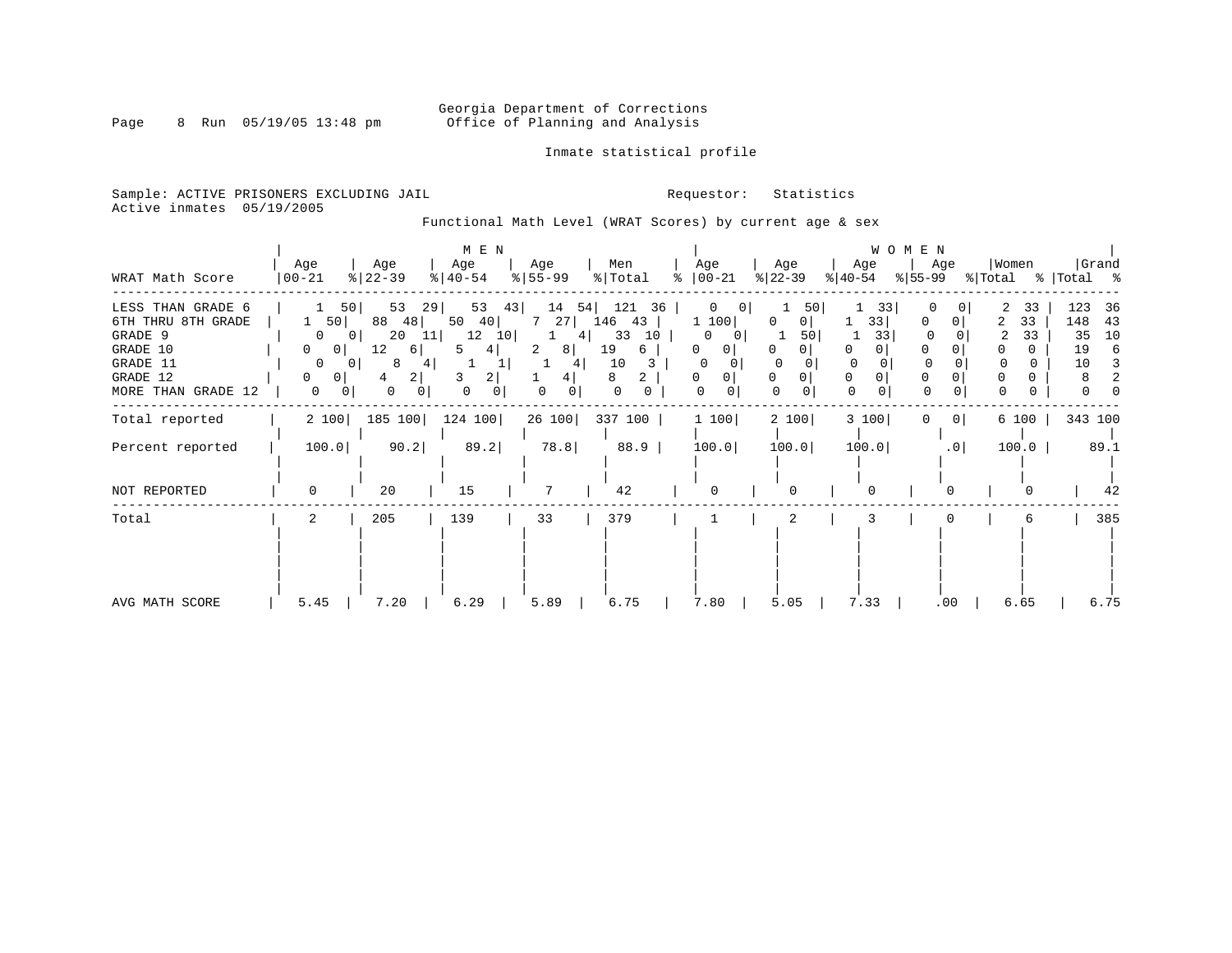Georgia Department of Corrections
Office of Planning and Analysis

Inmate statistical profile

Sample: ACTIVE PRISONERS EXCLUDING JAIL

Requestor: Statistics

Active inmates 05/19/2005

Functional Math Level (WRAT Scores) by current age & sex

| WRAT Math Score | MEN Age 00-21 | % | Age 22-39 | % | Age 40-54 | % | Age 55-99 | % | Men Total | % | WOMEN Age 00-21 | % | Age 22-39 | % | Age 40-54 | % | Age 55-99 | % | Women Total | % | Grand Total | % |
|---|---|---|---|---|---|---|---|---|---|---|---|---|---|---|---|---|---|---|---|---|---|---|
| LESS THAN GRADE 6 | 1 | 50 | 53 | 29 | 53 | 43 | 14 | 54 | 121 | 36 | 0 | 0 | 1 | 50 | 1 | 33 | 0 | 0 | 2 | 33 | 123 | 36 |
| 6TH THRU 8TH GRADE | 1 | 50 | 88 | 48 | 50 | 40 | 7 | 27 | 146 | 43 | 1 | 100 | 0 | 0 | 1 | 33 | 0 | 0 | 2 | 33 | 148 | 43 |
| GRADE 9 | 0 | 0 | 20 | 11 | 12 | 10 | 1 | 4 | 33 | 10 | 0 | 0 | 1 | 50 | 1 | 33 | 0 | 0 | 2 | 33 | 35 | 10 |
| GRADE 10 | 0 | 0 | 12 | 6 | 5 | 4 | 2 | 8 | 19 | 6 | 0 | 0 | 0 | 0 | 0 | 0 | 0 | 0 | 0 | 0 | 19 | 6 |
| GRADE 11 | 0 | 0 | 8 | 4 | 1 | 1 | 1 | 4 | 10 | 3 | 0 | 0 | 0 | 0 | 0 | 0 | 0 | 0 | 0 | 0 | 10 | 3 |
| GRADE 12 | 0 | 0 | 4 | 2 | 3 | 2 | 1 | 4 | 8 | 2 | 0 | 0 | 0 | 0 | 0 | 0 | 0 | 0 | 0 | 0 | 8 | 2 |
| MORE THAN GRADE 12 | 0 | 0 | 0 | 0 | 0 | 0 | 0 | 0 | 0 | 0 | 0 | 0 | 0 | 0 | 0 | 0 | 0 | 0 | 0 | 0 | 0 | 0 |
| Total reported | 2 | 100 | 185 | 100 | 124 | 100 | 26 | 100 | 337 | 100 | 1 | 100 | 2 | 100 | 3 | 100 | 0 | 0 | 6 | 100 | 343 | 100 |
| Percent reported | 100.0 | | 90.2 | | 89.2 | | 78.8 | | 88.9 | | 100.0 | | 100.0 | | 100.0 | | .0 | | 100.0 | | 89.1 | |
| NOT REPORTED | 0 | | 20 | | 15 | | 7 | | 42 | | 0 | | 0 | | 0 | | 0 | | 0 | | 42 | |
| Total | 2 | | 205 | | 139 | | 33 | | 379 | | 1 | | 2 | | 3 | | 0 | | 6 | | 385 | |
| AVG MATH SCORE | 5.45 | | 7.20 | | 6.29 | | 5.89 | | 6.75 | | 7.80 | | 5.05 | | 7.33 | | .00 | | 6.65 | | 6.75 | |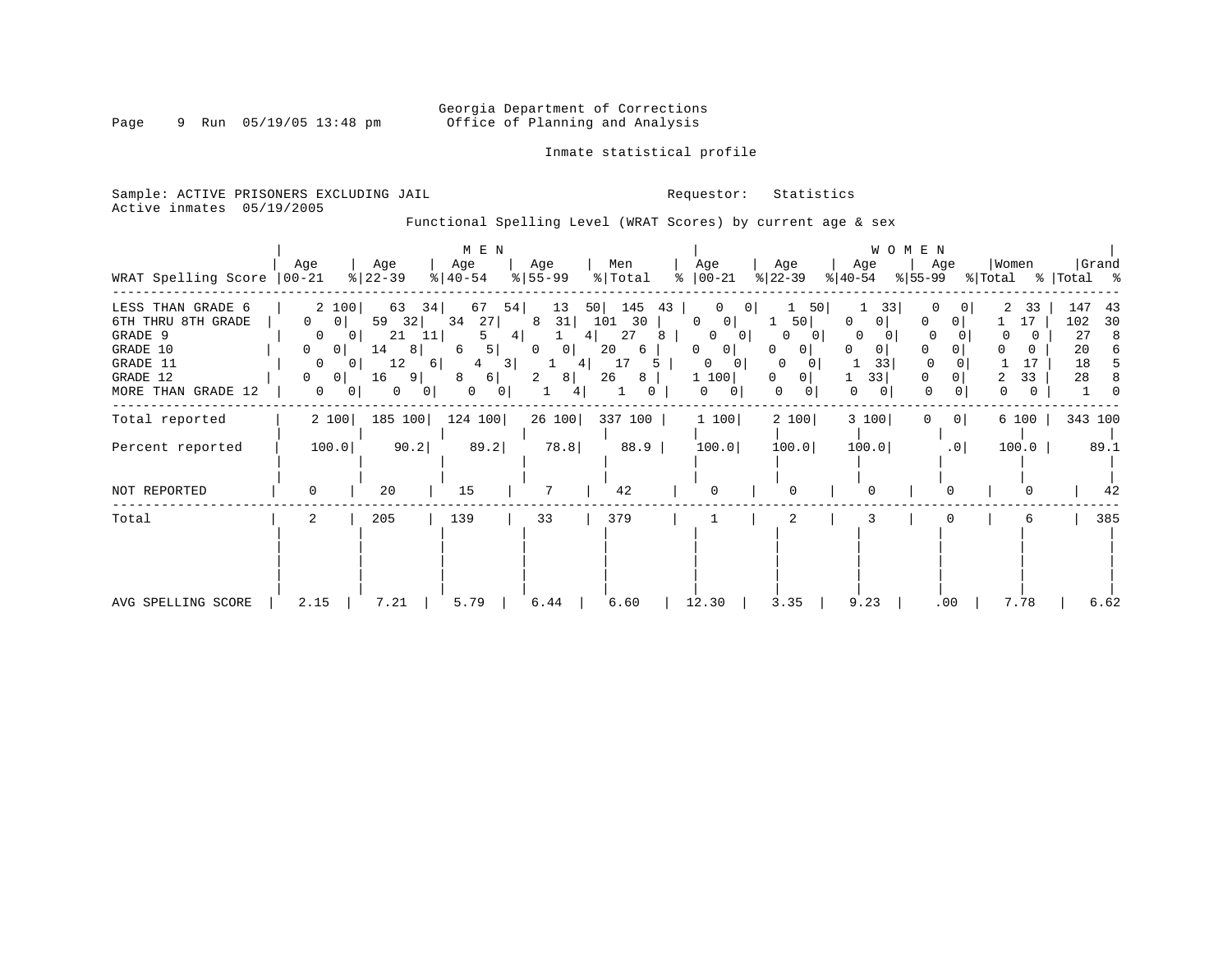Georgia Department of Corrections
Office of Planning and Analysis

Inmate statistical profile

Sample: ACTIVE PRISONERS EXCLUDING JAIL                                   Requestor: Statistics
Active inmates 05/19/2005

Functional Spelling Level (WRAT Scores) by current age & sex

| WRAT Spelling Score | MEN Age 00-21 | % | Age 22-39 | % | Age 40-54 | % | Age 55-99 | % | Men Total | % | WOMEN Age 00-21 | % | Age 22-39 | % | Age 40-54 | % | Age 55-99 | % | Women Total | % | Grand Total | % |
|---|---|---|---|---|---|---|---|---|---|---|---|---|---|---|---|---|---|---|---|---|---|---|
| LESS THAN GRADE 6 | 2 | 100 | 63 | 34 | 67 | 54 | 13 | 50 | 145 | 43 | 0 | 0 | 1 | 50 | 1 | 33 | 0 | 0 | 2 | 33 | 147 | 43 |
| 6TH THRU 8TH GRADE | 0 | 0 | 59 | 32 | 34 | 27 | 8 | 31 | 101 | 30 | 0 | 0 | 1 | 50 | 0 | 0 | 0 | 0 | 1 | 17 | 102 | 30 |
| GRADE 9 | 0 | 0 | 21 | 11 | 5 | 4 | 1 | 4 | 27 | 8 | 0 | 0 | 0 | 0 | 0 | 0 | 0 | 0 | 0 | 0 | 27 | 8 |
| GRADE 10 | 0 | 0 | 14 | 8 | 6 | 5 | 0 | 0 | 20 | 6 | 0 | 0 | 0 | 0 | 0 | 0 | 0 | 0 | 0 | 0 | 20 | 6 |
| GRADE 11 | 0 | 0 | 12 | 6 | 4 | 3 | 1 | 4 | 17 | 5 | 0 | 0 | 0 | 0 | 1 | 33 | 0 | 0 | 1 | 17 | 18 | 5 |
| GRADE 12 | 0 | 0 | 16 | 9 | 8 | 6 | 2 | 8 | 26 | 8 | 1 | 100 | 0 | 0 | 1 | 33 | 0 | 0 | 2 | 33 | 28 | 8 |
| MORE THAN GRADE 12 | 0 | 0 | 0 | 0 | 0 | 0 | 1 | 4 | 1 | 0 | 0 | 0 | 0 | 0 | 0 | 0 | 0 | 0 | 0 | 0 | 1 | 0 |
| Total reported | 2 | 100 | 185 | 100 | 124 | 100 | 26 | 100 | 337 | 100 | 1 | 100 | 2 | 100 | 3 | 100 | 0 | 0 | 6 | 100 | 343 | 100 |
| Percent reported | 100.0 | | 90.2 | | 89.2 | | 78.8 | | 88.9 | | 100.0 | | 100.0 | | 100.0 | | .0 | | 100.0 | | 89.1 | |
| NOT REPORTED | 0 | | 20 | | 15 | | 7 | | 42 | | 0 | | 0 | | 0 | | 0 | | 0 | | 42 | |
| Total | 2 | | 205 | | 139 | | 33 | | 379 | | 1 | | 2 | | 3 | | 0 | | 6 | | 385 | |
| AVG SPELLING SCORE | 2.15 | | 7.21 | | 5.79 | | 6.44 | | 6.60 | | 12.30 | | 3.35 | | 9.23 | | .00 | | 7.78 | | 6.62 | |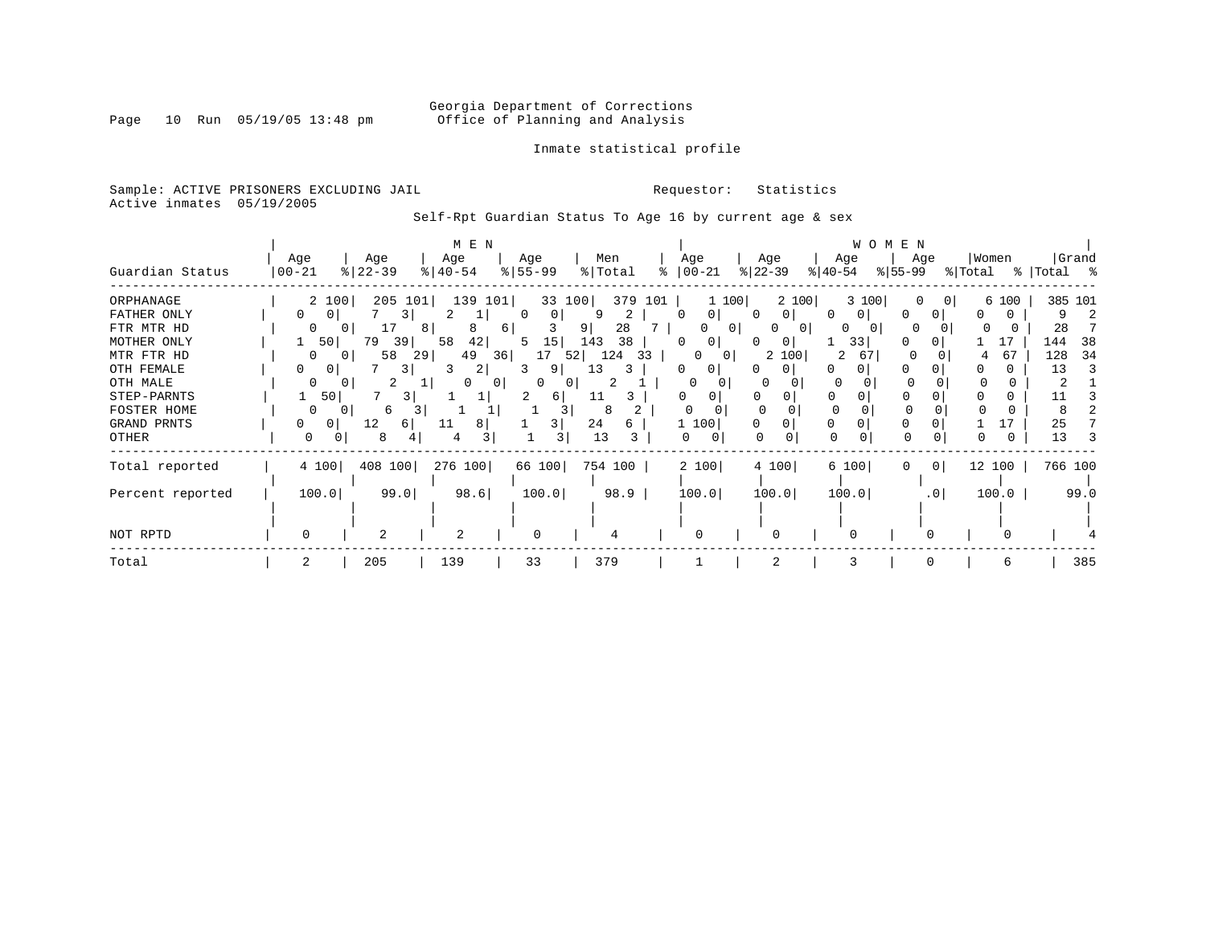Georgia Department of Corrections
Office of Planning and Analysis

Inmate statistical profile

Sample: ACTIVE PRISONERS EXCLUDING JAIL

Active inmates 05/19/2005

Requestor: Statistics

Self-Rpt Guardian Status To Age 16 by current age & sex

| Guardian Status | MEN Age 00-21 | % | Age 22-39 | % | Age 40-54 | % | Age 55-99 | % | Men Total | % | WOMEN Age 00-21 | % | Age 22-39 | % | Age 40-54 | % | Age 55-99 | % | Women Total | % | Grand Total | % |
|---|---|---|---|---|---|---|---|---|---|---|---|---|---|---|---|---|---|---|---|---|---|---|
| ORPHANAGE | 2 | 100 | 205 | 101 | 139 | 101 | 33 | 100 | 379 | 101 | 1 | 100 | 2 | 100 | 3 | 100 | 0 | 0 | 6 | 100 | 385 | 101 |
| FATHER ONLY | 0 | 0 | 7 | 3 | 2 | 1 | 0 | 0 | 9 | 2 | 0 | 0 | 0 | 0 | 0 | 0 | 0 | 0 | 0 | 0 | 9 | 2 |
| FTR MTR HD | 0 | 0 | 17 | 8 | 8 | 6 | 3 | 9 | 28 | 7 | 0 | 0 | 0 | 0 | 0 | 0 | 0 | 0 | 0 | 0 | 28 | 7 |
| MOTHER ONLY | 1 | 50 | 79 | 39 | 58 | 42 | 5 | 15 | 143 | 38 | 0 | 0 | 0 | 0 | 1 | 33 | 0 | 0 | 1 | 17 | 144 | 38 |
| MTR FTR HD | 0 | 0 | 58 | 29 | 49 | 36 | 17 | 52 | 124 | 33 | 0 | 0 | 2 | 100 | 2 | 67 | 0 | 0 | 4 | 67 | 128 | 34 |
| OTH FEMALE | 0 | 0 | 7 | 3 | 3 | 2 | 3 | 9 | 13 | 3 | 0 | 0 | 0 | 0 | 0 | 0 | 0 | 0 | 0 | 0 | 13 | 3 |
| OTH MALE | 0 | 0 | 2 | 1 | 0 | 0 | 0 | 0 | 2 | 1 | 0 | 0 | 0 | 0 | 0 | 0 | 0 | 0 | 0 | 0 | 2 | 1 |
| STEP-PARNTS | 1 | 50 | 7 | 3 | 1 | 1 | 2 | 6 | 11 | 3 | 0 | 0 | 0 | 0 | 0 | 0 | 0 | 0 | 0 | 0 | 11 | 3 |
| FOSTER HOME | 0 | 0 | 6 | 3 | 1 | 1 | 1 | 3 | 8 | 2 | 0 | 0 | 0 | 0 | 0 | 0 | 0 | 0 | 0 | 0 | 8 | 2 |
| GRAND PRNTS | 0 | 0 | 12 | 6 | 11 | 8 | 1 | 3 | 24 | 6 | 1 | 100 | 0 | 0 | 0 | 0 | 0 | 0 | 1 | 17 | 25 | 7 |
| OTHER | 0 | 0 | 8 | 4 | 4 | 3 | 1 | 3 | 13 | 3 | 0 | 0 | 0 | 0 | 0 | 0 | 0 | 0 | 0 | 0 | 13 | 3 |
| Total reported | 4 | 100 | 408 | 100 | 276 | 100 | 66 | 100 | 754 | 100 | 2 | 100 | 4 | 100 | 6 | 100 | 0 | 0 | 12 | 100 | 766 | 100 |
| Percent reported | 100.0 | | 99.0 | | 98.6 | | 100.0 | | 98.9 | | 100.0 | | 100.0 | | 100.0 | | .0 | | 100.0 | | 99.0 | |
| NOT RPTD | 0 | | 2 | | 2 | | 0 | | 4 | | 0 | | 0 | | 0 | | 0 | | 0 | | 4 | |
| Total | 2 | | 205 | | 139 | | 33 | | 379 | | 1 | | 2 | | 3 | | 0 | | 6 | | 385 | |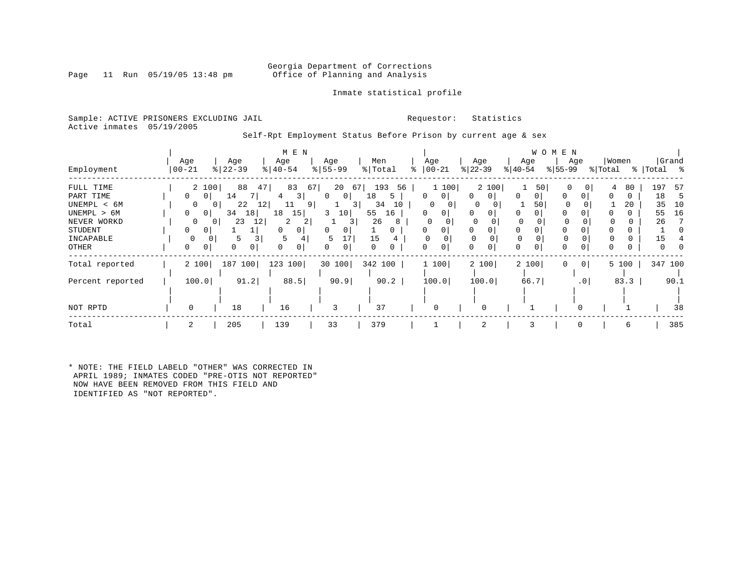Georgia Department of Corrections
Office of Planning and Analysis

Inmate statistical profile

Sample: ACTIVE PRISONERS EXCLUDING JAIL

Requestor: Statistics

Active inmates 05/19/2005

Self-Rpt Employment Status Before Prison by current age & sex

| Employment | MEN Age 00-21 | % | Age 22-39 | % | Age 40-54 | % | Age 55-99 | % | Men Total | % | WOMEN Age 00-21 | % | Age 22-39 | % | Age 40-54 | % | Age 55-99 | % | Women Total | % | Grand Total | % |
|---|---|---|---|---|---|---|---|---|---|---|---|---|---|---|---|---|---|---|---|---|---|---|
| FULL TIME | 2 | 100 | 88 | 47 | 83 | 67 | 20 | 67 | 193 | 56 | 1 | 100 | 2 | 100 | 1 | 50 | 0 | 0 | 4 | 80 | 197 | 57 |
| PART TIME | 0 | 0 | 14 | 7 | 4 | 3 | 0 | 0 | 18 | 5 | 0 | 0 | 0 | 0 | 0 | 0 | 0 | 0 | 0 | 0 | 18 | 5 |
| UNEMPL < 6M | 0 | 0 | 22 | 12 | 11 | 9 | 1 | 3 | 34 | 10 | 0 | 0 | 0 | 0 | 1 | 50 | 0 | 0 | 1 | 20 | 35 | 10 |
| UNEMPL > 6M | 0 | 0 | 34 | 18 | 18 | 15 | 3 | 10 | 55 | 16 | 0 | 0 | 0 | 0 | 0 | 0 | 0 | 0 | 0 | 0 | 55 | 16 |
| NEVER WORKD | 0 | 0 | 23 | 12 | 2 | 2 | 1 | 3 | 26 | 8 | 0 | 0 | 0 | 0 | 0 | 0 | 0 | 0 | 0 | 0 | 26 | 7 |
| STUDENT | 0 | 0 | 1 | 1 | 0 | 0 | 0 | 0 | 1 | 0 | 0 | 0 | 0 | 0 | 0 | 0 | 0 | 0 | 0 | 0 | 1 | 0 |
| INCAPABLE | 0 | 0 | 5 | 3 | 5 | 4 | 5 | 17 | 15 | 4 | 0 | 0 | 0 | 0 | 0 | 0 | 0 | 0 | 0 | 0 | 15 | 4 |
| OTHER | 0 | 0 | 0 | 0 | 0 | 0 | 0 | 0 | 0 | 0 | 0 | 0 | 0 | 0 | 0 | 0 | 0 | 0 | 0 | 0 | 0 | 0 |
| Total reported | 2 | 100 | 187 | 100 | 123 | 100 | 30 | 100 | 342 | 100 | 1 | 100 | 2 | 100 | 2 | 100 | 0 | 0 | 5 | 100 | 347 | 100 |
| Percent reported | 100.0 | | 91.2 | | 88.5 | | 90.9 | | 90.2 | | 100.0 | | 100.0 | | 66.7 | | .0 | | 83.3 | | 90.1 | |
| NOT RPTD | 0 | | 18 | | 16 | | 3 | | 37 | | 0 | | 0 | | 1 | | 0 | | 1 | | 38 | |
| Total | 2 | | 205 | | 139 | | 33 | | 379 | | 1 | | 2 | | 3 | | 0 | | 6 | | 385 | |

* NOTE: THE FIELD LABELD "OTHER" WAS CORRECTED IN APRIL 1989; INMATES CODED "PRE-OTIS NOT REPORTED" NOW HAVE BEEN REMOVED FROM THIS FIELD AND IDENTIFIED AS "NOT REPORTED".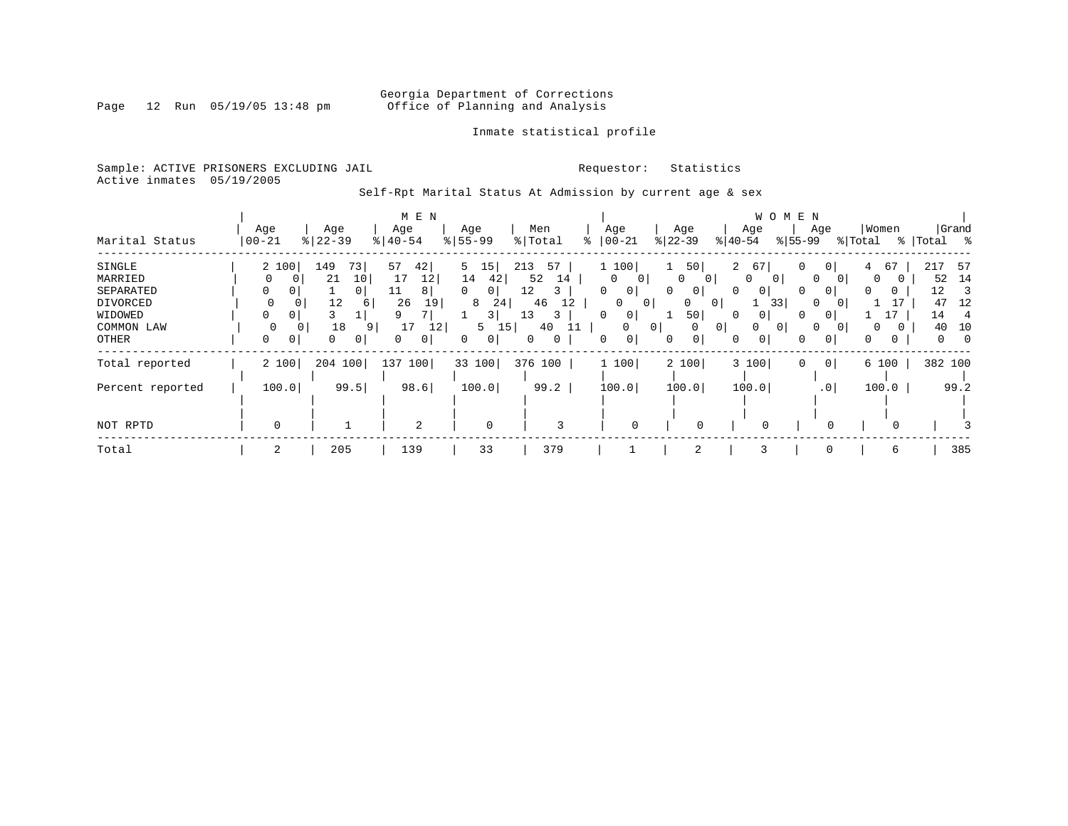Georgia Department of Corrections
Office of Planning and Analysis

Inmate statistical profile

Sample: ACTIVE PRISONERS EXCLUDING JAIL

Requestor: Statistics

Active inmates 05/19/2005

Self-Rpt Marital Status At Admission by current age & sex

| Marital Status | MEN Age 00-21 | % | Age 22-39 | % | Age 40-54 | % | Age 55-99 | % | Men Total | % | WOMEN Age 00-21 | % | Age 22-39 | % | Age 40-54 | % | Age 55-99 | % | Women Total | % | Grand Total | % |
|---|---|---|---|---|---|---|---|---|---|---|---|---|---|---|---|---|---|---|---|---|---|---|
| SINGLE | 2 | 100 | 149 | 73 | 57 | 42 | 5 | 15 | 213 | 57 | 1 | 100 | 1 | 50 | 2 | 67 | 0 | 0 | 4 | 67 | 217 | 57 |
| MARRIED | 0 | 0 | 21 | 10 | 17 | 12 | 14 | 42 | 52 | 14 | 0 | 0 | 0 | 0 | 0 | 0 | 0 | 0 | 0 | 0 | 52 | 14 |
| SEPARATED | 0 | 0 | 1 | 0 | 11 | 8 | 0 | 0 | 12 | 3 | 0 | 0 | 0 | 0 | 0 | 0 | 0 | 0 | 0 | 0 | 12 | 3 |
| DIVORCED | 0 | 0 | 12 | 6 | 26 | 19 | 8 | 24 | 46 | 12 | 0 | 0 | 0 | 0 | 1 | 33 | 0 | 0 | 1 | 17 | 47 | 12 |
| WIDOWED | 0 | 0 | 3 | 1 | 9 | 7 | 1 | 3 | 13 | 3 | 0 | 0 | 1 | 50 | 0 | 0 | 0 | 0 | 1 | 17 | 14 | 4 |
| COMMON LAW | 0 | 0 | 18 | 9 | 17 | 12 | 5 | 15 | 40 | 11 | 0 | 0 | 0 | 0 | 0 | 0 | 0 | 0 | 0 | 0 | 40 | 10 |
| OTHER | 0 | 0 | 0 | 0 | 0 | 0 | 0 | 0 | 0 | 0 | 0 | 0 | 0 | 0 | 0 | 0 | 0 | 0 | 0 | 0 | 0 | 0 |
| Total reported | 2 | 100 | 204 | 100 | 137 | 100 | 33 | 100 | 376 | 100 | 1 | 100 | 2 | 100 | 3 | 100 | 0 | 0 | 6 | 100 | 382 | 100 |
| Percent reported | 100.0 | | 99.5 | | 98.6 | | 100.0 | | 99.2 | | 100.0 | | 100.0 | | 100.0 | | .0 | | 100.0 | | 99.2 | |
| NOT RPTD | 0 | | 1 | | 2 | | 0 | | 3 | | 0 | | 0 | | 0 | | 0 | | 0 | | 3 | |
| Total | 2 | | 205 | | 139 | | 33 | | 379 | | 1 | | 2 | | 3 | | 0 | | 6 | | 385 | |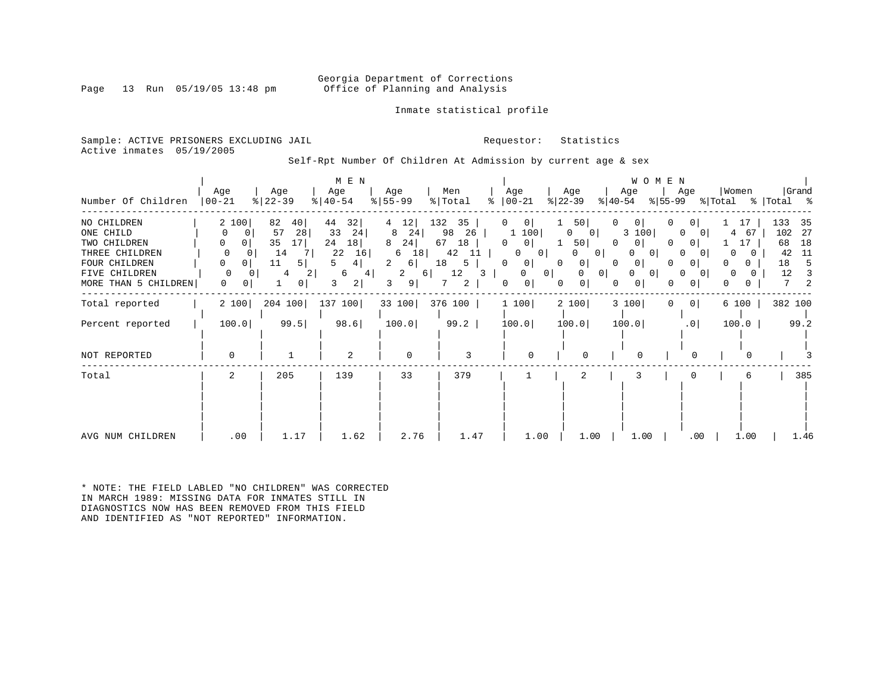Georgia Department of Corrections
Office of Planning and Analysis

Inmate statistical profile

Sample: ACTIVE PRISONERS EXCLUDING JAIL

Requestor: Statistics

Active inmates 05/19/2005

Self-Rpt Number Of Children At Admission by current age & sex

| Number Of Children | MEN Age 00-21 | % | Age 22-39 | % | Age 40-54 | % | Age 55-99 | % | Men Total | % | WOMEN Age 00-21 | % | Age 22-39 | % | Age 40-54 | % | Age 55-99 | % | Women Total | % | Grand Total | % |
|---|---|---|---|---|---|---|---|---|---|---|---|---|---|---|---|---|---|---|---|---|---|---|
| NO CHILDREN | 2 | 100 | 82 | 40 | 44 | 32 | 4 | 12 | 132 | 35 | 0 | 0 | 1 | 50 | 0 | 0 | 0 | 0 | 1 | 17 | 133 | 35 |
| ONE CHILD | 0 | 0 | 57 | 28 | 33 | 24 | 8 | 24 | 98 | 26 | 1 | 100 | 0 | 0 | 3 | 100 | 0 | 0 | 4 | 67 | 102 | 27 |
| TWO CHILDREN | 0 | 0 | 35 | 17 | 24 | 18 | 8 | 24 | 67 | 18 | 0 | 0 | 1 | 50 | 0 | 0 | 0 | 0 | 1 | 17 | 68 | 18 |
| THREE CHILDREN | 0 | 0 | 14 | 7 | 22 | 16 | 6 | 18 | 42 | 11 | 0 | 0 | 0 | 0 | 0 | 0 | 0 | 0 | 0 | 0 | 42 | 11 |
| FOUR CHILDREN | 0 | 0 | 11 | 5 | 5 | 4 | 2 | 6 | 18 | 5 | 0 | 0 | 0 | 0 | 0 | 0 | 0 | 0 | 0 | 0 | 18 | 5 |
| FIVE CHILDREN | 0 | 0 | 4 | 2 | 6 | 4 | 2 | 6 | 12 | 3 | 0 | 0 | 0 | 0 | 0 | 0 | 0 | 0 | 0 | 0 | 12 | 3 |
| MORE THAN 5 CHILDREN | 0 | 0 | 1 | 0 | 3 | 2 | 3 | 9 | 7 | 2 | 0 | 0 | 0 | 0 | 0 | 0 | 0 | 0 | 0 | 0 | 7 | 2 |
| Total reported | 2 | 100 | 204 | 100 | 137 | 100 | 33 | 100 | 376 | 100 | 1 | 100 | 2 | 100 | 3 | 100 | 0 | 0 | 6 | 100 | 382 | 100 |
| Percent reported | 100.0 | | 99.5 | | 98.6 | | 100.0 | | 99.2 | | 100.0 | | 100.0 | | 100.0 | | .0 | | 100.0 | | 99.2 | |
| NOT REPORTED | 0 | | 1 | | 2 | | 0 | | 3 | | 0 | | 0 | | 0 | | 0 | | 0 | | 3 | |
| Total | 2 | | 205 | | 139 | | 33 | | 379 | | 1 | | 2 | | 3 | | 0 | | 6 | | 385 | |
| AVG NUM CHILDREN | .00 | | 1.17 | | 1.62 | | 2.76 | | 1.47 | | 1.00 | | 1.00 | | 1.00 | | .00 | | 1.00 | | 1.46 | |

* NOTE: THE FIELD LABLED "NO CHILDREN" WAS CORRECTED IN MARCH 1989: MISSING DATA FOR INMATES STILL IN DIAGNOSTICS NOW HAS BEEN REMOVED FROM THIS FIELD AND IDENTIFIED AS "NOT REPORTED" INFORMATION.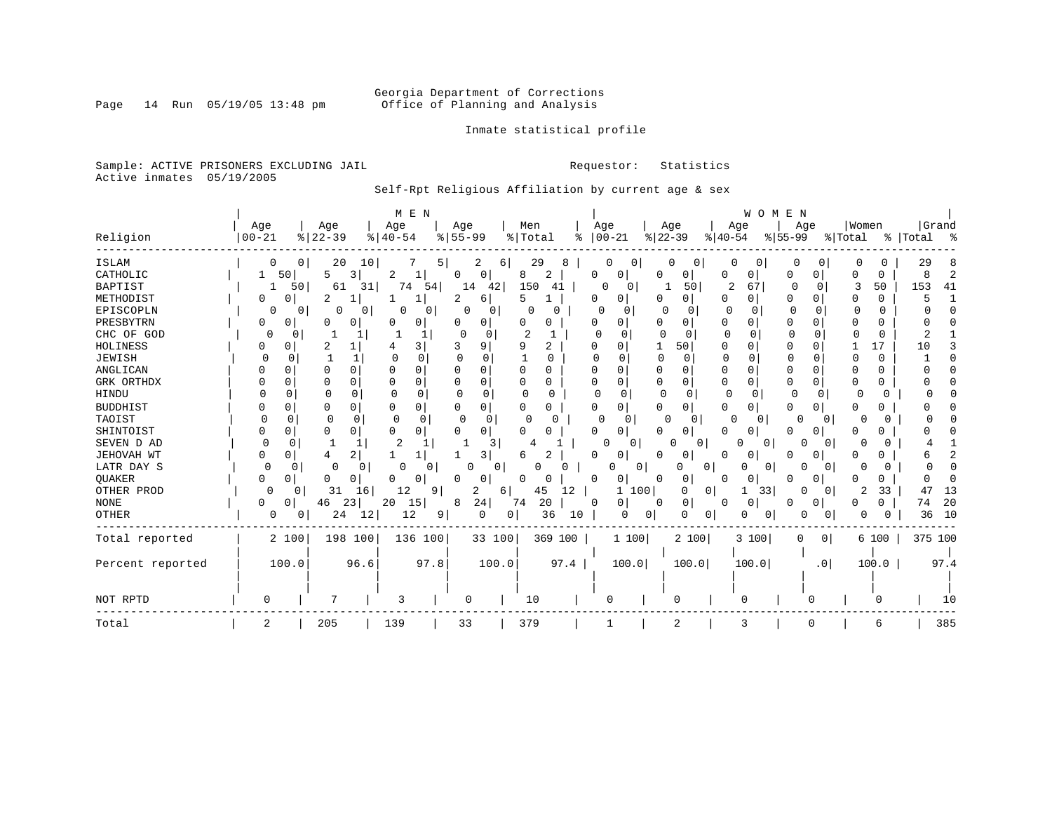Georgia Department of Corrections
Office of Planning and Analysis

Inmate statistical profile

Sample: ACTIVE PRISONERS EXCLUDING JAIL
Active inmates 05/19/2005

Requestor: Statistics

Self-Rpt Religious Affiliation by current age & sex

| Religion | MEN Age 00-21 | % | Age 22-39 | % | Age 40-54 | % | Age 55-99 | % | Men Total | % | WOMEN Age 00-21 | % | Age 22-39 | % | Age 40-54 | % | Age 55-99 | % | Women Total | % | Grand Total | % |
|---|---|---|---|---|---|---|---|---|---|---|---|---|---|---|---|---|---|---|---|---|---|---|
| ISLAM | 0 | 0 | 20 | 10 | 7 | 5 | 2 | 6 | 29 | 8 | 0 | 0 | 0 | 0 | 0 | 0 | 0 | 0 | 0 | 0 | 29 | 8 |
| CATHOLIC | 1 | 50 | 5 | 3 | 2 | 1 | 0 | 0 | 8 | 2 | 0 | 0 | 0 | 0 | 0 | 0 | 0 | 0 | 0 | 0 | 8 | 2 |
| BAPTIST | 1 | 50 | 61 | 31 | 74 | 54 | 14 | 42 | 150 | 41 | 0 | 0 | 1 | 50 | 2 | 67 | 0 | 0 | 3 | 50 | 153 | 41 |
| METHODIST | 0 | 0 | 2 | 1 | 1 | 1 | 2 | 6 | 5 | 1 | 0 | 0 | 0 | 0 | 0 | 0 | 0 | 0 | 0 | 0 | 5 | 1 |
| EPISCOPLN | 0 | 0 | 0 | 0 | 0 | 0 | 0 | 0 | 0 | 0 | 0 | 0 | 0 | 0 | 0 | 0 | 0 | 0 | 0 | 0 | 0 | 0 |
| PRESBYTRN | 0 | 0 | 0 | 0 | 0 | 0 | 0 | 0 | 0 | 0 | 0 | 0 | 0 | 0 | 0 | 0 | 0 | 0 | 0 | 0 | 0 | 0 |
| CHC OF GOD | 0 | 0 | 1 | 1 | 1 | 1 | 0 | 0 | 2 | 1 | 0 | 0 | 0 | 0 | 0 | 0 | 0 | 0 | 0 | 0 | 2 | 1 |
| HOLINESS | 0 | 0 | 2 | 1 | 4 | 3 | 3 | 9 | 9 | 2 | 0 | 0 | 1 | 50 | 0 | 0 | 0 | 0 | 1 | 17 | 10 | 3 |
| JEWISH | 0 | 0 | 1 | 1 | 0 | 0 | 0 | 0 | 1 | 0 | 0 | 0 | 0 | 0 | 0 | 0 | 0 | 0 | 0 | 0 | 1 | 0 |
| ANGLICAN | 0 | 0 | 0 | 0 | 0 | 0 | 0 | 0 | 0 | 0 | 0 | 0 | 0 | 0 | 0 | 0 | 0 | 0 | 0 | 0 | 0 | 0 |
| GRK ORTHDX | 0 | 0 | 0 | 0 | 0 | 0 | 0 | 0 | 0 | 0 | 0 | 0 | 0 | 0 | 0 | 0 | 0 | 0 | 0 | 0 | 0 | 0 |
| HINDU | 0 | 0 | 0 | 0 | 0 | 0 | 0 | 0 | 0 | 0 | 0 | 0 | 0 | 0 | 0 | 0 | 0 | 0 | 0 | 0 | 0 | 0 |
| BUDDHIST | 0 | 0 | 0 | 0 | 0 | 0 | 0 | 0 | 0 | 0 | 0 | 0 | 0 | 0 | 0 | 0 | 0 | 0 | 0 | 0 | 0 | 0 |
| TAOIST | 0 | 0 | 0 | 0 | 0 | 0 | 0 | 0 | 0 | 0 | 0 | 0 | 0 | 0 | 0 | 0 | 0 | 0 | 0 | 0 | 0 | 0 |
| SHINTOIST | 0 | 0 | 0 | 0 | 0 | 0 | 0 | 0 | 0 | 0 | 0 | 0 | 0 | 0 | 0 | 0 | 0 | 0 | 0 | 0 | 0 | 0 |
| SEVEN D AD | 0 | 0 | 1 | 1 | 2 | 1 | 1 | 3 | 4 | 1 | 0 | 0 | 0 | 0 | 0 | 0 | 0 | 0 | 0 | 0 | 4 | 1 |
| JEHOVAH WT | 0 | 0 | 4 | 2 | 1 | 1 | 1 | 3 | 6 | 2 | 0 | 0 | 0 | 0 | 0 | 0 | 0 | 0 | 0 | 0 | 6 | 2 |
| LATR DAY S | 0 | 0 | 0 | 0 | 0 | 0 | 0 | 0 | 0 | 0 | 0 | 0 | 0 | 0 | 0 | 0 | 0 | 0 | 0 | 0 | 0 | 0 |
| QUAKER | 0 | 0 | 0 | 0 | 0 | 0 | 0 | 0 | 0 | 0 | 0 | 0 | 0 | 0 | 0 | 0 | 0 | 0 | 0 | 0 | 0 | 0 |
| OTHER PROD | 0 | 0 | 31 | 16 | 12 | 9 | 2 | 6 | 45 | 12 | 1 | 100 | 0 | 0 | 1 | 33 | 0 | 0 | 2 | 33 | 47 | 13 |
| NONE | 0 | 0 | 46 | 23 | 20 | 15 | 8 | 24 | 74 | 20 | 0 | 0 | 0 | 0 | 0 | 0 | 0 | 0 | 0 | 0 | 74 | 20 |
| OTHER | 0 | 0 | 24 | 12 | 12 | 9 | 0 | 0 | 36 | 10 | 0 | 0 | 0 | 0 | 0 | 0 | 0 | 0 | 0 | 0 | 36 | 10 |
| Total reported | 2 | 100 | 198 | 100 | 136 | 100 | 33 | 100 | 369 | 100 | 1 | 100 | 2 | 100 | 3 | 100 | 0 | 0 | 6 | 100 | 375 | 100 |
| Percent reported | 100.0 | | 96.6 | | 97.8 | | 100.0 | | 97.4 | | 100.0 | | 100.0 | | 100.0 | | .0 | | 100.0 | | 97.4 | |
| NOT RPTD | 0 | | 7 | | 3 | | 0 | | 10 | | 0 | | 0 | | 0 | | 0 | | 0 | | 10 | |
| Total | 2 | | 205 | | 139 | | 33 | | 379 | | 1 | | 2 | | 3 | | 0 | | 6 | | 385 | |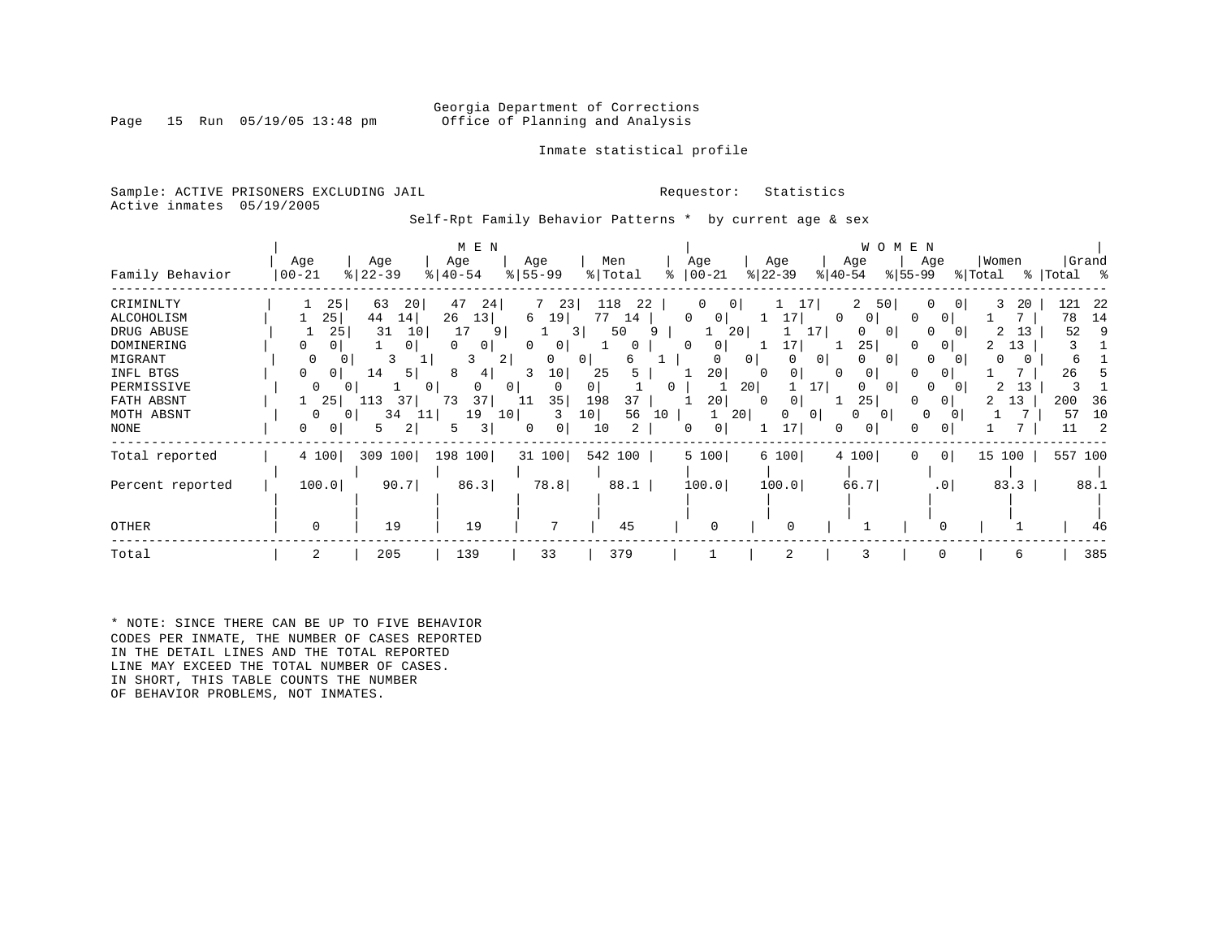Georgia Department of Corrections
Office of Planning and Analysis

Inmate statistical profile

Sample: ACTIVE PRISONERS EXCLUDING JAIL    Requestor: Statistics
Active inmates 05/19/2005

Self-Rpt Family Behavior Patterns * by current age & sex

| Family Behavior | MEN Age 00-21 | % | Age 22-39 | % | Age 40-54 | % | Age 55-99 | % | Men Total | % | WOMEN Age 00-21 | % | Age 22-39 | % | Age 40-54 | % | Age 55-99 | % | Women Total | % | Grand Total | % |
|---|---|---|---|---|---|---|---|---|---|---|---|---|---|---|---|---|---|---|---|---|---|---|
| CRIMINLTY | 1 | 25 | 63 | 20 | 47 | 24 | 7 | 23 | 118 | 22 | 0 | 0 | 1 | 17 | 2 | 50 | 0 | 0 | 3 | 20 | 121 | 22 |
| ALCOHOLISM | 1 | 25 | 44 | 14 | 26 | 13 | 6 | 19 | 77 | 14 | 0 | 0 | 1 | 17 | 0 | 0 | 0 | 0 | 1 | 7 | 78 | 14 |
| DRUG ABUSE | 1 | 25 | 31 | 10 | 17 | 9 | 1 | 3 | 50 | 9 | 1 | 20 | 1 | 17 | 0 | 0 | 0 | 0 | 2 | 13 | 52 | 9 |
| DOMINERING | 0 | 0 | 1 | 0 | 0 | 0 | 0 | 0 | 1 | 0 | 0 | 0 | 1 | 17 | 1 | 25 | 0 | 0 | 2 | 13 | 3 | 1 |
| MIGRANT | 0 | 0 | 3 | 1 | 3 | 2 | 0 | 0 | 6 | 1 | 0 | 0 | 0 | 0 | 0 | 0 | 0 | 0 | 0 | 0 | 6 | 1 |
| INFL BTGS | 0 | 0 | 14 | 5 | 8 | 4 | 3 | 10 | 25 | 5 | 1 | 20 | 0 | 0 | 0 | 0 | 0 | 0 | 1 | 7 | 26 | 5 |
| PERMISSIVE | 0 | 0 | 1 | 0 | 0 | 0 | 0 | 0 | 1 | 0 | 1 | 20 | 1 | 17 | 0 | 0 | 0 | 0 | 2 | 13 | 3 | 1 |
| FATH ABSNT | 1 | 25 | 113 | 37 | 73 | 37 | 11 | 35 | 198 | 37 | 1 | 20 | 0 | 0 | 1 | 25 | 0 | 0 | 2 | 13 | 200 | 36 |
| MOTH ABSNT | 0 | 0 | 34 | 11 | 19 | 10 | 3 | 10 | 56 | 10 | 1 | 20 | 0 | 0 | 0 | 0 | 0 | 0 | 1 | 7 | 57 | 10 |
| NONE | 0 | 0 | 5 | 2 | 5 | 3 | 0 | 0 | 10 | 2 | 0 | 0 | 1 | 17 | 0 | 0 | 0 | 0 | 1 | 7 | 11 | 2 |
| Total reported | 4 | 100 | 309 | 100 | 198 | 100 | 31 | 100 | 542 | 100 | 5 | 100 | 6 | 100 | 4 | 100 | 0 | 0 | 15 | 100 | 557 | 100 |
| Percent reported | 100.0 | | 90.7 | | 86.3 | | 78.8 | | 88.1 | | 100.0 | | 100.0 | | 66.7 | | .0 | | 83.3 | | 88.1 | |
| OTHER | 0 | | 19 | | 19 | | 7 | | 45 | | 0 | | 0 | | 1 | | 0 | | 1 | | 46 | |
| Total | 2 | | 205 | | 139 | | 33 | | 379 | | 1 | | 2 | | 3 | | 0 | | 6 | | 385 | |

* NOTE: SINCE THERE CAN BE UP TO FIVE BEHAVIOR CODES PER INMATE, THE NUMBER OF CASES REPORTED IN THE DETAIL LINES AND THE TOTAL REPORTED LINE MAY EXCEED THE TOTAL NUMBER OF CASES. IN SHORT, THIS TABLE COUNTS THE NUMBER OF BEHAVIOR PROBLEMS, NOT INMATES.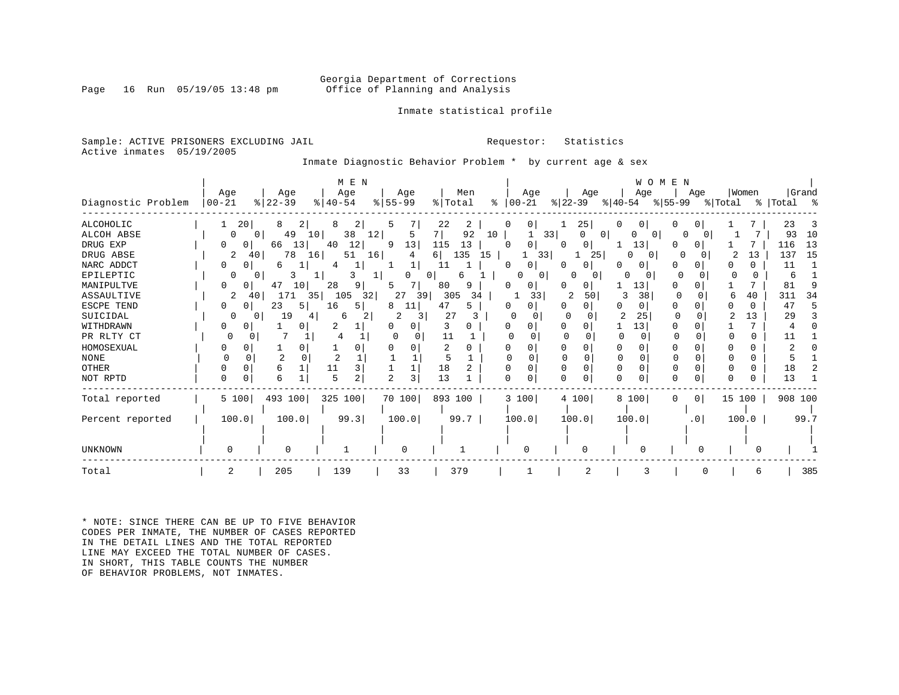Georgia Department of Corrections
Office of Planning and Analysis

Inmate statistical profile

Sample: ACTIVE PRISONERS EXCLUDING JAIL
Active inmates 05/19/2005

Requestor: Statistics

Inmate Diagnostic Behavior Problem * by current age & sex

| Diagnostic Problem | MEN Age 00-21 | % | Age 22-39 | % | Age 40-54 | % | Age 55-99 | % | Men Total | % | WOMEN Age 00-21 | % | Age 22-39 | % | Age 40-54 | % | Age 55-99 | % | Women Total | % | Grand Total | % |
|---|---|---|---|---|---|---|---|---|---|---|---|---|---|---|---|---|---|---|---|---|---|---|
| ALCOHOLIC | 1 | 20 | 8 | 2 | 8 | 2 | 5 | 7 | 22 | 2 | 0 | 0 | 1 | 25 | 0 | 0 | 0 | 0 | 1 | 7 | 23 | 3 |
| ALCOH ABSE | 0 | 0 | 49 | 10 | 38 | 12 | 5 | 7 | 92 | 10 | 1 | 33 | 0 | 0 | 0 | 0 | 0 | 0 | 1 | 7 | 93 | 10 |
| DRUG EXP | 0 | 0 | 66 | 13 | 40 | 12 | 9 | 13 | 115 | 13 | 0 | 0 | 0 | 0 | 1 | 13 | 0 | 0 | 1 | 7 | 116 | 13 |
| DRUG ABSE | 2 | 40 | 78 | 16 | 51 | 16 | 4 | 6 | 135 | 15 | 1 | 33 | 1 | 25 | 0 | 0 | 0 | 0 | 2 | 13 | 137 | 15 |
| NARC ADDCT | 0 | 0 | 6 | 1 | 4 | 1 | 1 | 1 | 11 | 1 | 0 | 0 | 0 | 0 | 0 | 0 | 0 | 0 | 0 | 0 | 11 | 1 |
| EPILEPTIC | 0 | 0 | 3 | 1 | 3 | 1 | 0 | 0 | 6 | 1 | 0 | 0 | 0 | 0 | 0 | 0 | 0 | 0 | 0 | 0 | 6 | 1 |
| MANIPULTVE | 0 | 0 | 47 | 10 | 28 | 9 | 5 | 7 | 80 | 9 | 0 | 0 | 0 | 0 | 1 | 13 | 0 | 0 | 1 | 7 | 81 | 9 |
| ASSAULTIVE | 2 | 40 | 171 | 35 | 105 | 32 | 27 | 39 | 305 | 34 | 1 | 33 | 2 | 50 | 3 | 38 | 0 | 0 | 6 | 40 | 311 | 34 |
| ESCPE TEND | 0 | 0 | 23 | 5 | 16 | 5 | 8 | 11 | 47 | 5 | 0 | 0 | 0 | 0 | 0 | 0 | 0 | 0 | 0 | 0 | 47 | 5 |
| SUICIDAL | 0 | 0 | 19 | 4 | 6 | 2 | 2 | 3 | 27 | 3 | 0 | 0 | 0 | 0 | 2 | 25 | 0 | 0 | 2 | 13 | 29 | 3 |
| WITHDRAWN | 0 | 0 | 1 | 0 | 2 | 1 | 0 | 0 | 3 | 0 | 0 | 0 | 0 | 0 | 1 | 13 | 0 | 0 | 1 | 7 | 4 | 0 |
| PR RLTY CT | 0 | 0 | 7 | 1 | 4 | 1 | 0 | 0 | 11 | 1 | 0 | 0 | 0 | 0 | 0 | 0 | 0 | 0 | 0 | 0 | 11 | 1 |
| HOMOSEXUAL | 0 | 0 | 1 | 0 | 1 | 0 | 0 | 0 | 2 | 0 | 0 | 0 | 0 | 0 | 0 | 0 | 0 | 0 | 0 | 0 | 2 | 0 |
| NONE | 0 | 0 | 2 | 0 | 2 | 1 | 1 | 1 | 5 | 1 | 0 | 0 | 0 | 0 | 0 | 0 | 0 | 0 | 0 | 0 | 5 | 1 |
| OTHER | 0 | 0 | 6 | 1 | 11 | 3 | 1 | 1 | 18 | 2 | 0 | 0 | 0 | 0 | 0 | 0 | 0 | 0 | 0 | 0 | 18 | 2 |
| NOT RPTD | 0 | 0 | 6 | 1 | 5 | 2 | 2 | 3 | 13 | 1 | 0 | 0 | 0 | 0 | 0 | 0 | 0 | 0 | 0 | 0 | 13 | 1 |
| Total reported | 5 | 100 | 493 | 100 | 325 | 100 | 70 | 100 | 893 | 100 | 3 | 100 | 4 | 100 | 8 | 100 | 0 | 0 | 15 | 100 | 908 | 100 |
| Percent reported | 100.0 | | 100.0 | | 99.3 | | 100.0 | | 99.7 | | 100.0 | | 100.0 | | 100.0 | | .0 | | 100.0 | | 99.7 | |
| UNKNOWN | 0 | | 0 | | 1 | | 0 | | 1 | | 0 | | 0 | | 0 | | 0 | | 0 | | 1 | |
| Total | 2 | | 205 | | 139 | | 33 | | 379 | | 1 | | 2 | | 3 | | 0 | | 6 | | 385 | |

* NOTE: SINCE THERE CAN BE UP TO FIVE BEHAVIOR CODES PER INMATE, THE NUMBER OF CASES REPORTED IN THE DETAIL LINES AND THE TOTAL REPORTED LINE MAY EXCEED THE TOTAL NUMBER OF CASES. IN SHORT, THIS TABLE COUNTS THE NUMBER OF BEHAVIOR PROBLEMS, NOT INMATES.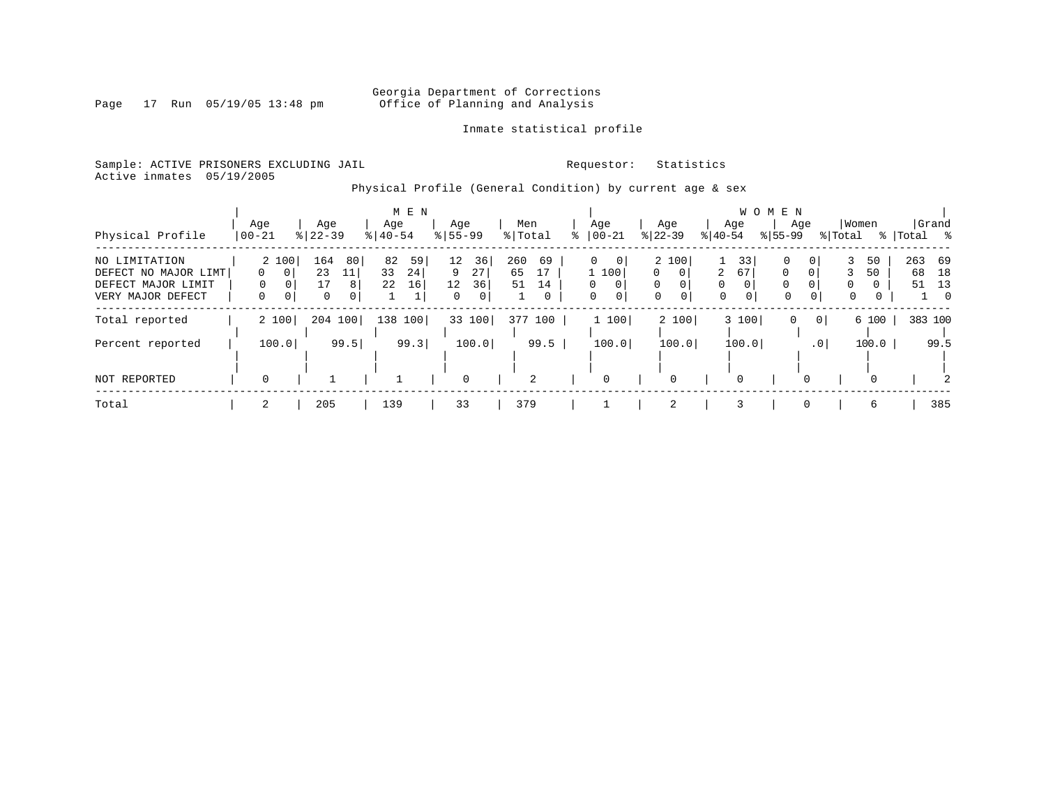Georgia Department of Corrections
Office of Planning and Analysis

Inmate statistical profile

Sample: ACTIVE PRISONERS EXCLUDING JAIL    Requestor: Statistics
Active inmates 05/19/2005

Physical Profile (General Condition) by current age & sex

| Physical Profile | MEN Age 00-21 | % | Age 22-39 | % | Age 40-54 | % | Age 55-99 | % | Men Total | % | WOMEN Age 00-21 | % | Age 22-39 | % | Age 40-54 | % | Age 55-99 | % | Women Total | % | Grand Total | % |
|---|---|---|---|---|---|---|---|---|---|---|---|---|---|---|---|---|---|---|---|---|---|---|
| NO LIMITATION | 2 | 100 | 164 | 80 | 82 | 59 | 12 | 36 | 260 | 69 | 0 | 0 | 2 | 100 | 1 | 33 | 0 | 0 | 3 | 50 | 263 | 69 |
| DEFECT NO MAJOR LIMT | 0 | 0 | 23 | 11 | 33 | 24 | 9 | 27 | 65 | 17 | 1 | 100 | 0 | 0 | 2 | 67 | 0 | 0 | 3 | 50 | 68 | 18 |
| DEFECT MAJOR LIMIT | 0 | 0 | 17 | 8 | 22 | 16 | 12 | 36 | 51 | 14 | 0 | 0 | 0 | 0 | 0 | 0 | 0 | 0 | 0 | 0 | 51 | 13 |
| VERY MAJOR DEFECT | 0 | 0 | 0 | 0 | 1 | 1 | 0 | 0 | 1 | 0 | 0 | 0 | 0 | 0 | 0 | 0 | 0 | 0 | 0 | 0 | 1 | 0 |
| Total reported | 2 | 100 | 204 | 100 | 138 | 100 | 33 | 100 | 377 | 100 | 1 | 100 | 2 | 100 | 3 | 100 | 0 | 0 | 6 | 100 | 383 | 100 |
| Percent reported | 100.0 | | 99.5 | | 99.3 | | 100.0 | | 99.5 | | 100.0 | | 100.0 | | 100.0 | | .0 | | 100.0 | | 99.5 | |
| NOT REPORTED | 0 | | 1 | | 1 | | 0 | | 2 | | 0 | | 0 | | 0 | | 0 | | 0 | | 2 | |
| Total | 2 | | 205 | | 139 | | 33 | | 379 | | 1 | | 2 | | 3 | | 0 | | 6 | | 385 | |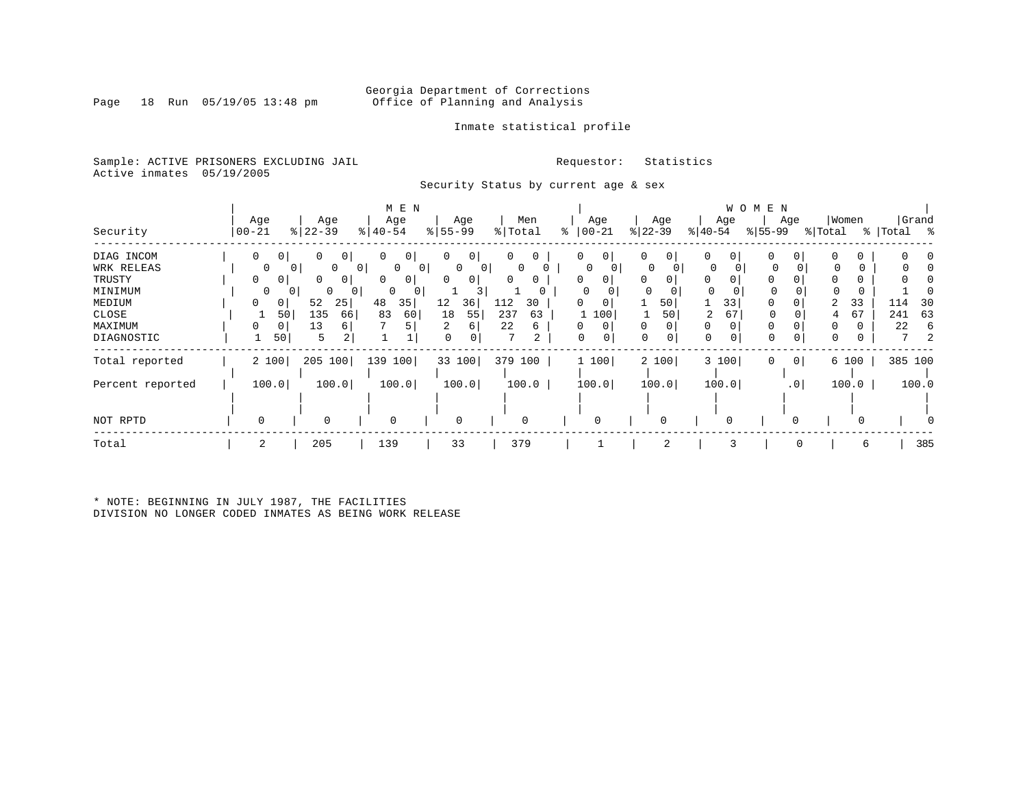Georgia Department of Corrections
Office of Planning and Analysis

Inmate statistical profile

Sample: ACTIVE PRISONERS EXCLUDING JAIL

Requestor: Statistics

Active inmates 05/19/2005

Security Status by current age & sex

| Security | MEN Age 00-21 | % | Age 22-39 | % | Age 40-54 | % | Age 55-99 | % | Men Total | % | WOMEN Age 00-21 | % | Age 22-39 | % | Age 40-54 | % | Age 55-99 | % | Women Total | % | Grand Total | % |
|---|---|---|---|---|---|---|---|---|---|---|---|---|---|---|---|---|---|---|---|---|---|---|
| DIAG INCOM | 0 | 0 | 0 | 0 | 0 | 0 | 0 | 0 | 0 | 0 | 0 | 0 | 0 | 0 | 0 | 0 | 0 | 0 | 0 | 0 | 0 | 0 |
| WRK RELEAS | 0 | 0 | 0 | 0 | 0 | 0 | 0 | 0 | 0 | 0 | 0 | 0 | 0 | 0 | 0 | 0 | 0 | 0 | 0 | 0 | 0 | 0 |
| TRUSTY | 0 | 0 | 0 | 0 | 0 | 0 | 0 | 0 | 0 | 0 | 0 | 0 | 0 | 0 | 0 | 0 | 0 | 0 | 0 | 0 | 0 | 0 |
| MINIMUM | 0 | 0 | 0 | 0 | 0 | 0 | 1 | 3 | 1 | 0 | 0 | 0 | 0 | 0 | 0 | 0 | 0 | 0 | 0 | 0 | 1 | 0 |
| MEDIUM | 0 | 0 | 52 | 25 | 48 | 35 | 12 | 36 | 112 | 30 | 0 | 0 | 1 | 50 | 1 | 33 | 0 | 0 | 2 | 33 | 114 | 30 |
| CLOSE | 1 | 50 | 135 | 66 | 83 | 60 | 18 | 55 | 237 | 63 | 1 | 100 | 1 | 50 | 2 | 67 | 0 | 0 | 4 | 67 | 241 | 63 |
| MAXIMUM | 0 | 0 | 13 | 6 | 7 | 5 | 2 | 6 | 22 | 6 | 0 | 0 | 0 | 0 | 0 | 0 | 0 | 0 | 0 | 0 | 22 | 6 |
| DIAGNOSTIC | 1 | 50 | 5 | 2 | 1 | 1 | 0 | 0 | 7 | 2 | 0 | 0 | 0 | 0 | 0 | 0 | 0 | 0 | 0 | 0 | 7 | 2 |
| Total reported | 2 | 100 | 205 | 100 | 139 | 100 | 33 | 100 | 379 | 100 | 1 | 100 | 2 | 100 | 3 | 100 | 0 | 0 | 6 | 100 | 385 | 100 |
| Percent reported | 100.0 | | 100.0 | | 100.0 | | 100.0 | | 100.0 | | 100.0 | | 100.0 | | 100.0 | | .0 | | 100.0 | | 100.0 | |
| NOT RPTD | 0 | | 0 | | 0 | | 0 | | 0 | | 0 | | 0 | | 0 | | 0 | | 0 | | 0 | |
| Total | 2 | | 205 | | 139 | | 33 | | 379 | | 1 | | 2 | | 3 | | 0 | | 6 | | 385 | |

* NOTE: BEGINNING IN JULY 1987, THE FACILITIES DIVISION NO LONGER CODED INMATES AS BEING WORK RELEASE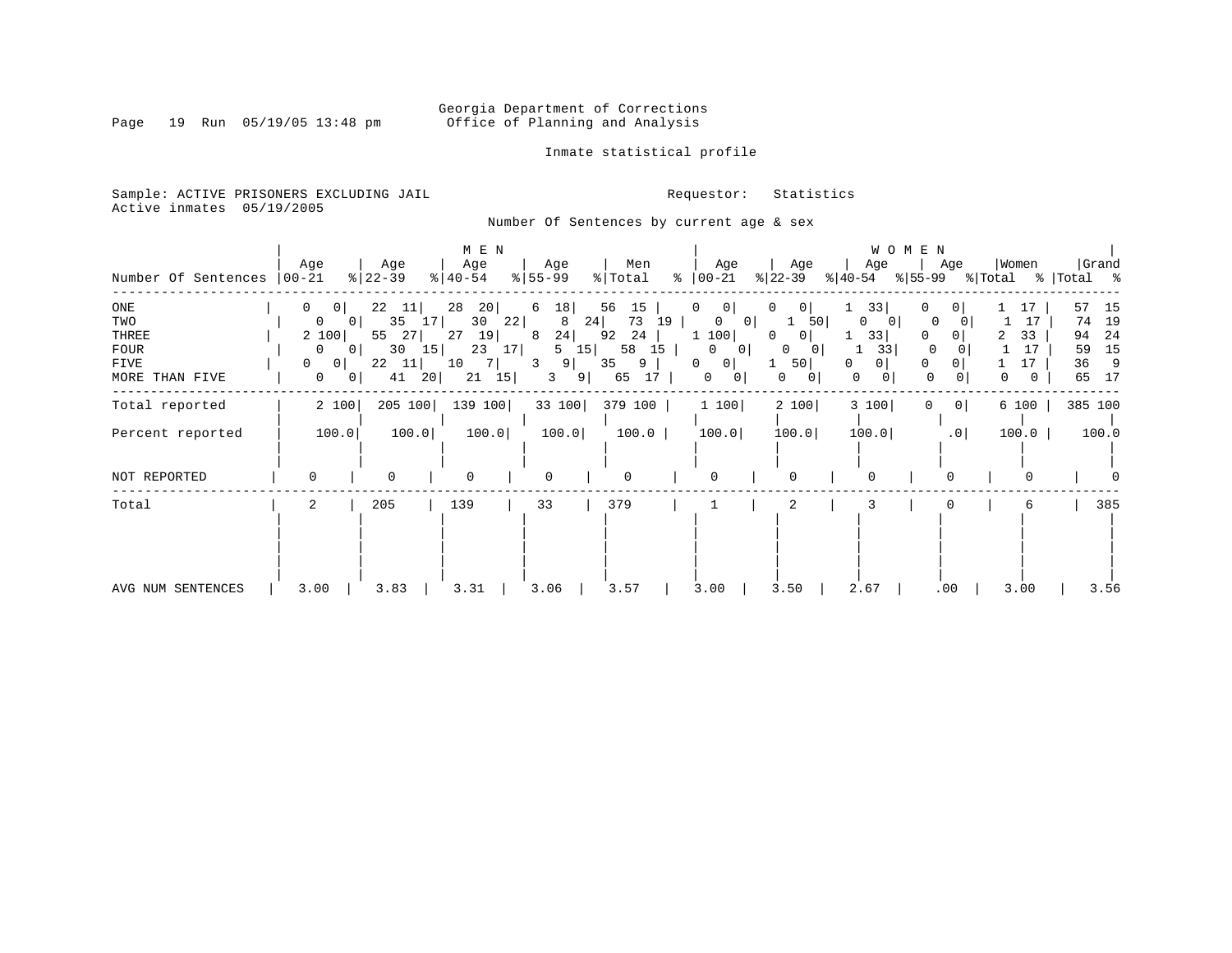Georgia Department of Corrections
Office of Planning and Analysis

Inmate statistical profile

Sample: ACTIVE PRISONERS EXCLUDING JAIL
Active inmates 05/19/2005

Requestor: Statistics

Number Of Sentences by current age & sex

| Number Of Sentences | MEN Age 00-21 | % | Age 22-39 | % | Age 40-54 | % | Age 55-99 | % | Men Total | % | WOMEN Age 00-21 | % | Age 22-39 | % | Age 40-54 | % | Age 55-99 | % | Women Total | % | Grand Total | % |
|---|---|---|---|---|---|---|---|---|---|---|---|---|---|---|---|---|---|---|---|---|---|---|
| ONE | 0 | 0 | 22 | 11 | 28 | 20 | 6 | 18 | 56 | 15 | 0 | 0 | 0 | 0 | 1 | 33 | 0 | 0 | 1 | 17 | 57 | 15 |
| TWO | 0 | 0 | 35 | 17 | 30 | 22 | 8 | 24 | 73 | 19 | 0 | 0 | 1 | 50 | 0 | 0 | 0 | 0 | 1 | 17 | 74 | 19 |
| THREE | 2 | 100 | 55 | 27 | 27 | 19 | 8 | 24 | 92 | 24 | 1 | 100 | 0 | 0 | 1 | 33 | 0 | 0 | 2 | 33 | 94 | 24 |
| FOUR | 0 | 0 | 30 | 15 | 23 | 17 | 5 | 15 | 58 | 15 | 0 | 0 | 0 | 0 | 1 | 33 | 0 | 0 | 1 | 17 | 59 | 15 |
| FIVE | 0 | 0 | 22 | 11 | 10 | 7 | 3 | 9 | 35 | 9 | 0 | 0 | 1 | 50 | 0 | 0 | 0 | 0 | 1 | 17 | 36 | 9 |
| MORE THAN FIVE | 0 | 0 | 41 | 20 | 21 | 15 | 3 | 9 | 65 | 17 | 0 | 0 | 0 | 0 | 0 | 0 | 0 | 0 | 0 | 0 | 65 | 17 |
| Total reported | 2 | 100 | 205 | 100 | 139 | 100 | 33 | 100 | 379 | 100 | 1 | 100 | 2 | 100 | 3 | 100 | 0 | 0 | 6 | 100 | 385 | 100 |
| Percent reported | 100.0 | | 100.0 | | 100.0 | | 100.0 | | 100.0 | | 100.0 | | 100.0 | | 100.0 | | .0 | | 100.0 | | 100.0 | |
| NOT REPORTED | 0 | | 0 | | 0 | | 0 | | 0 | | 0 | | 0 | | 0 | | 0 | | 0 | | 0 | |
| Total | 2 | | 205 | | 139 | | 33 | | 379 | | 1 | | 2 | | 3 | | 0 | | 6 | | 385 | |
| AVG NUM SENTENCES | 3.00 | | 3.83 | | 3.31 | | 3.06 | | 3.57 | | 3.00 | | 3.50 | | 2.67 | | .00 | | 3.00 | | 3.56 | |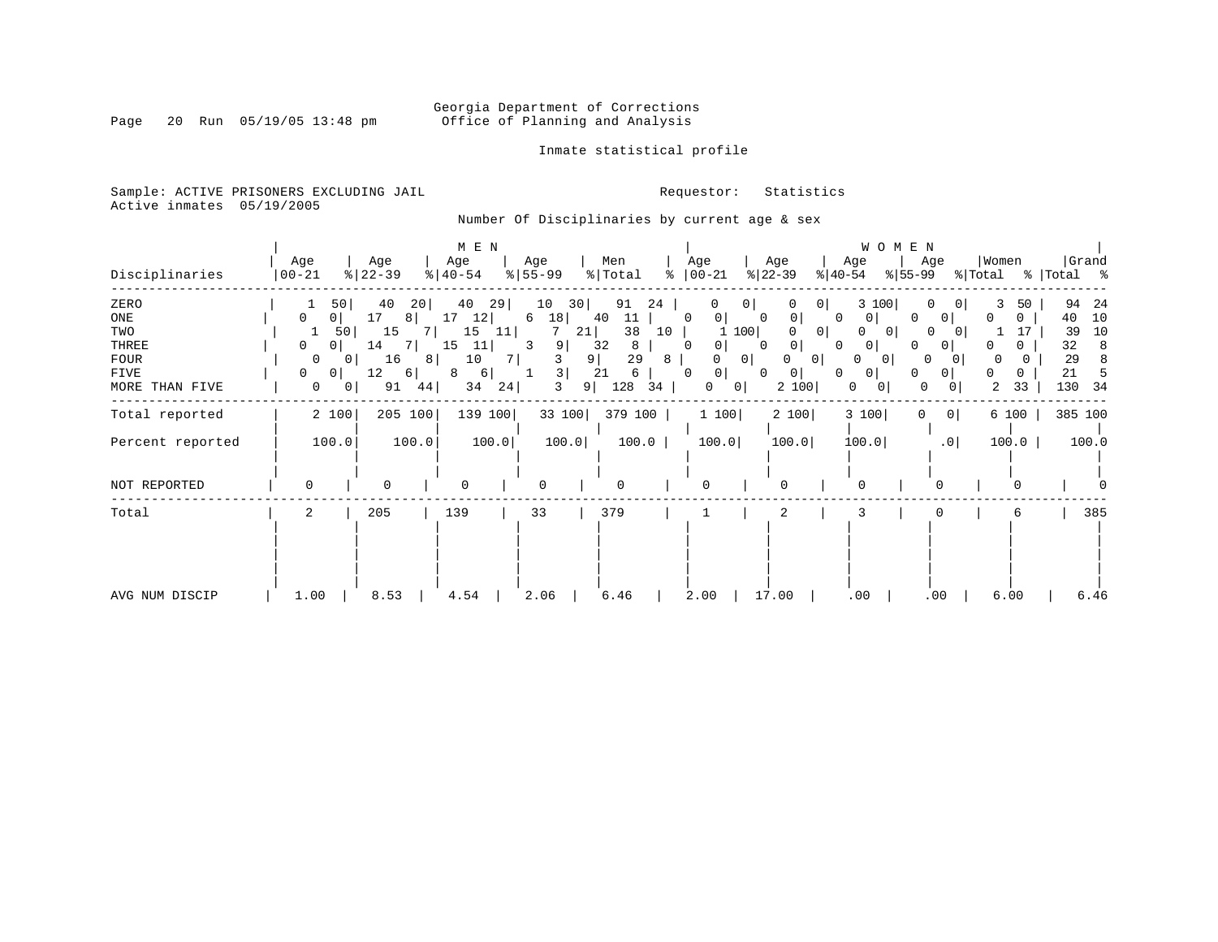Georgia Department of Corrections
Office of Planning and Analysis

Inmate statistical profile

Sample: ACTIVE PRISONERS EXCLUDING JAIL
Active inmates 05/19/2005

Requestor: Statistics

Number Of Disciplinaries by current age & sex

| Disciplinaries | MEN Age 00-21 | % | Age 22-39 | % | Age 40-54 | % | Age 55-99 | % | Men Total | % | WOMEN Age 00-21 | % | Age 22-39 | % | Age 40-54 | % | Age 55-99 | % | Women Total | % | Grand Total | % |
|---|---|---|---|---|---|---|---|---|---|---|---|---|---|---|---|---|---|---|---|---|---|---|
| ZERO | 1 | 50 | 40 | 20 | 40 | 29 | 10 | 30 | 91 | 24 | 0 | 0 | 0 | 0 | 3 | 100 | 0 | 0 | 3 | 50 | 94 | 24 |
| ONE | 0 | 0 | 17 | 8 | 17 | 12 | 6 | 18 | 40 | 11 | 0 | 0 | 0 | 0 | 0 | 0 | 0 | 0 | 0 | 0 | 40 | 10 |
| TWO | 1 | 50 | 15 | 7 | 15 | 11 | 7 | 21 | 38 | 10 | 1 | 100 | 0 | 0 | 0 | 0 | 0 | 0 | 1 | 17 | 39 | 10 |
| THREE | 0 | 0 | 14 | 7 | 15 | 11 | 3 | 9 | 32 | 8 | 0 | 0 | 0 | 0 | 0 | 0 | 0 | 0 | 0 | 0 | 32 | 8 |
| FOUR | 0 | 0 | 16 | 8 | 10 | 7 | 3 | 9 | 29 | 8 | 0 | 0 | 0 | 0 | 0 | 0 | 0 | 0 | 0 | 0 | 29 | 8 |
| FIVE | 0 | 0 | 12 | 6 | 8 | 6 | 1 | 3 | 21 | 6 | 0 | 0 | 0 | 0 | 0 | 0 | 0 | 0 | 0 | 0 | 21 | 5 |
| MORE THAN FIVE | 0 | 0 | 91 | 44 | 34 | 24 | 3 | 9 | 128 | 34 | 0 | 0 | 2 | 100 | 0 | 0 | 0 | 0 | 2 | 33 | 130 | 34 |
| Total reported | 2 | 100 | 205 | 100 | 139 | 100 | 33 | 100 | 379 | 100 | 1 | 100 | 2 | 100 | 3 | 100 | 0 | 0 | 6 | 100 | 385 | 100 |
| Percent reported | 100.0 | | 100.0 | | 100.0 | | 100.0 | | 100.0 | | 100.0 | | 100.0 | | 100.0 | | .0 | | 100.0 | | 100.0 | |
| NOT REPORTED | 0 | | 0 | | 0 | | 0 | | 0 | | 0 | | 0 | | 0 | | 0 | | 0 | | 0 | |
| Total | 2 | | 205 | | 139 | | 33 | | 379 | | 1 | | 2 | | 3 | | 0 | | 6 | | 385 | |
| AVG NUM DISCIP | 1.00 | | 8.53 | | 4.54 | | 2.06 | | 6.46 | | 2.00 | | 17.00 | | .00 | | .00 | | 6.00 | | 6.46 | |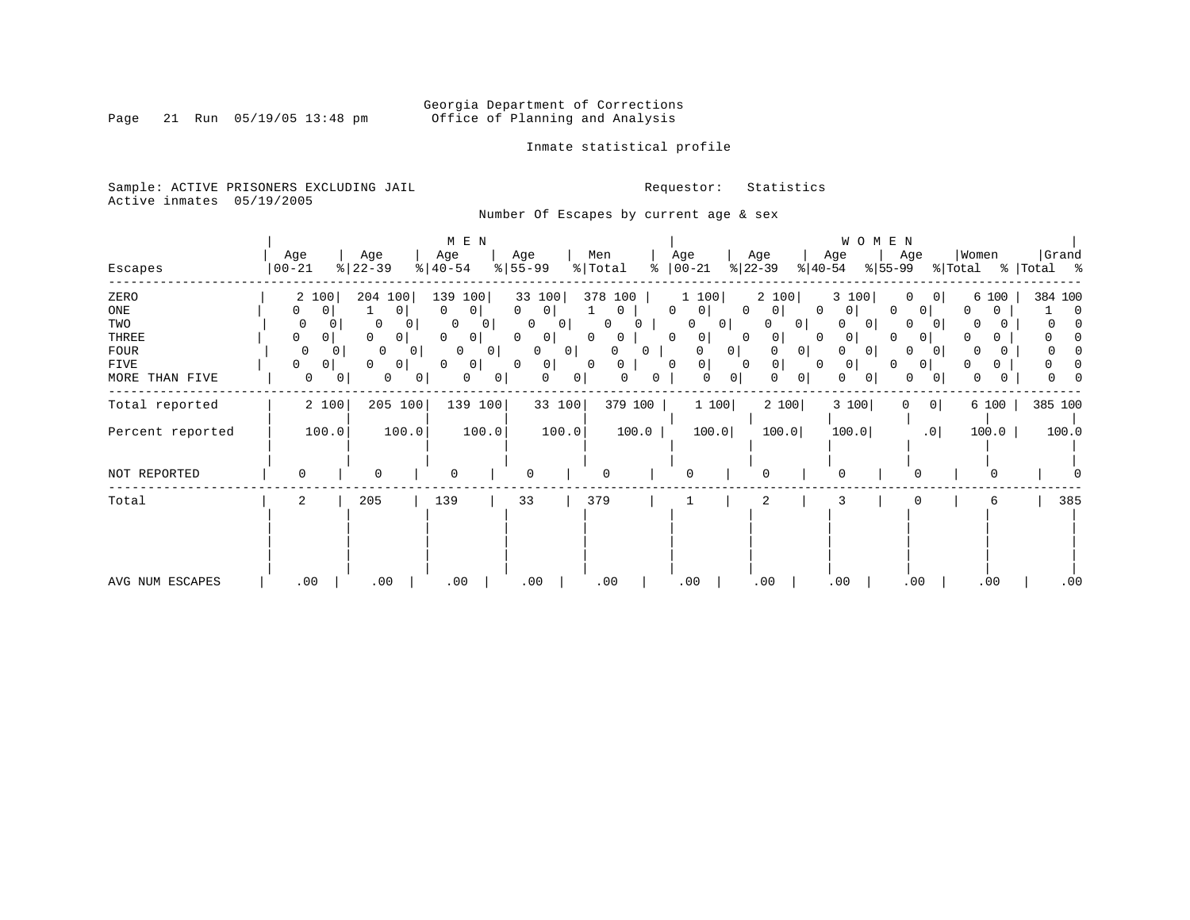Georgia Department of Corrections
Office of Planning and Analysis

Inmate statistical profile

Sample: ACTIVE PRISONERS EXCLUDING JAIL
Active inmates 05/19/2005

Requestor: Statistics

Number Of Escapes by current age & sex

| Escapes | MEN Age 00-21 | % | Age 22-39 | % | Age 40-54 | % | Age 55-99 | % | Men Total | % | WOMEN Age 00-21 | % | Age 22-39 | % | Age 40-54 | % | Age 55-99 | % | Women Total | % | Grand Total | % |
|---|---|---|---|---|---|---|---|---|---|---|---|---|---|---|---|---|---|---|---|---|---|---|
| ZERO | 2 | 100 | 204 | 100 | 139 | 100 | 33 | 100 | 378 | 100 | 1 | 100 | 2 | 100 | 3 | 100 | 0 | 0 | 6 | 100 | 384 | 100 |
| ONE | 0 | 0 | 1 | 0 | 0 | 0 | 0 | 0 | 1 | 0 | 0 | 0 | 0 | 0 | 0 | 0 | 0 | 0 | 0 | 0 | 1 | 0 |
| TWO | 0 | 0 | 0 | 0 | 0 | 0 | 0 | 0 | 0 | 0 | 0 | 0 | 0 | 0 | 0 | 0 | 0 | 0 | 0 | 0 | 0 | 0 |
| THREE | 0 | 0 | 0 | 0 | 0 | 0 | 0 | 0 | 0 | 0 | 0 | 0 | 0 | 0 | 0 | 0 | 0 | 0 | 0 | 0 | 0 | 0 |
| FOUR | 0 | 0 | 0 | 0 | 0 | 0 | 0 | 0 | 0 | 0 | 0 | 0 | 0 | 0 | 0 | 0 | 0 | 0 | 0 | 0 | 0 | 0 |
| FIVE | 0 | 0 | 0 | 0 | 0 | 0 | 0 | 0 | 0 | 0 | 0 | 0 | 0 | 0 | 0 | 0 | 0 | 0 | 0 | 0 | 0 | 0 |
| MORE THAN FIVE | 0 | 0 | 0 | 0 | 0 | 0 | 0 | 0 | 0 | 0 | 0 | 0 | 0 | 0 | 0 | 0 | 0 | 0 | 0 | 0 | 0 | 0 |
| Total reported | 2 | 100 | 205 | 100 | 139 | 100 | 33 | 100 | 379 | 100 | 1 | 100 | 2 | 100 | 3 | 100 | 0 | 0 | 6 | 100 | 385 | 100 |
| Percent reported | 100.0 | | 100.0 | | 100.0 | | 100.0 | | 100.0 | | 100.0 | | 100.0 | | 100.0 | | .0 | | 100.0 | | 100.0 | |
| NOT REPORTED | 0 | | 0 | | 0 | | 0 | | 0 | | 0 | | 0 | | 0 | | 0 | | 0 | | 0 | |
| Total | 2 | | 205 | | 139 | | 33 | | 379 | | 1 | | 2 | | 3 | | 0 | | 6 | | 385 | |
| AVG NUM ESCAPES | .00 | | .00 | | .00 | | .00 | | .00 | | .00 | | .00 | | .00 | | .00 | | .00 | | .00 | |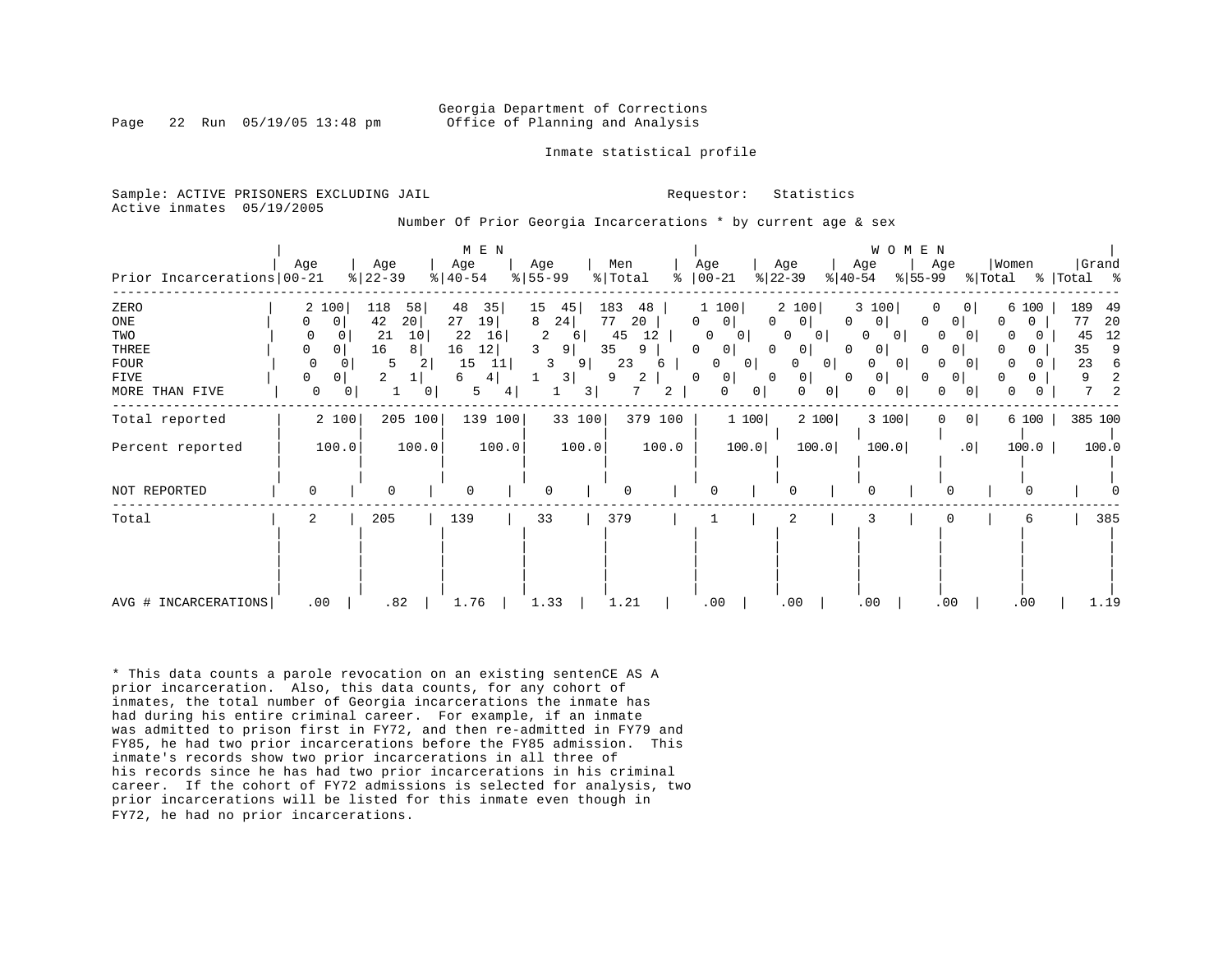Georgia Department of Corrections
Office of Planning and Analysis

Inmate statistical profile

Sample: ACTIVE PRISONERS EXCLUDING JAIL
Active inmates 05/19/2005

Requestor: Statistics

Number Of Prior Georgia Incarcerations * by current age & sex

| | MEN | | | | | | | | | | WOMEN | | | | | | | | | | | |
|---|---|---|---|---|---|---|---|---|---|---|---|---|---|---|---|---|---|---|---|---|---|---|
| Prior Incarcerations | Age 00-21 | % | Age 22-39 | % | Age 40-54 | % | Age 55-99 | % | Men Total | % | Age 00-21 | % | Age 22-39 | % | Age 40-54 | % | Age 55-99 | % | Women Total | % | Grand Total | % |
| ZERO | 2 | 100 | 118 | 58 | 48 | 35 | 15 | 45 | 183 | 48 | 1 | 100 | 2 | 100 | 3 | 100 | 0 | 0 | 6 | 100 | 189 | 49 |
| ONE | 0 | 0 | 42 | 20 | 27 | 19 | 8 | 24 | 77 | 20 | 0 | 0 | 0 | 0 | 0 | 0 | 0 | 0 | 0 | 0 | 77 | 20 |
| TWO | 0 | 0 | 21 | 10 | 22 | 16 | 2 | 6 | 45 | 12 | 0 | 0 | 0 | 0 | 0 | 0 | 0 | 0 | 0 | 0 | 45 | 12 |
| THREE | 0 | 0 | 16 | 8 | 16 | 12 | 3 | 9 | 35 | 9 | 0 | 0 | 0 | 0 | 0 | 0 | 0 | 0 | 0 | 0 | 35 | 9 |
| FOUR | 0 | 0 | 5 | 2 | 15 | 11 | 3 | 9 | 23 | 6 | 0 | 0 | 0 | 0 | 0 | 0 | 0 | 0 | 0 | 0 | 23 | 6 |
| FIVE | 0 | 0 | 2 | 1 | 6 | 4 | 1 | 3 | 9 | 2 | 0 | 0 | 0 | 0 | 0 | 0 | 0 | 0 | 0 | 0 | 9 | 2 |
| MORE THAN FIVE | 0 | 0 | 1 | 0 | 5 | 4 | 1 | 3 | 7 | 2 | 0 | 0 | 0 | 0 | 0 | 0 | 0 | 0 | 0 | 0 | 7 | 2 |
| Total reported | 2 | 100 | 205 | 100 | 139 | 100 | 33 | 100 | 379 | 100 | 1 | 100 | 2 | 100 | 3 | 100 | 0 | 0 | 6 | 100 | 385 | 100 |
| Percent reported | 100.0 | | 100.0 | | 100.0 | | 100.0 | | 100.0 | | 100.0 | | 100.0 | | 100.0 | | .0 | | 100.0 | | 100.0 | |
| NOT REPORTED | 0 | | 0 | | 0 | | 0 | | 0 | | 0 | | 0 | | 0 | | 0 | | 0 | | 0 | |
| Total | 2 | | 205 | | 139 | | 33 | | 379 | | 1 | | 2 | | 3 | | 0 | | 6 | | 385 | |
| AVG # INCARCERATIONS | .00 | | .82 | | 1.76 | | 1.33 | | 1.21 | | .00 | | .00 | | .00 | | .00 | | .00 | | 1.19 | |

\* This data counts a parole revocation on an existing sentenCE AS A prior incarceration. Also, this data counts, for any cohort of inmates, the total number of Georgia incarcerations the inmate has had during his entire criminal career. For example, if an inmate was admitted to prison first in FY72, and then re-admitted in FY79 and FY85, he had two prior incarcerations before the FY85 admission. This inmate's records show two prior incarcerations in all three of his records since he has had two prior incarcerations in his criminal career. If the cohort of FY72 admissions is selected for analysis, two prior incarcerations will be listed for this inmate even though in FY72, he had no prior incarcerations.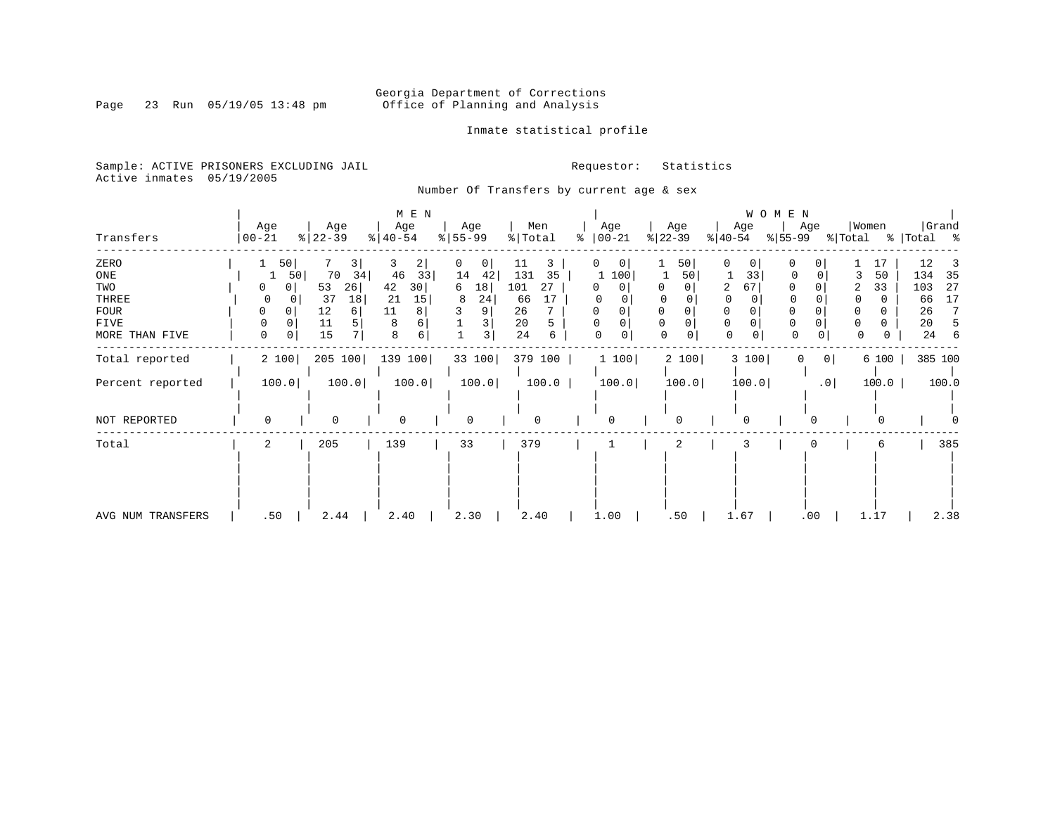Georgia Department of Corrections
Office of Planning and Analysis

Inmate statistical profile

Sample: ACTIVE PRISONERS EXCLUDING JAIL

Active inmates 05/19/2005

Requestor: Statistics

Number Of Transfers by current age & sex

| Transfers | MEN Age 00-21 | % | Age 22-39 | % | Age 40-54 | % | Age 55-99 | % | Men Total | % | WOMEN Age 00-21 | % | Age 22-39 | % | Age 40-54 | % | Age 55-99 | % | Women Total | % | Grand Total | % |
|---|---|---|---|---|---|---|---|---|---|---|---|---|---|---|---|---|---|---|---|---|---|---|
| ZERO | 1 | 50 | 7 | 3 | 3 | 2 | 0 | 0 | 11 | 3 | 0 | 0 | 1 | 50 | 0 | 0 | 0 | 0 | 1 | 17 | 12 | 3 |
| ONE | 1 | 50 | 70 | 34 | 46 | 33 | 14 | 42 | 131 | 35 | 1 | 100 | 1 | 50 | 1 | 33 | 0 | 0 | 3 | 50 | 134 | 35 |
| TWO | 0 | 0 | 53 | 26 | 42 | 30 | 6 | 18 | 101 | 27 | 0 | 0 | 0 | 0 | 2 | 67 | 0 | 0 | 2 | 33 | 103 | 27 |
| THREE | 0 | 0 | 37 | 18 | 21 | 15 | 8 | 24 | 66 | 17 | 0 | 0 | 0 | 0 | 0 | 0 | 0 | 0 | 0 | 0 | 66 | 17 |
| FOUR | 0 | 0 | 12 | 6 | 11 | 8 | 3 | 9 | 26 | 7 | 0 | 0 | 0 | 0 | 0 | 0 | 0 | 0 | 0 | 0 | 26 | 7 |
| FIVE | 0 | 0 | 11 | 5 | 8 | 6 | 1 | 3 | 20 | 5 | 0 | 0 | 0 | 0 | 0 | 0 | 0 | 0 | 0 | 0 | 20 | 5 |
| MORE THAN FIVE | 0 | 0 | 15 | 7 | 8 | 6 | 1 | 3 | 24 | 6 | 0 | 0 | 0 | 0 | 0 | 0 | 0 | 0 | 0 | 0 | 24 | 6 |
| Total reported | 2 | 100 | 205 | 100 | 139 | 100 | 33 | 100 | 379 | 100 | 1 | 100 | 2 | 100 | 3 | 100 | 0 | 0 | 6 | 100 | 385 | 100 |
| Percent reported | 100.0 | | 100.0 | | 100.0 | | 100.0 | | 100.0 | | 100.0 | | 100.0 | | 100.0 | | .0 | | 100.0 | | 100.0 | |
| NOT REPORTED | 0 | | 0 | | 0 | | 0 | | 0 | | 0 | | 0 | | 0 | | 0 | | 0 | | 0 | |
| Total | 2 | | 205 | | 139 | | 33 | | 379 | | 1 | | 2 | | 3 | | 0 | | 6 | | 385 | |
| AVG NUM TRANSFERS | .50 | | 2.44 | | 2.40 | | 2.30 | | 2.40 | | 1.00 | | .50 | | 1.67 | | .00 | | 1.17 | | 2.38 | |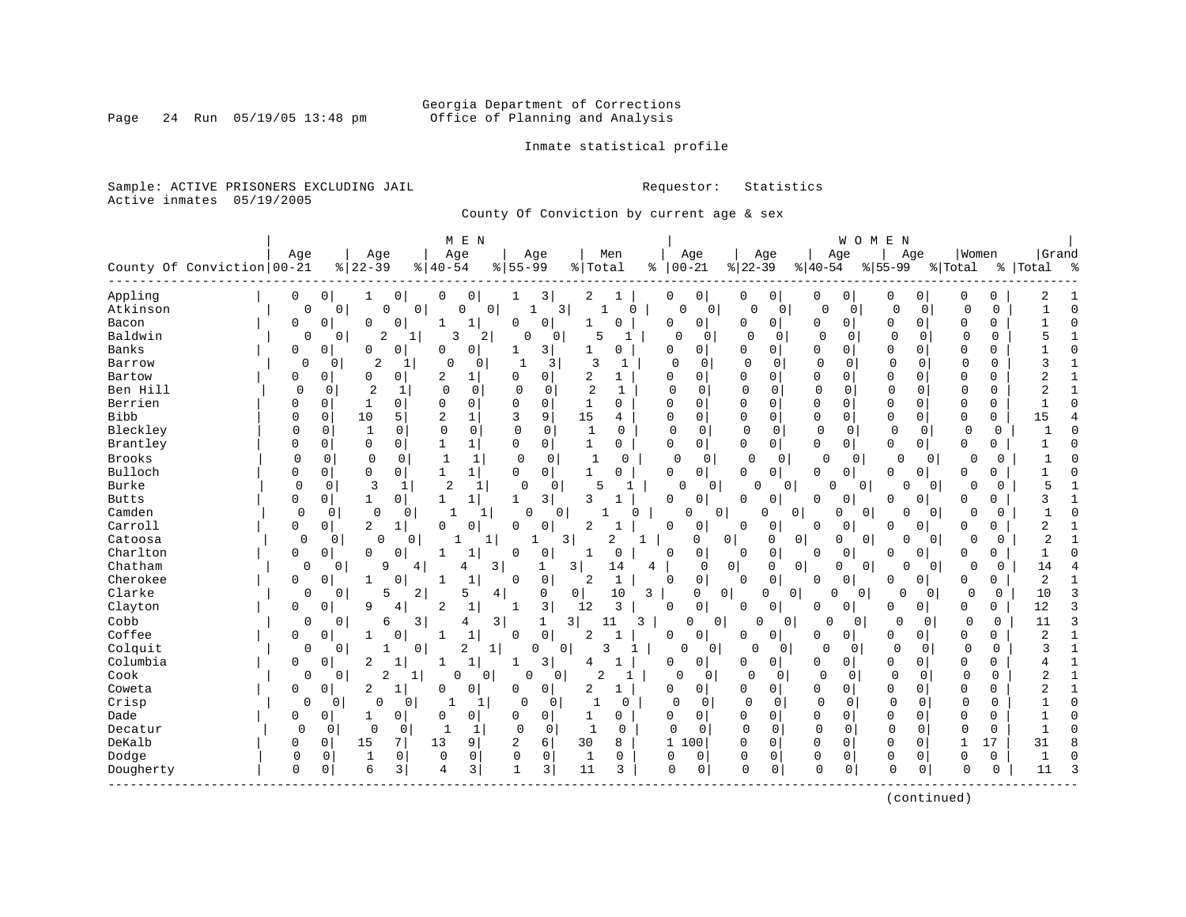Georgia Department of Corrections
Office of Planning and Analysis

Inmate statistical profile

Sample: ACTIVE PRISONERS EXCLUDING JAIL
Active inmates 05/19/2005

Requestor: Statistics

County Of Conviction by current age & sex

| County Of Conviction | MEN Age 00-21 | % | Age 22-39 | % | Age 40-54 | % | Age 55-99 | % | Men Total | % | WOMEN Age 00-21 | % | Age 22-39 | % | Age 40-54 | % | Age 55-99 | % | Women Total | % | Grand Total | % |
|---|---|---|---|---|---|---|---|---|---|---|---|---|---|---|---|---|---|---|---|---|---|---|
| Appling | 0 | 0 | 1 | 0 | 0 | 0 | 1 | 3 | 2 | 1 | 0 | 0 | 0 | 0 | 0 | 0 | 0 | 0 | 0 | 0 | 2 | 1 |
| Atkinson | 0 | 0 | 0 | 0 | 0 | 0 | 1 | 3 | 1 | 0 | 0 | 0 | 0 | 0 | 0 | 0 | 0 | 0 | 0 | 0 | 1 | 0 |
| Bacon | 0 | 0 | 0 | 0 | 1 | 1 | 0 | 0 | 1 | 0 | 0 | 0 | 0 | 0 | 0 | 0 | 0 | 0 | 0 | 0 | 1 | 0 |
| Baldwin | 0 | 0 | 2 | 1 | 3 | 2 | 0 | 0 | 5 | 1 | 0 | 0 | 0 | 0 | 0 | 0 | 0 | 0 | 0 | 0 | 5 | 1 |
| Banks | 0 | 0 | 0 | 0 | 0 | 0 | 1 | 3 | 1 | 0 | 0 | 0 | 0 | 0 | 0 | 0 | 0 | 0 | 0 | 0 | 1 | 0 |
| Barrow | 0 | 0 | 2 | 1 | 0 | 0 | 1 | 3 | 3 | 1 | 0 | 0 | 0 | 0 | 0 | 0 | 0 | 0 | 0 | 0 | 3 | 1 |
| Bartow | 0 | 0 | 0 | 0 | 2 | 1 | 0 | 0 | 2 | 1 | 0 | 0 | 0 | 0 | 0 | 0 | 0 | 0 | 0 | 0 | 2 | 1 |
| Ben Hill | 0 | 0 | 2 | 1 | 0 | 0 | 0 | 0 | 2 | 1 | 0 | 0 | 0 | 0 | 0 | 0 | 0 | 0 | 0 | 0 | 2 | 1 |
| Berrien | 0 | 0 | 1 | 0 | 0 | 0 | 0 | 0 | 1 | 0 | 0 | 0 | 0 | 0 | 0 | 0 | 0 | 0 | 0 | 0 | 1 | 0 |
| Bibb | 0 | 0 | 10 | 5 | 2 | 1 | 3 | 9 | 15 | 4 | 0 | 0 | 0 | 0 | 0 | 0 | 0 | 0 | 0 | 0 | 15 | 4 |
| Bleckley | 0 | 0 | 1 | 0 | 0 | 0 | 0 | 0 | 1 | 0 | 0 | 0 | 0 | 0 | 0 | 0 | 0 | 0 | 0 | 0 | 1 | 0 |
| Brantley | 0 | 0 | 0 | 0 | 1 | 1 | 0 | 0 | 1 | 0 | 0 | 0 | 0 | 0 | 0 | 0 | 0 | 0 | 0 | 0 | 1 | 0 |
| Brooks | 0 | 0 | 0 | 0 | 1 | 1 | 0 | 0 | 1 | 0 | 0 | 0 | 0 | 0 | 0 | 0 | 0 | 0 | 0 | 0 | 1 | 0 |
| Bulloch | 0 | 0 | 0 | 0 | 1 | 1 | 0 | 0 | 1 | 0 | 0 | 0 | 0 | 0 | 0 | 0 | 0 | 0 | 0 | 0 | 1 | 0 |
| Burke | 0 | 0 | 3 | 1 | 2 | 1 | 0 | 0 | 5 | 1 | 0 | 0 | 0 | 0 | 0 | 0 | 0 | 0 | 0 | 0 | 5 | 1 |
| Butts | 0 | 0 | 1 | 0 | 1 | 1 | 1 | 3 | 3 | 1 | 0 | 0 | 0 | 0 | 0 | 0 | 0 | 0 | 0 | 0 | 3 | 1 |
| Camden | 0 | 0 | 0 | 0 | 1 | 1 | 0 | 0 | 1 | 0 | 0 | 0 | 0 | 0 | 0 | 0 | 0 | 0 | 0 | 0 | 1 | 0 |
| Carroll | 0 | 0 | 2 | 1 | 0 | 0 | 0 | 0 | 2 | 1 | 0 | 0 | 0 | 0 | 0 | 0 | 0 | 0 | 0 | 0 | 2 | 1 |
| Catoosa | 0 | 0 | 0 | 0 | 1 | 1 | 1 | 3 | 2 | 1 | 0 | 0 | 0 | 0 | 0 | 0 | 0 | 0 | 0 | 0 | 2 | 1 |
| Charlton | 0 | 0 | 0 | 0 | 1 | 1 | 0 | 0 | 1 | 0 | 0 | 0 | 0 | 0 | 0 | 0 | 0 | 0 | 0 | 0 | 1 | 0 |
| Chatham | 0 | 0 | 9 | 4 | 4 | 3 | 1 | 3 | 14 | 4 | 0 | 0 | 0 | 0 | 0 | 0 | 0 | 0 | 0 | 0 | 14 | 4 |
| Cherokee | 0 | 0 | 1 | 0 | 1 | 1 | 0 | 0 | 2 | 1 | 0 | 0 | 0 | 0 | 0 | 0 | 0 | 0 | 0 | 0 | 2 | 1 |
| Clarke | 0 | 0 | 5 | 2 | 5 | 4 | 0 | 0 | 10 | 3 | 0 | 0 | 0 | 0 | 0 | 0 | 0 | 0 | 0 | 0 | 10 | 3 |
| Clayton | 0 | 0 | 9 | 4 | 2 | 1 | 1 | 3 | 12 | 3 | 0 | 0 | 0 | 0 | 0 | 0 | 0 | 0 | 0 | 0 | 12 | 3 |
| Cobb | 0 | 0 | 6 | 3 | 4 | 3 | 1 | 3 | 11 | 3 | 0 | 0 | 0 | 0 | 0 | 0 | 0 | 0 | 0 | 0 | 11 | 3 |
| Coffee | 0 | 0 | 1 | 0 | 1 | 1 | 0 | 0 | 2 | 1 | 0 | 0 | 0 | 0 | 0 | 0 | 0 | 0 | 0 | 0 | 2 | 1 |
| Colquit | 0 | 0 | 1 | 0 | 2 | 1 | 0 | 0 | 3 | 1 | 0 | 0 | 0 | 0 | 0 | 0 | 0 | 0 | 0 | 0 | 3 | 1 |
| Columbia | 0 | 0 | 2 | 1 | 1 | 1 | 1 | 3 | 4 | 1 | 0 | 0 | 0 | 0 | 0 | 0 | 0 | 0 | 0 | 0 | 4 | 1 |
| Cook | 0 | 0 | 2 | 1 | 0 | 0 | 0 | 0 | 2 | 1 | 0 | 0 | 0 | 0 | 0 | 0 | 0 | 0 | 0 | 0 | 2 | 1 |
| Coweta | 0 | 0 | 2 | 1 | 0 | 0 | 0 | 0 | 2 | 1 | 0 | 0 | 0 | 0 | 0 | 0 | 0 | 0 | 0 | 0 | 2 | 1 |
| Crisp | 0 | 0 | 0 | 0 | 1 | 1 | 0 | 0 | 1 | 0 | 0 | 0 | 0 | 0 | 0 | 0 | 0 | 0 | 0 | 0 | 1 | 0 |
| Dade | 0 | 0 | 1 | 0 | 0 | 0 | 0 | 0 | 1 | 0 | 0 | 0 | 0 | 0 | 0 | 0 | 0 | 0 | 0 | 0 | 1 | 0 |
| Decatur | 0 | 0 | 0 | 0 | 1 | 1 | 0 | 0 | 1 | 0 | 0 | 0 | 0 | 0 | 0 | 0 | 0 | 0 | 0 | 0 | 1 | 0 |
| DeKalb | 0 | 0 | 15 | 7 | 13 | 9 | 2 | 6 | 30 | 8 | 1 | 100 | 0 | 0 | 0 | 0 | 0 | 0 | 1 | 17 | 31 | 8 |
| Dodge | 0 | 0 | 1 | 0 | 0 | 0 | 0 | 0 | 1 | 0 | 0 | 0 | 0 | 0 | 0 | 0 | 0 | 0 | 0 | 0 | 1 | 0 |
| Dougherty | 0 | 0 | 6 | 3 | 4 | 3 | 1 | 3 | 11 | 3 | 0 | 0 | 0 | 0 | 0 | 0 | 0 | 0 | 0 | 0 | 11 | 3 |

(continued)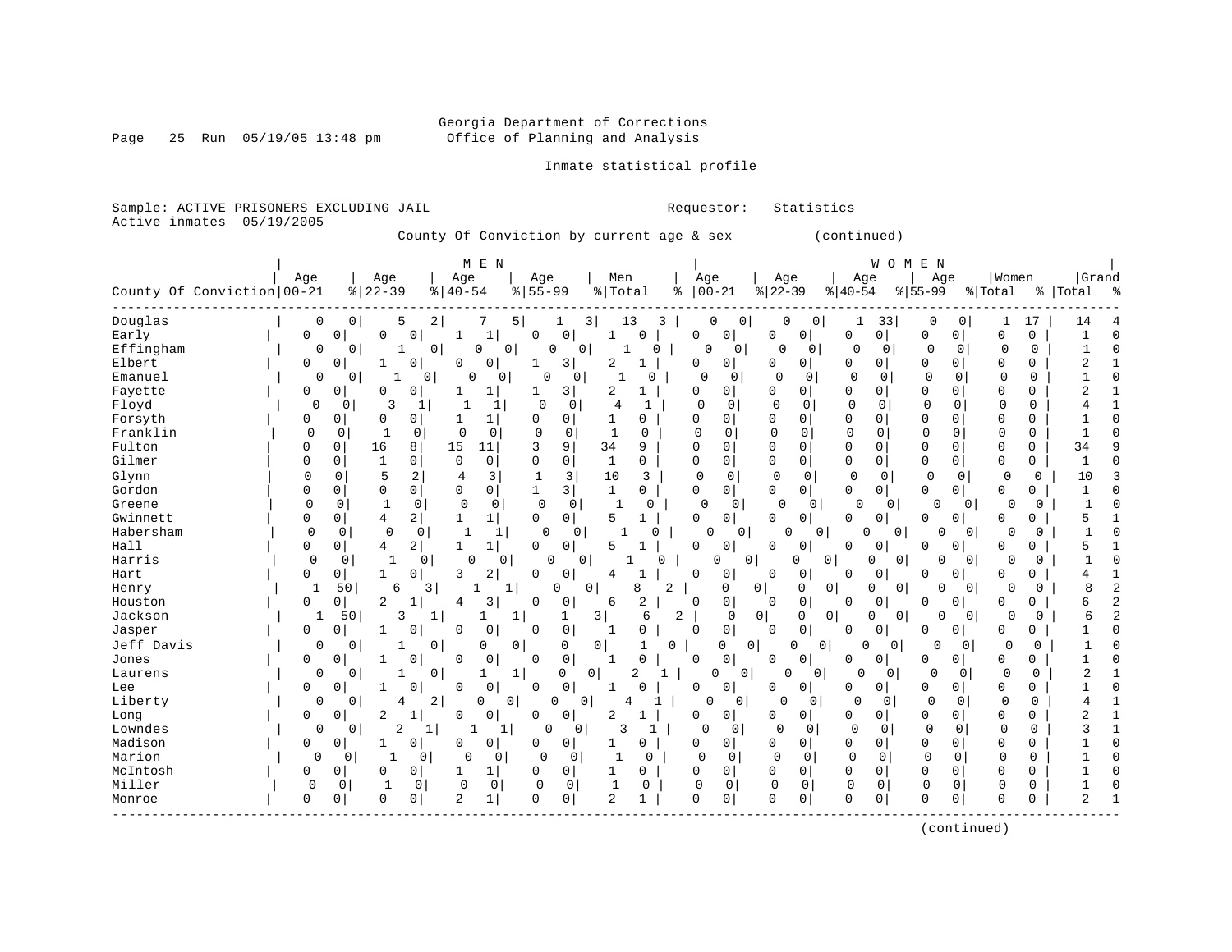Georgia Department of Corrections
Office of Planning and Analysis

Inmate statistical profile

Sample: ACTIVE PRISONERS EXCLUDING JAIL    Requestor: Statistics
Active inmates 05/19/2005

County Of Conviction by current age & sex (continued)

| County Of Conviction | MEN Age 00-21 | % | Age 22-39 | % | Age 40-54 | % | Age 55-99 | % | Men Total | % | WOMEN Age 00-21 | % | Age 22-39 | % | Age 40-54 | % | Age 55-99 | % | Women Total | % | Grand Total | % |
|---|---|---|---|---|---|---|---|---|---|---|---|---|---|---|---|---|---|---|---|---|---|---|
| Douglas | 0 | 0 | 5 | 2 | 7 | 5 | 1 | 3 | 13 | 3 | 0 | 0 | 0 | 0 | 1 | 33 | 0 | 0 | 1 | 17 | 14 | 4 |
| Early | 0 | 0 | 0 | 0 | 1 | 1 | 0 | 0 | 1 | 0 | 0 | 0 | 0 | 0 | 0 | 0 | 0 | 0 | 0 | 0 | 1 | 0 |
| Effingham | 0 | 0 | 1 | 0 | 0 | 0 | 0 | 0 | 1 | 0 | 0 | 0 | 0 | 0 | 0 | 0 | 0 | 0 | 0 | 0 | 1 | 0 |
| Elbert | 0 | 0 | 1 | 0 | 0 | 0 | 1 | 3 | 2 | 1 | 0 | 0 | 0 | 0 | 0 | 0 | 0 | 0 | 0 | 0 | 2 | 1 |
| Emanuel | 0 | 0 | 1 | 0 | 0 | 0 | 0 | 0 | 1 | 0 | 0 | 0 | 0 | 0 | 0 | 0 | 0 | 0 | 0 | 0 | 1 | 0 |
| Fayette | 0 | 0 | 0 | 0 | 1 | 1 | 1 | 3 | 2 | 1 | 0 | 0 | 0 | 0 | 0 | 0 | 0 | 0 | 0 | 0 | 2 | 1 |
| Floyd | 0 | 0 | 3 | 1 | 1 | 1 | 0 | 0 | 4 | 1 | 0 | 0 | 0 | 0 | 0 | 0 | 0 | 0 | 0 | 0 | 4 | 1 |
| Forsyth | 0 | 0 | 0 | 0 | 1 | 1 | 0 | 0 | 1 | 0 | 0 | 0 | 0 | 0 | 0 | 0 | 0 | 0 | 0 | 0 | 1 | 0 |
| Franklin | 0 | 0 | 1 | 0 | 0 | 0 | 0 | 0 | 1 | 0 | 0 | 0 | 0 | 0 | 0 | 0 | 0 | 0 | 0 | 0 | 1 | 0 |
| Fulton | 0 | 0 | 16 | 8 | 15 | 11 | 3 | 9 | 34 | 9 | 0 | 0 | 0 | 0 | 0 | 0 | 0 | 0 | 0 | 0 | 34 | 9 |
| Gilmer | 0 | 0 | 1 | 0 | 0 | 0 | 0 | 0 | 1 | 0 | 0 | 0 | 0 | 0 | 0 | 0 | 0 | 0 | 0 | 0 | 1 | 0 |
| Glynn | 0 | 0 | 5 | 2 | 4 | 3 | 1 | 3 | 10 | 3 | 0 | 0 | 0 | 0 | 0 | 0 | 0 | 0 | 0 | 0 | 10 | 3 |
| Gordon | 0 | 0 | 0 | 0 | 0 | 0 | 1 | 3 | 1 | 0 | 0 | 0 | 0 | 0 | 0 | 0 | 0 | 0 | 0 | 0 | 1 | 0 |
| Greene | 0 | 0 | 1 | 0 | 0 | 0 | 0 | 0 | 1 | 0 | 0 | 0 | 0 | 0 | 0 | 0 | 0 | 0 | 0 | 0 | 1 | 0 |
| Gwinnett | 0 | 0 | 4 | 2 | 1 | 1 | 0 | 0 | 5 | 1 | 0 | 0 | 0 | 0 | 0 | 0 | 0 | 0 | 0 | 0 | 5 | 1 |
| Habersham | 0 | 0 | 0 | 0 | 1 | 1 | 0 | 0 | 1 | 0 | 0 | 0 | 0 | 0 | 0 | 0 | 0 | 0 | 0 | 0 | 1 | 0 |
| Hall | 0 | 0 | 4 | 2 | 1 | 1 | 0 | 0 | 5 | 1 | 0 | 0 | 0 | 0 | 0 | 0 | 0 | 0 | 0 | 0 | 5 | 1 |
| Harris | 0 | 0 | 1 | 0 | 0 | 0 | 0 | 0 | 1 | 0 | 0 | 0 | 0 | 0 | 0 | 0 | 0 | 0 | 0 | 0 | 1 | 0 |
| Hart | 0 | 0 | 1 | 0 | 3 | 2 | 0 | 0 | 4 | 1 | 0 | 0 | 0 | 0 | 0 | 0 | 0 | 0 | 0 | 0 | 4 | 1 |
| Henry | 1 | 50 | 6 | 3 | 1 | 1 | 0 | 0 | 8 | 2 | 0 | 0 | 0 | 0 | 0 | 0 | 0 | 0 | 0 | 0 | 8 | 2 |
| Houston | 0 | 0 | 2 | 1 | 4 | 3 | 0 | 0 | 6 | 2 | 0 | 0 | 0 | 0 | 0 | 0 | 0 | 0 | 0 | 0 | 6 | 2 |
| Jackson | 1 | 50 | 3 | 1 | 1 | 1 | 1 | 3 | 6 | 2 | 0 | 0 | 0 | 0 | 0 | 0 | 0 | 0 | 0 | 0 | 6 | 2 |
| Jasper | 0 | 0 | 1 | 0 | 0 | 0 | 0 | 0 | 1 | 0 | 0 | 0 | 0 | 0 | 0 | 0 | 0 | 0 | 0 | 0 | 1 | 0 |
| Jeff Davis | 0 | 0 | 1 | 0 | 0 | 0 | 0 | 0 | 1 | 0 | 0 | 0 | 0 | 0 | 0 | 0 | 0 | 0 | 0 | 0 | 1 | 0 |
| Jones | 0 | 0 | 1 | 0 | 0 | 0 | 0 | 0 | 1 | 0 | 0 | 0 | 0 | 0 | 0 | 0 | 0 | 0 | 0 | 0 | 1 | 0 |
| Laurens | 0 | 0 | 1 | 0 | 1 | 1 | 0 | 0 | 2 | 1 | 0 | 0 | 0 | 0 | 0 | 0 | 0 | 0 | 0 | 0 | 2 | 1 |
| Lee | 0 | 0 | 1 | 0 | 0 | 0 | 0 | 0 | 1 | 0 | 0 | 0 | 0 | 0 | 0 | 0 | 0 | 0 | 0 | 0 | 1 | 0 |
| Liberty | 0 | 0 | 4 | 2 | 0 | 0 | 0 | 0 | 4 | 1 | 0 | 0 | 0 | 0 | 0 | 0 | 0 | 0 | 0 | 0 | 4 | 1 |
| Long | 0 | 0 | 2 | 1 | 0 | 0 | 0 | 0 | 2 | 1 | 0 | 0 | 0 | 0 | 0 | 0 | 0 | 0 | 0 | 0 | 2 | 1 |
| Lowndes | 0 | 0 | 2 | 1 | 1 | 1 | 0 | 0 | 3 | 1 | 0 | 0 | 0 | 0 | 0 | 0 | 0 | 0 | 0 | 0 | 3 | 1 |
| Madison | 0 | 0 | 1 | 0 | 0 | 0 | 0 | 0 | 1 | 0 | 0 | 0 | 0 | 0 | 0 | 0 | 0 | 0 | 0 | 0 | 1 | 0 |
| Marion | 0 | 0 | 1 | 0 | 0 | 0 | 0 | 0 | 1 | 0 | 0 | 0 | 0 | 0 | 0 | 0 | 0 | 0 | 0 | 0 | 1 | 0 |
| McIntosh | 0 | 0 | 0 | 0 | 1 | 1 | 0 | 0 | 1 | 0 | 0 | 0 | 0 | 0 | 0 | 0 | 0 | 0 | 0 | 0 | 1 | 0 |
| Miller | 0 | 0 | 1 | 0 | 0 | 0 | 0 | 0 | 1 | 0 | 0 | 0 | 0 | 0 | 0 | 0 | 0 | 0 | 0 | 0 | 1 | 0 |
| Monroe | 0 | 0 | 0 | 0 | 2 | 1 | 0 | 0 | 2 | 1 | 0 | 0 | 0 | 0 | 0 | 0 | 0 | 0 | 0 | 0 | 2 | 1 |

(continued)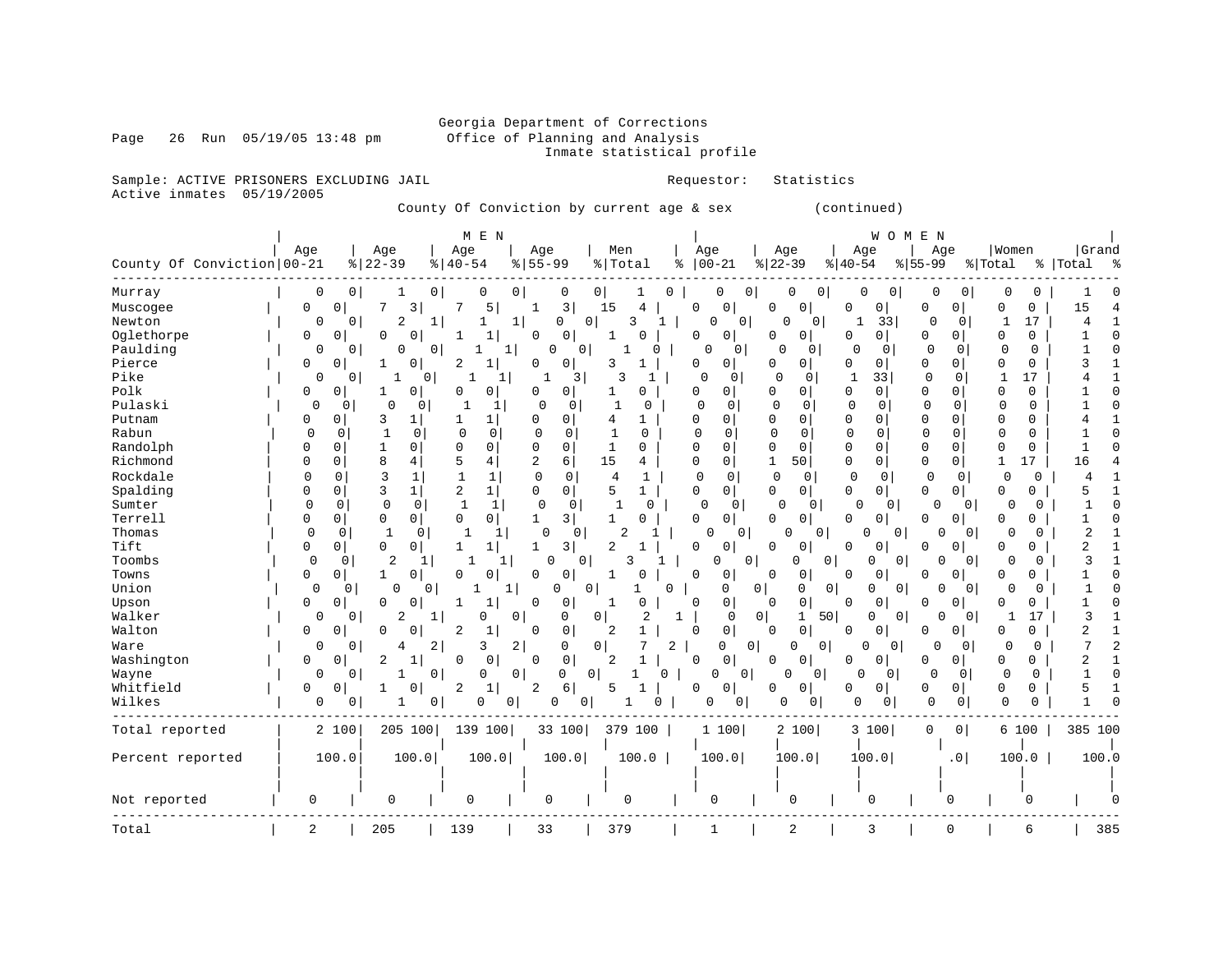Georgia Department of Corrections
Office of Planning and Analysis
Inmate statistical profile

Sample: ACTIVE PRISONERS EXCLUDING JAIL — Requestor: Statistics
Active inmates 05/19/2005

County Of Conviction by current age & sex (continued)

| | MEN | | | | | | | | | | WOMEN | | | | | | | | | | | |
|---|---|---|---|---|---|---|---|---|---|---|---|---|---|---|---|---|---|---|---|---|---|---|
| County Of Conviction | Age 00-21 | % | Age 22-39 | % | Age 40-54 | % | Age 55-99 | % | Men Total | % | Age 00-21 | % | Age 22-39 | % | Age 40-54 | % | Age 55-99 | % | Women Total | % | Grand Total | % |
| Murray | 0 | 0 | 1 | 0 | 0 | 0 | 0 | 0 | 1 | 0 | 0 | 0 | 0 | 0 | 0 | 0 | 0 | 0 | 0 | 0 | 1 | 0 |
| Muscogee | 0 | 0 | 7 | 3 | 7 | 5 | 1 | 3 | 15 | 4 | 0 | 0 | 0 | 0 | 0 | 0 | 0 | 0 | 0 | 0 | 15 | 4 |
| Newton | 0 | 0 | 2 | 1 | 1 | 1 | 0 | 0 | 3 | 1 | 0 | 0 | 0 | 0 | 1 | 33 | 0 | 0 | 1 | 17 | 4 | 1 |
| Oglethorpe | 0 | 0 | 0 | 0 | 1 | 1 | 0 | 0 | 1 | 0 | 0 | 0 | 0 | 0 | 0 | 0 | 0 | 0 | 0 | 0 | 1 | 0 |
| Paulding | 0 | 0 | 0 | 0 | 1 | 1 | 0 | 0 | 1 | 0 | 0 | 0 | 0 | 0 | 0 | 0 | 0 | 0 | 0 | 0 | 1 | 0 |
| Pierce | 0 | 0 | 1 | 0 | 2 | 1 | 0 | 0 | 3 | 1 | 0 | 0 | 0 | 0 | 0 | 0 | 0 | 0 | 0 | 0 | 3 | 1 |
| Pike | 0 | 0 | 1 | 0 | 1 | 1 | 1 | 3 | 3 | 1 | 0 | 0 | 0 | 0 | 1 | 33 | 0 | 0 | 1 | 17 | 4 | 1 |
| Polk | 0 | 0 | 1 | 0 | 0 | 0 | 0 | 0 | 1 | 0 | 0 | 0 | 0 | 0 | 0 | 0 | 0 | 0 | 0 | 0 | 1 | 0 |
| Pulaski | 0 | 0 | 0 | 0 | 1 | 1 | 0 | 0 | 1 | 0 | 0 | 0 | 0 | 0 | 0 | 0 | 0 | 0 | 0 | 0 | 1 | 0 |
| Putnam | 0 | 0 | 3 | 1 | 1 | 1 | 0 | 0 | 4 | 1 | 0 | 0 | 0 | 0 | 0 | 0 | 0 | 0 | 0 | 0 | 4 | 1 |
| Rabun | 0 | 0 | 1 | 0 | 0 | 0 | 0 | 0 | 1 | 0 | 0 | 0 | 0 | 0 | 0 | 0 | 0 | 0 | 0 | 0 | 1 | 0 |
| Randolph | 0 | 0 | 1 | 0 | 0 | 0 | 0 | 0 | 1 | 0 | 0 | 0 | 0 | 0 | 0 | 0 | 0 | 0 | 0 | 0 | 1 | 0 |
| Richmond | 0 | 0 | 8 | 4 | 5 | 4 | 2 | 6 | 15 | 4 | 0 | 0 | 1 | 50 | 0 | 0 | 0 | 0 | 1 | 17 | 16 | 4 |
| Rockdale | 0 | 0 | 3 | 1 | 1 | 1 | 0 | 0 | 4 | 1 | 0 | 0 | 0 | 0 | 0 | 0 | 0 | 0 | 0 | 0 | 4 | 1 |
| Spalding | 0 | 0 | 3 | 1 | 2 | 1 | 0 | 0 | 5 | 1 | 0 | 0 | 0 | 0 | 0 | 0 | 0 | 0 | 0 | 0 | 5 | 1 |
| Sumter | 0 | 0 | 0 | 0 | 1 | 1 | 0 | 0 | 1 | 0 | 0 | 0 | 0 | 0 | 0 | 0 | 0 | 0 | 0 | 0 | 1 | 0 |
| Terrell | 0 | 0 | 0 | 0 | 0 | 0 | 1 | 3 | 1 | 0 | 0 | 0 | 0 | 0 | 0 | 0 | 0 | 0 | 0 | 0 | 1 | 0 |
| Thomas | 0 | 0 | 1 | 0 | 1 | 1 | 0 | 0 | 2 | 1 | 0 | 0 | 0 | 0 | 0 | 0 | 0 | 0 | 0 | 0 | 2 | 1 |
| Tift | 0 | 0 | 0 | 0 | 1 | 1 | 1 | 3 | 2 | 1 | 0 | 0 | 0 | 0 | 0 | 0 | 0 | 0 | 0 | 0 | 2 | 1 |
| Toombs | 0 | 0 | 2 | 1 | 1 | 1 | 0 | 0 | 3 | 1 | 0 | 0 | 0 | 0 | 0 | 0 | 0 | 0 | 0 | 0 | 3 | 1 |
| Towns | 0 | 0 | 1 | 0 | 0 | 0 | 0 | 0 | 1 | 0 | 0 | 0 | 0 | 0 | 0 | 0 | 0 | 0 | 0 | 0 | 1 | 0 |
| Union | 0 | 0 | 0 | 0 | 1 | 1 | 0 | 0 | 1 | 0 | 0 | 0 | 0 | 0 | 0 | 0 | 0 | 0 | 0 | 0 | 1 | 0 |
| Upson | 0 | 0 | 0 | 0 | 1 | 1 | 0 | 0 | 1 | 0 | 0 | 0 | 0 | 0 | 0 | 0 | 0 | 0 | 0 | 0 | 1 | 0 |
| Walker | 0 | 0 | 2 | 1 | 0 | 0 | 0 | 0 | 2 | 1 | 0 | 0 | 1 | 50 | 0 | 0 | 0 | 0 | 1 | 17 | 3 | 1 |
| Walton | 0 | 0 | 0 | 0 | 2 | 1 | 0 | 0 | 2 | 1 | 0 | 0 | 0 | 0 | 0 | 0 | 0 | 0 | 0 | 0 | 2 | 1 |
| Ware | 0 | 0 | 4 | 2 | 3 | 2 | 0 | 0 | 7 | 2 | 0 | 0 | 0 | 0 | 0 | 0 | 0 | 0 | 0 | 0 | 7 | 2 |
| Washington | 0 | 0 | 2 | 1 | 0 | 0 | 0 | 0 | 2 | 1 | 0 | 0 | 0 | 0 | 0 | 0 | 0 | 0 | 0 | 0 | 2 | 1 |
| Wayne | 0 | 0 | 1 | 0 | 0 | 0 | 0 | 0 | 1 | 0 | 0 | 0 | 0 | 0 | 0 | 0 | 0 | 0 | 0 | 0 | 1 | 0 |
| Whitfield | 0 | 0 | 1 | 0 | 2 | 1 | 2 | 6 | 5 | 1 | 0 | 0 | 0 | 0 | 0 | 0 | 0 | 0 | 0 | 0 | 5 | 1 |
| Wilkes | 0 | 0 | 1 | 0 | 0 | 0 | 0 | 0 | 1 | 0 | 0 | 0 | 0 | 0 | 0 | 0 | 0 | 0 | 0 | 0 | 1 | 0 |
| Total reported | 2 | 100 | 205 | 100 | 139 | 100 | 33 | 100 | 379 | 100 | 1 | 100 | 2 | 100 | 3 | 100 | 0 | 0 | 6 | 100 | 385 | 100 |
| Percent reported | 100.0 | | 100.0 | | 100.0 | | 100.0 | | 100.0 | | 100.0 | | 100.0 | | 100.0 | | .0 | | 100.0 | | 100.0 | |
| Not reported | 0 | | 0 | | 0 | | 0 | | 0 | | 0 | | 0 | | 0 | | 0 | | 0 | | 0 | |
| Total | 2 | | 205 | | 139 | | 33 | | 379 | | 1 | | 2 | | 3 | | 0 | | 6 | | 385 | |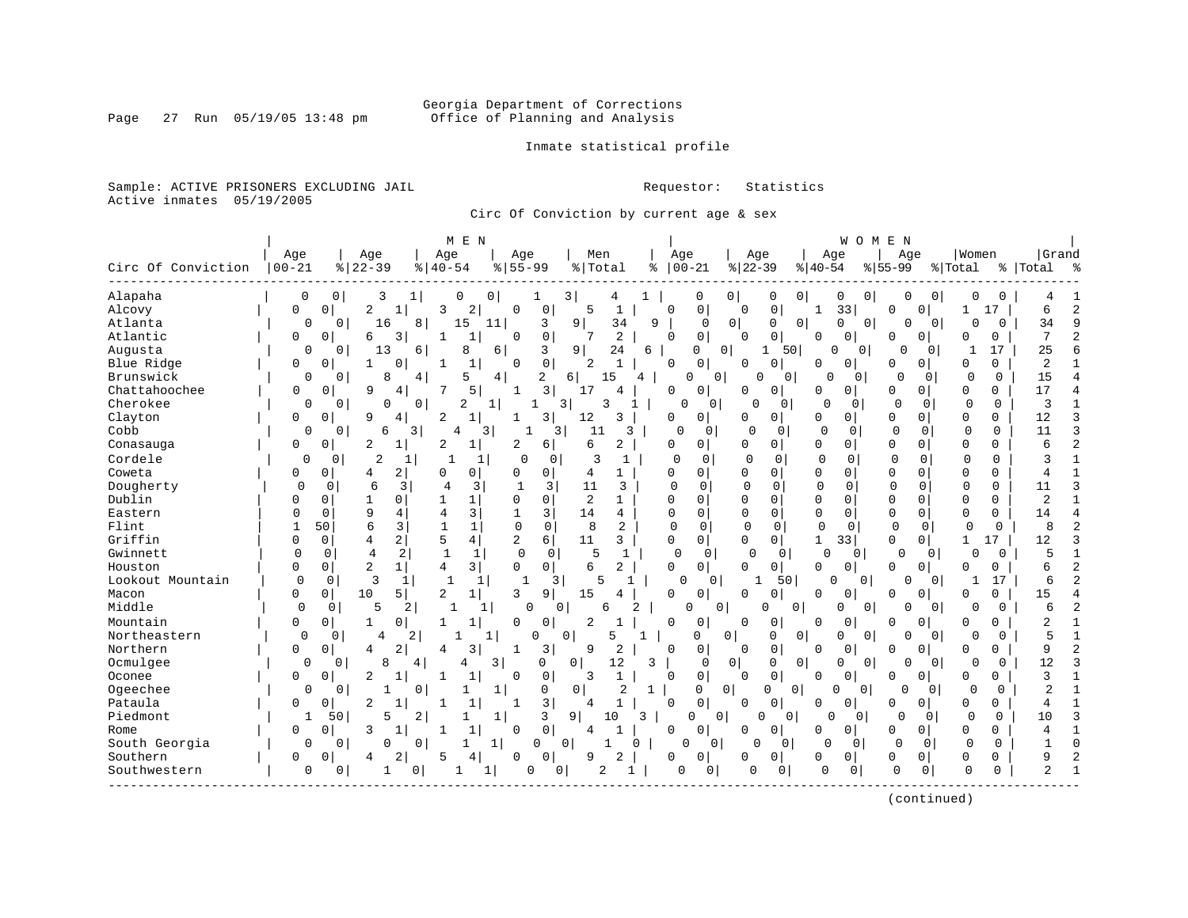Georgia Department of Corrections
Office of Planning and Analysis

Inmate statistical profile

Sample: ACTIVE PRISONERS EXCLUDING JAIL
Active inmates 05/19/2005

Requestor: Statistics

Circ Of Conviction by current age & sex

| Circ Of Conviction | MEN Age 00-21 | % | Age 22-39 | % | Age 40-54 | % | Age 55-99 | % | Men Total | % | WOMEN Age 00-21 | % | Age 22-39 | % | Age 40-54 | % | Age 55-99 | % | Women Total | % | Grand Total | % |
|---|---|---|---|---|---|---|---|---|---|---|---|---|---|---|---|---|---|---|---|---|---|---|
| Alapaha | 0 | 0 | 3 | 1 | 0 | 0 | 1 | 3 | 4 | 1 | 0 | 0 | 0 | 0 | 0 | 0 | 0 | 0 | 0 | 0 | 4 | 1 |
| Alcovy | 0 | 0 | 2 | 1 | 3 | 2 | 0 | 0 | 5 | 1 | 0 | 0 | 0 | 0 | 1 | 33 | 0 | 0 | 1 | 17 | 6 | 2 |
| Atlanta | 0 | 0 | 16 | 8 | 15 | 11 | 3 | 9 | 34 | 9 | 0 | 0 | 0 | 0 | 0 | 0 | 0 | 0 | 0 | 0 | 34 | 9 |
| Atlantic | 0 | 0 | 6 | 3 | 1 | 1 | 0 | 0 | 7 | 2 | 0 | 0 | 0 | 0 | 0 | 0 | 0 | 0 | 0 | 0 | 7 | 2 |
| Augusta | 0 | 0 | 13 | 6 | 8 | 6 | 3 | 9 | 24 | 6 | 0 | 0 | 1 | 50 | 0 | 0 | 0 | 0 | 1 | 17 | 25 | 6 |
| Blue Ridge | 0 | 0 | 1 | 0 | 1 | 1 | 0 | 0 | 2 | 1 | 0 | 0 | 0 | 0 | 0 | 0 | 0 | 0 | 0 | 0 | 2 | 1 |
| Brunswick | 0 | 0 | 8 | 4 | 5 | 4 | 2 | 6 | 15 | 4 | 0 | 0 | 0 | 0 | 0 | 0 | 0 | 0 | 0 | 0 | 15 | 4 |
| Chattahoochee | 0 | 0 | 9 | 4 | 7 | 5 | 1 | 3 | 17 | 4 | 0 | 0 | 0 | 0 | 0 | 0 | 0 | 0 | 0 | 0 | 17 | 4 |
| Cherokee | 0 | 0 | 0 | 0 | 2 | 1 | 1 | 3 | 3 | 1 | 0 | 0 | 0 | 0 | 0 | 0 | 0 | 0 | 0 | 0 | 3 | 1 |
| Clayton | 0 | 0 | 9 | 4 | 2 | 1 | 1 | 3 | 12 | 3 | 0 | 0 | 0 | 0 | 0 | 0 | 0 | 0 | 0 | 0 | 12 | 3 |
| Cobb | 0 | 0 | 6 | 3 | 4 | 3 | 1 | 3 | 11 | 3 | 0 | 0 | 0 | 0 | 0 | 0 | 0 | 0 | 0 | 0 | 11 | 3 |
| Conasauga | 0 | 0 | 2 | 1 | 2 | 1 | 2 | 6 | 6 | 2 | 0 | 0 | 0 | 0 | 0 | 0 | 0 | 0 | 0 | 0 | 6 | 2 |
| Cordele | 0 | 0 | 2 | 1 | 1 | 1 | 0 | 0 | 3 | 1 | 0 | 0 | 0 | 0 | 0 | 0 | 0 | 0 | 0 | 0 | 3 | 1 |
| Coweta | 0 | 0 | 4 | 2 | 0 | 0 | 0 | 0 | 4 | 1 | 0 | 0 | 0 | 0 | 0 | 0 | 0 | 0 | 0 | 0 | 4 | 1 |
| Dougherty | 0 | 0 | 6 | 3 | 4 | 3 | 1 | 3 | 11 | 3 | 0 | 0 | 0 | 0 | 0 | 0 | 0 | 0 | 0 | 0 | 11 | 3 |
| Dublin | 0 | 0 | 1 | 0 | 1 | 1 | 0 | 0 | 2 | 1 | 0 | 0 | 0 | 0 | 0 | 0 | 0 | 0 | 0 | 0 | 2 | 1 |
| Eastern | 0 | 0 | 9 | 4 | 4 | 3 | 1 | 3 | 14 | 4 | 0 | 0 | 0 | 0 | 0 | 0 | 0 | 0 | 0 | 0 | 14 | 4 |
| Flint | 1 | 50 | 6 | 3 | 1 | 1 | 0 | 0 | 8 | 2 | 0 | 0 | 0 | 0 | 0 | 0 | 0 | 0 | 0 | 0 | 8 | 2 |
| Griffin | 0 | 0 | 4 | 2 | 5 | 4 | 2 | 6 | 11 | 3 | 0 | 0 | 0 | 0 | 1 | 33 | 0 | 0 | 1 | 17 | 12 | 3 |
| Gwinnett | 0 | 0 | 4 | 2 | 1 | 1 | 0 | 0 | 5 | 1 | 0 | 0 | 0 | 0 | 0 | 0 | 0 | 0 | 0 | 0 | 5 | 1 |
| Houston | 0 | 0 | 2 | 1 | 4 | 3 | 0 | 0 | 6 | 2 | 0 | 0 | 0 | 0 | 0 | 0 | 0 | 0 | 0 | 0 | 6 | 2 |
| Lookout Mountain | 0 | 0 | 3 | 1 | 1 | 1 | 1 | 3 | 5 | 1 | 0 | 0 | 1 | 50 | 0 | 0 | 0 | 0 | 1 | 17 | 6 | 2 |
| Macon | 0 | 0 | 10 | 5 | 2 | 1 | 3 | 9 | 15 | 4 | 0 | 0 | 0 | 0 | 0 | 0 | 0 | 0 | 0 | 0 | 15 | 4 |
| Middle | 0 | 0 | 5 | 2 | 1 | 1 | 0 | 0 | 6 | 2 | 0 | 0 | 0 | 0 | 0 | 0 | 0 | 0 | 0 | 0 | 6 | 2 |
| Mountain | 0 | 0 | 1 | 0 | 1 | 1 | 0 | 0 | 2 | 1 | 0 | 0 | 0 | 0 | 0 | 0 | 0 | 0 | 0 | 0 | 2 | 1 |
| Northeastern | 0 | 0 | 4 | 2 | 1 | 1 | 0 | 0 | 5 | 1 | 0 | 0 | 0 | 0 | 0 | 0 | 0 | 0 | 0 | 0 | 5 | 1 |
| Northern | 0 | 0 | 4 | 2 | 4 | 3 | 1 | 3 | 9 | 2 | 0 | 0 | 0 | 0 | 0 | 0 | 0 | 0 | 0 | 0 | 9 | 2 |
| Ocmulgee | 0 | 0 | 8 | 4 | 4 | 3 | 0 | 0 | 12 | 3 | 0 | 0 | 0 | 0 | 0 | 0 | 0 | 0 | 0 | 0 | 12 | 3 |
| Oconee | 0 | 0 | 2 | 1 | 1 | 1 | 0 | 0 | 3 | 1 | 0 | 0 | 0 | 0 | 0 | 0 | 0 | 0 | 0 | 0 | 3 | 1 |
| Ogeechee | 0 | 0 | 1 | 0 | 1 | 1 | 0 | 0 | 2 | 1 | 0 | 0 | 0 | 0 | 0 | 0 | 0 | 0 | 0 | 0 | 2 | 1 |
| Pataula | 0 | 0 | 2 | 1 | 1 | 1 | 1 | 3 | 4 | 1 | 0 | 0 | 0 | 0 | 0 | 0 | 0 | 0 | 0 | 0 | 4 | 1 |
| Piedmont | 1 | 50 | 5 | 2 | 1 | 1 | 3 | 9 | 10 | 3 | 0 | 0 | 0 | 0 | 0 | 0 | 0 | 0 | 0 | 0 | 10 | 3 |
| Rome | 0 | 0 | 3 | 1 | 1 | 1 | 0 | 0 | 4 | 1 | 0 | 0 | 0 | 0 | 0 | 0 | 0 | 0 | 0 | 0 | 4 | 1 |
| South Georgia | 0 | 0 | 0 | 0 | 1 | 1 | 0 | 0 | 1 | 0 | 0 | 0 | 0 | 0 | 0 | 0 | 0 | 0 | 0 | 0 | 1 | 0 |
| Southern | 0 | 0 | 4 | 2 | 5 | 4 | 0 | 0 | 9 | 2 | 0 | 0 | 0 | 0 | 0 | 0 | 0 | 0 | 0 | 0 | 9 | 2 |
| Southwestern | 0 | 0 | 1 | 0 | 1 | 1 | 0 | 0 | 2 | 1 | 0 | 0 | 0 | 0 | 0 | 0 | 0 | 0 | 0 | 0 | 2 | 1 |

(continued)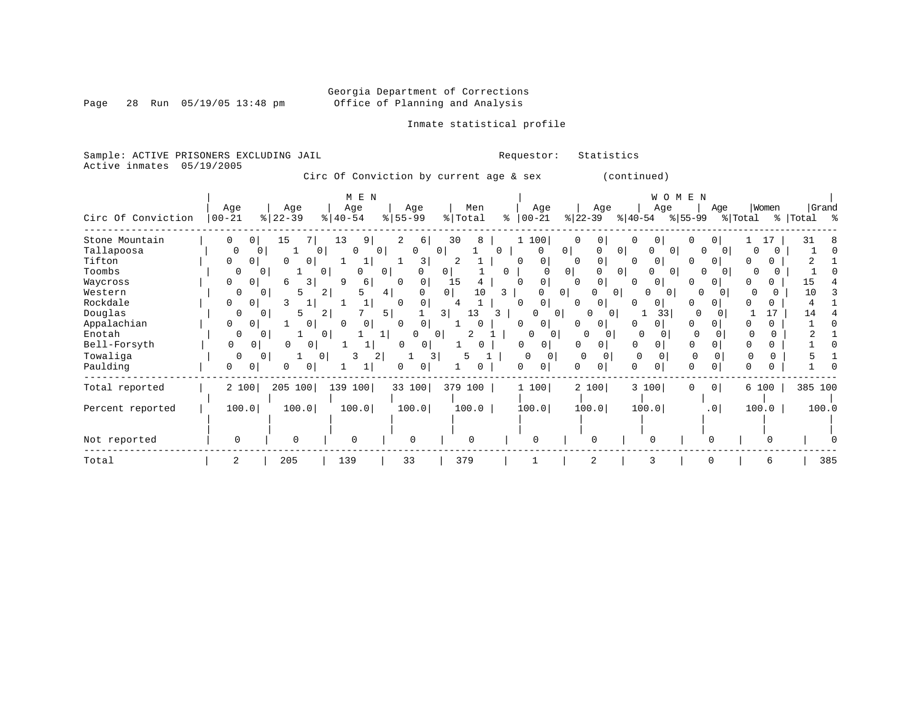Georgia Department of Corrections
Office of Planning and Analysis

Inmate statistical profile

Sample: ACTIVE PRISONERS EXCLUDING JAIL　　　　Requestor: Statistics
Active inmates 05/19/2005

Circ Of Conviction by current age & sex (continued)

| Circ Of Conviction | MEN Age 00-21 | % | Age 22-39 | % | Age 40-54 | % | Age 55-99 | % | Men Total | % | WOMEN Age 00-21 | % | Age 22-39 | % | Age 40-54 | % | Age 55-99 | % | Women Total | % | Grand Total | % |
|---|---|---|---|---|---|---|---|---|---|---|---|---|---|---|---|---|---|---|---|---|---|---|
| Stone Mountain | 0 | 0 | 15 | 7 | 13 | 9 | 2 | 6 | 30 | 8 | 1 | 100 | 0 | 0 | 0 | 0 | 0 | 0 | 1 | 17 | 31 | 8 |
| Tallapoosa | 0 | 0 | 1 | 0 | 0 | 0 | 0 | 0 | 1 | 0 | 0 | 0 | 0 | 0 | 0 | 0 | 0 | 0 | 0 | 0 | 1 | 0 |
| Tifton | 0 | 0 | 0 | 0 | 1 | 1 | 1 | 3 | 2 | 1 | 0 | 0 | 0 | 0 | 0 | 0 | 0 | 0 | 0 | 0 | 2 | 1 |
| Toombs | 0 | 0 | 1 | 0 | 0 | 0 | 0 | 0 | 1 | 0 | 0 | 0 | 0 | 0 | 0 | 0 | 0 | 0 | 0 | 0 | 1 | 0 |
| Waycross | 0 | 0 | 6 | 3 | 9 | 6 | 0 | 0 | 15 | 4 | 0 | 0 | 0 | 0 | 0 | 0 | 0 | 0 | 0 | 0 | 15 | 4 |
| Western | 0 | 0 | 5 | 2 | 5 | 4 | 0 | 0 | 10 | 3 | 0 | 0 | 0 | 0 | 0 | 0 | 0 | 0 | 0 | 0 | 10 | 3 |
| Rockdale | 0 | 0 | 3 | 1 | 1 | 1 | 0 | 0 | 4 | 1 | 0 | 0 | 0 | 0 | 0 | 0 | 0 | 0 | 0 | 0 | 4 | 1 |
| Douglas | 0 | 0 | 5 | 2 | 7 | 5 | 1 | 3 | 13 | 3 | 0 | 0 | 0 | 0 | 1 | 33 | 0 | 0 | 1 | 17 | 14 | 4 |
| Appalachian | 0 | 0 | 1 | 0 | 0 | 0 | 0 | 0 | 1 | 0 | 0 | 0 | 0 | 0 | 0 | 0 | 0 | 0 | 0 | 0 | 1 | 0 |
| Enotah | 0 | 0 | 1 | 0 | 1 | 1 | 0 | 0 | 2 | 1 | 0 | 0 | 0 | 0 | 0 | 0 | 0 | 0 | 0 | 0 | 2 | 1 |
| Bell-Forsyth | 0 | 0 | 0 | 0 | 1 | 1 | 0 | 0 | 1 | 0 | 0 | 0 | 0 | 0 | 0 | 0 | 0 | 0 | 0 | 0 | 1 | 0 |
| Towaliga | 0 | 0 | 1 | 0 | 3 | 2 | 1 | 3 | 5 | 1 | 0 | 0 | 0 | 0 | 0 | 0 | 0 | 0 | 0 | 0 | 5 | 1 |
| Paulding | 0 | 0 | 0 | 0 | 1 | 1 | 0 | 0 | 1 | 0 | 0 | 0 | 0 | 0 | 0 | 0 | 0 | 0 | 0 | 0 | 1 | 0 |
| Total reported | 2 | 100 | 205 | 100 | 139 | 100 | 33 | 100 | 379 | 100 | 1 | 100 | 2 | 100 | 3 | 100 | 0 | 0 | 6 | 100 | 385 | 100 |
| Percent reported | 100.0 | | 100.0 | | 100.0 | | 100.0 | | 100.0 | | 100.0 | | 100.0 | | 100.0 | | .0 | | 100.0 | | 100.0 | |
| Not reported | 0 | | 0 | | 0 | | 0 | | 0 | | 0 | | 0 | | 0 | | 0 | | 0 | | 0 | |
| Total | 2 | | 205 | | 139 | | 33 | | 379 | | 1 | | 2 | | 3 | | 0 | | 6 | | 385 | |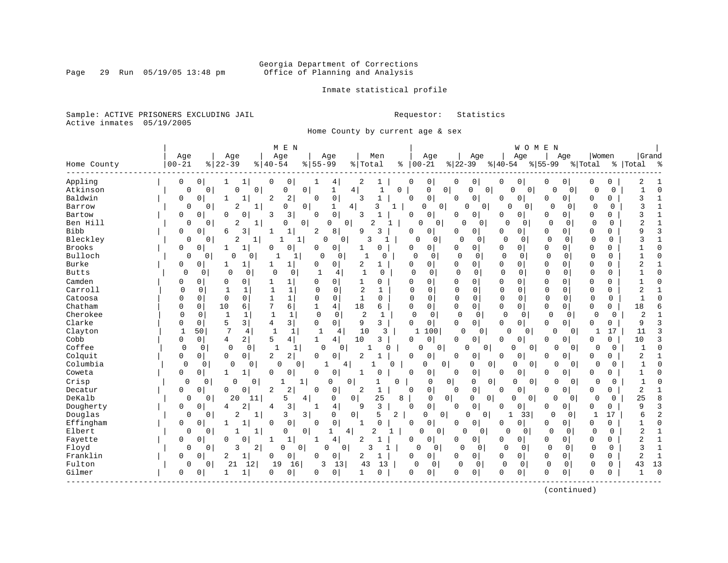Georgia Department of Corrections
Office of Planning and Analysis

Inmate statistical profile

Sample: ACTIVE PRISONERS EXCLUDING JAIL　　　　Requestor: Statistics
Active inmates 05/19/2005

Home County by current age & sex

| Home County | MEN Age 00-21 | % | Age 22-39 | % | Age 40-54 | % | Age 55-99 | % | Men Total | % | WOMEN Age 00-21 | % | Age 22-39 | % | Age 40-54 | % | Age 55-99 | % | Women Total | % | Grand Total | % |
|---|---|---|---|---|---|---|---|---|---|---|---|---|---|---|---|---|---|---|---|---|---|---|
| Appling | 0 | 0 | 1 | 1 | 0 | 0 | 1 | 4 | 2 | 1 | 0 | 0 | 0 | 0 | 0 | 0 | 0 | 0 | 0 | 0 | 2 | 1 |
| Atkinson | 0 | 0 | 0 | 0 | 0 | 0 | 1 | 4 | 1 | 0 | 0 | 0 | 0 | 0 | 0 | 0 | 0 | 0 | 0 | 0 | 1 | 0 |
| Baldwin | 0 | 0 | 1 | 1 | 2 | 2 | 0 | 0 | 3 | 1 | 0 | 0 | 0 | 0 | 0 | 0 | 0 | 0 | 0 | 0 | 3 | 1 |
| Barrow | 0 | 0 | 2 | 1 | 0 | 0 | 1 | 4 | 3 | 1 | 0 | 0 | 0 | 0 | 0 | 0 | 0 | 0 | 0 | 0 | 3 | 1 |
| Bartow | 0 | 0 | 0 | 0 | 3 | 3 | 0 | 0 | 3 | 1 | 0 | 0 | 0 | 0 | 0 | 0 | 0 | 0 | 0 | 0 | 3 | 1 |
| Ben Hill | 0 | 0 | 2 | 1 | 0 | 0 | 0 | 0 | 2 | 1 | 0 | 0 | 0 | 0 | 0 | 0 | 0 | 0 | 0 | 0 | 2 | 1 |
| Bibb | 0 | 0 | 6 | 3 | 1 | 1 | 2 | 8 | 9 | 3 | 0 | 0 | 0 | 0 | 0 | 0 | 0 | 0 | 0 | 0 | 9 | 3 |
| Bleckley | 0 | 0 | 2 | 1 | 1 | 1 | 0 | 0 | 3 | 1 | 0 | 0 | 0 | 0 | 0 | 0 | 0 | 0 | 0 | 0 | 3 | 1 |
| Brooks | 0 | 0 | 1 | 1 | 0 | 0 | 0 | 0 | 1 | 0 | 0 | 0 | 0 | 0 | 0 | 0 | 0 | 0 | 0 | 0 | 1 | 0 |
| Bulloch | 0 | 0 | 0 | 0 | 1 | 1 | 0 | 0 | 1 | 0 | 0 | 0 | 0 | 0 | 0 | 0 | 0 | 0 | 0 | 0 | 1 | 0 |
| Burke | 0 | 0 | 1 | 1 | 1 | 1 | 0 | 0 | 2 | 1 | 0 | 0 | 0 | 0 | 0 | 0 | 0 | 0 | 0 | 0 | 2 | 1 |
| Butts | 0 | 0 | 0 | 0 | 0 | 0 | 1 | 4 | 1 | 0 | 0 | 0 | 0 | 0 | 0 | 0 | 0 | 0 | 0 | 0 | 1 | 0 |
| Camden | 0 | 0 | 0 | 0 | 1 | 1 | 0 | 0 | 1 | 0 | 0 | 0 | 0 | 0 | 0 | 0 | 0 | 0 | 0 | 0 | 1 | 0 |
| Carroll | 0 | 0 | 1 | 1 | 1 | 1 | 0 | 0 | 2 | 1 | 0 | 0 | 0 | 0 | 0 | 0 | 0 | 0 | 0 | 0 | 2 | 1 |
| Catoosa | 0 | 0 | 0 | 0 | 1 | 1 | 0 | 0 | 1 | 0 | 0 | 0 | 0 | 0 | 0 | 0 | 0 | 0 | 0 | 0 | 1 | 0 |
| Chatham | 0 | 0 | 10 | 6 | 7 | 6 | 1 | 4 | 18 | 6 | 0 | 0 | 0 | 0 | 0 | 0 | 0 | 0 | 0 | 0 | 18 | 6 |
| Cherokee | 0 | 0 | 1 | 1 | 1 | 1 | 0 | 0 | 2 | 1 | 0 | 0 | 0 | 0 | 0 | 0 | 0 | 0 | 0 | 0 | 2 | 1 |
| Clarke | 0 | 0 | 5 | 3 | 4 | 3 | 0 | 0 | 9 | 3 | 0 | 0 | 0 | 0 | 0 | 0 | 0 | 0 | 0 | 0 | 9 | 3 |
| Clayton | 1 | 50 | 7 | 4 | 1 | 1 | 1 | 4 | 10 | 3 | 1 | 100 | 0 | 0 | 0 | 0 | 0 | 0 | 1 | 17 | 11 | 3 |
| Cobb | 0 | 0 | 4 | 2 | 5 | 4 | 1 | 4 | 10 | 3 | 0 | 0 | 0 | 0 | 0 | 0 | 0 | 0 | 0 | 0 | 10 | 3 |
| Coffee | 0 | 0 | 0 | 0 | 1 | 1 | 0 | 0 | 1 | 0 | 0 | 0 | 0 | 0 | 0 | 0 | 0 | 0 | 0 | 0 | 1 | 0 |
| Colquit | 0 | 0 | 0 | 0 | 2 | 2 | 0 | 0 | 2 | 1 | 0 | 0 | 0 | 0 | 0 | 0 | 0 | 0 | 0 | 0 | 2 | 1 |
| Columbia | 0 | 0 | 0 | 0 | 0 | 0 | 1 | 4 | 1 | 0 | 0 | 0 | 0 | 0 | 0 | 0 | 0 | 0 | 0 | 0 | 1 | 0 |
| Coweta | 0 | 0 | 1 | 1 | 0 | 0 | 0 | 0 | 1 | 0 | 0 | 0 | 0 | 0 | 0 | 0 | 0 | 0 | 0 | 0 | 1 | 0 |
| Crisp | 0 | 0 | 0 | 0 | 1 | 1 | 0 | 0 | 1 | 0 | 0 | 0 | 0 | 0 | 0 | 0 | 0 | 0 | 0 | 0 | 1 | 0 |
| Decatur | 0 | 0 | 0 | 0 | 2 | 2 | 0 | 0 | 2 | 1 | 0 | 0 | 0 | 0 | 0 | 0 | 0 | 0 | 0 | 0 | 2 | 1 |
| DeKalb | 0 | 0 | 20 | 11 | 5 | 4 | 0 | 0 | 25 | 8 | 0 | 0 | 0 | 0 | 0 | 0 | 0 | 0 | 0 | 0 | 25 | 8 |
| Dougherty | 0 | 0 | 4 | 2 | 4 | 3 | 1 | 4 | 9 | 3 | 0 | 0 | 0 | 0 | 0 | 0 | 0 | 0 | 0 | 0 | 9 | 3 |
| Douglas | 0 | 0 | 2 | 1 | 3 | 3 | 0 | 0 | 5 | 2 | 0 | 0 | 0 | 0 | 1 | 33 | 0 | 0 | 1 | 17 | 6 | 2 |
| Effingham | 0 | 0 | 1 | 1 | 0 | 0 | 0 | 0 | 1 | 0 | 0 | 0 | 0 | 0 | 0 | 0 | 0 | 0 | 0 | 0 | 1 | 0 |
| Elbert | 0 | 0 | 1 | 1 | 0 | 0 | 1 | 4 | 2 | 1 | 0 | 0 | 0 | 0 | 0 | 0 | 0 | 0 | 0 | 0 | 2 | 1 |
| Fayette | 0 | 0 | 0 | 0 | 1 | 1 | 1 | 4 | 2 | 1 | 0 | 0 | 0 | 0 | 0 | 0 | 0 | 0 | 0 | 0 | 2 | 1 |
| Floyd | 0 | 0 | 3 | 2 | 0 | 0 | 0 | 0 | 3 | 1 | 0 | 0 | 0 | 0 | 0 | 0 | 0 | 0 | 0 | 0 | 3 | 1 |
| Franklin | 0 | 0 | 2 | 1 | 0 | 0 | 0 | 0 | 2 | 1 | 0 | 0 | 0 | 0 | 0 | 0 | 0 | 0 | 0 | 0 | 2 | 1 |
| Fulton | 0 | 0 | 21 | 12 | 19 | 16 | 3 | 13 | 43 | 13 | 0 | 0 | 0 | 0 | 0 | 0 | 0 | 0 | 0 | 0 | 43 | 13 |
| Gilmer | 0 | 0 | 1 | 1 | 0 | 0 | 0 | 0 | 1 | 0 | 0 | 0 | 0 | 0 | 0 | 0 | 0 | 0 | 0 | 0 | 1 | 0 |

(continued)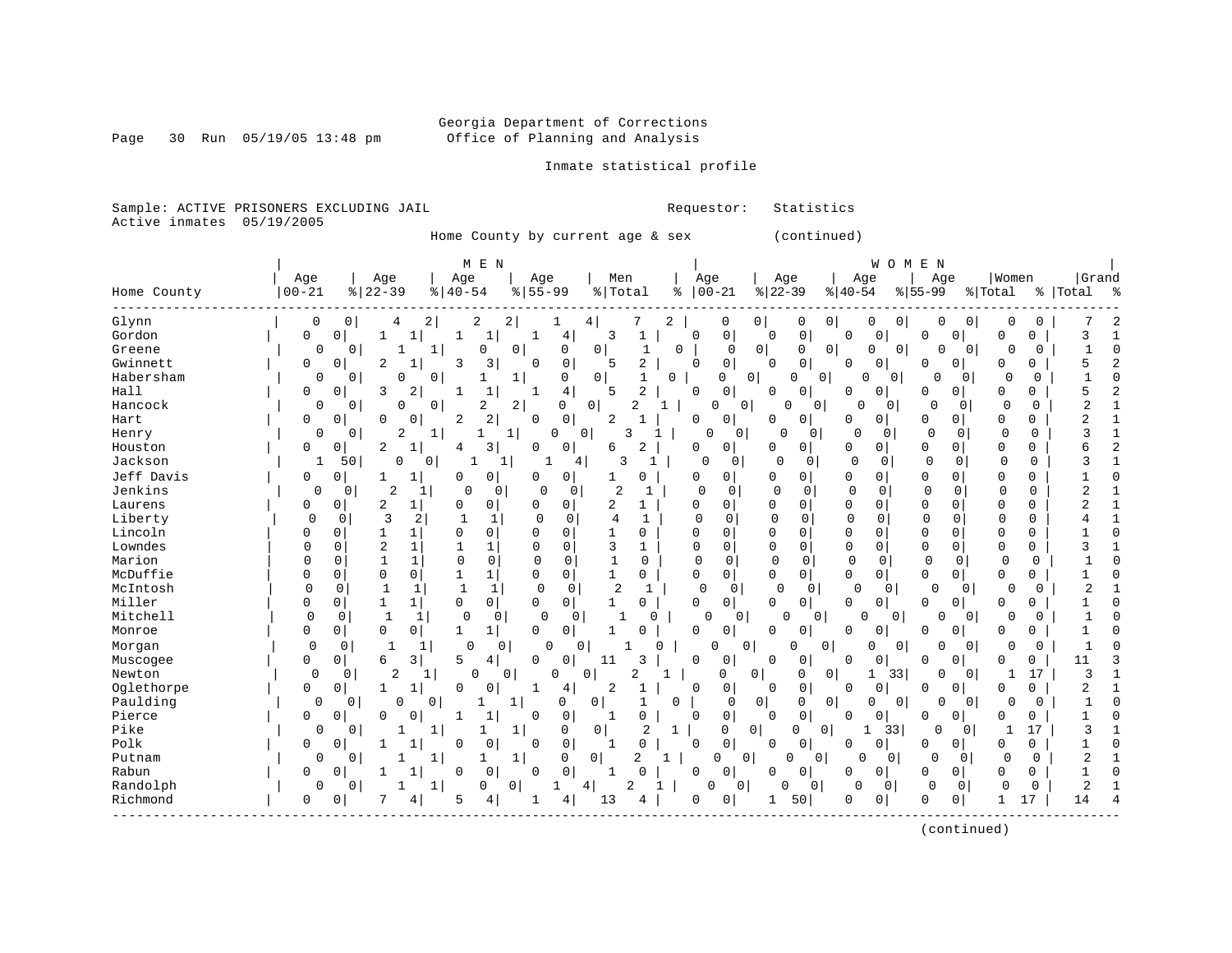Georgia Department of Corrections
Office of Planning and Analysis

Inmate statistical profile

Sample: ACTIVE PRISONERS EXCLUDING JAIL
Requestor: Statistics
Active inmates 05/19/2005

Home County by current age & sex (continued)

| Home County | MEN Age 00-21 | % | Age 22-39 | % | Age 40-54 | % | Age 55-99 | % | Men Total | % | WOMEN Age 00-21 | % | Age 22-39 | % | Age 40-54 | % | Age 55-99 | % | Women Total | % | Grand Total | % |
|---|---|---|---|---|---|---|---|---|---|---|---|---|---|---|---|---|---|---|---|---|---|---|
| Glynn | 0 | 0 | 4 | 2 | 2 | 2 | 1 | 4 | 7 | 2 | 0 | 0 | 0 | 0 | 0 | 0 | 0 | 0 | 0 | 0 | 7 | 2 |
| Gordon | 0 | 0 | 1 | 1 | 1 | 1 | 1 | 4 | 3 | 1 | 0 | 0 | 0 | 0 | 0 | 0 | 0 | 0 | 0 | 0 | 3 | 1 |
| Greene | 0 | 0 | 1 | 1 | 0 | 0 | 0 | 0 | 1 | 0 | 0 | 0 | 0 | 0 | 0 | 0 | 0 | 0 | 0 | 0 | 1 | 0 |
| Gwinnett | 0 | 0 | 2 | 1 | 3 | 3 | 0 | 0 | 5 | 2 | 0 | 0 | 0 | 0 | 0 | 0 | 0 | 0 | 0 | 0 | 5 | 2 |
| Habersham | 0 | 0 | 0 | 0 | 1 | 1 | 0 | 0 | 1 | 0 | 0 | 0 | 0 | 0 | 0 | 0 | 0 | 0 | 0 | 0 | 1 | 0 |
| Hall | 0 | 0 | 3 | 2 | 1 | 1 | 1 | 4 | 5 | 2 | 0 | 0 | 0 | 0 | 0 | 0 | 0 | 0 | 0 | 0 | 5 | 2 |
| Hancock | 0 | 0 | 0 | 0 | 2 | 2 | 0 | 0 | 2 | 1 | 0 | 0 | 0 | 0 | 0 | 0 | 0 | 0 | 0 | 0 | 2 | 1 |
| Hart | 0 | 0 | 0 | 0 | 2 | 2 | 0 | 0 | 2 | 1 | 0 | 0 | 0 | 0 | 0 | 0 | 0 | 0 | 0 | 0 | 2 | 1 |
| Henry | 0 | 0 | 2 | 1 | 1 | 1 | 0 | 0 | 3 | 1 | 0 | 0 | 0 | 0 | 0 | 0 | 0 | 0 | 0 | 0 | 3 | 1 |
| Houston | 0 | 0 | 2 | 1 | 4 | 3 | 0 | 0 | 6 | 2 | 0 | 0 | 0 | 0 | 0 | 0 | 0 | 0 | 0 | 0 | 6 | 2 |
| Jackson | 1 | 50 | 0 | 0 | 1 | 1 | 1 | 4 | 3 | 1 | 0 | 0 | 0 | 0 | 0 | 0 | 0 | 0 | 0 | 0 | 3 | 1 |
| Jeff Davis | 0 | 0 | 1 | 1 | 0 | 0 | 0 | 0 | 1 | 0 | 0 | 0 | 0 | 0 | 0 | 0 | 0 | 0 | 0 | 0 | 1 | 0 |
| Jenkins | 0 | 0 | 2 | 1 | 0 | 0 | 0 | 0 | 2 | 1 | 0 | 0 | 0 | 0 | 0 | 0 | 0 | 0 | 0 | 0 | 2 | 1 |
| Laurens | 0 | 0 | 2 | 1 | 0 | 0 | 0 | 0 | 2 | 1 | 0 | 0 | 0 | 0 | 0 | 0 | 0 | 0 | 0 | 0 | 2 | 1 |
| Liberty | 0 | 0 | 3 | 2 | 1 | 1 | 0 | 0 | 4 | 1 | 0 | 0 | 0 | 0 | 0 | 0 | 0 | 0 | 0 | 0 | 4 | 1 |
| Lincoln | 0 | 0 | 1 | 1 | 0 | 0 | 0 | 0 | 1 | 0 | 0 | 0 | 0 | 0 | 0 | 0 | 0 | 0 | 0 | 0 | 1 | 0 |
| Lowndes | 0 | 0 | 2 | 1 | 1 | 1 | 0 | 0 | 3 | 1 | 0 | 0 | 0 | 0 | 0 | 0 | 0 | 0 | 0 | 0 | 3 | 1 |
| Marion | 0 | 0 | 1 | 1 | 0 | 0 | 0 | 0 | 1 | 0 | 0 | 0 | 0 | 0 | 0 | 0 | 0 | 0 | 0 | 0 | 1 | 0 |
| McDuffie | 0 | 0 | 0 | 0 | 1 | 1 | 0 | 0 | 1 | 0 | 0 | 0 | 0 | 0 | 0 | 0 | 0 | 0 | 0 | 0 | 1 | 0 |
| McIntosh | 0 | 0 | 1 | 1 | 1 | 1 | 0 | 0 | 2 | 1 | 0 | 0 | 0 | 0 | 0 | 0 | 0 | 0 | 0 | 0 | 2 | 1 |
| Miller | 0 | 0 | 1 | 1 | 0 | 0 | 0 | 0 | 1 | 0 | 0 | 0 | 0 | 0 | 0 | 0 | 0 | 0 | 0 | 0 | 1 | 0 |
| Mitchell | 0 | 0 | 1 | 1 | 0 | 0 | 0 | 0 | 1 | 0 | 0 | 0 | 0 | 0 | 0 | 0 | 0 | 0 | 0 | 0 | 1 | 0 |
| Monroe | 0 | 0 | 0 | 0 | 1 | 1 | 0 | 0 | 1 | 0 | 0 | 0 | 0 | 0 | 0 | 0 | 0 | 0 | 0 | 0 | 1 | 0 |
| Morgan | 0 | 0 | 1 | 1 | 0 | 0 | 0 | 0 | 1 | 0 | 0 | 0 | 0 | 0 | 0 | 0 | 0 | 0 | 0 | 0 | 1 | 0 |
| Muscogee | 0 | 0 | 6 | 3 | 5 | 4 | 0 | 0 | 11 | 3 | 0 | 0 | 0 | 0 | 0 | 0 | 0 | 0 | 0 | 0 | 11 | 3 |
| Newton | 0 | 0 | 2 | 1 | 0 | 0 | 0 | 0 | 2 | 1 | 0 | 0 | 0 | 0 | 1 | 33 | 0 | 0 | 1 | 17 | 3 | 1 |
| Oglethorpe | 0 | 0 | 1 | 1 | 0 | 0 | 1 | 4 | 2 | 1 | 0 | 0 | 0 | 0 | 0 | 0 | 0 | 0 | 0 | 0 | 2 | 1 |
| Paulding | 0 | 0 | 0 | 0 | 1 | 1 | 0 | 0 | 1 | 0 | 0 | 0 | 0 | 0 | 0 | 0 | 0 | 0 | 0 | 0 | 1 | 0 |
| Pierce | 0 | 0 | 0 | 0 | 1 | 1 | 0 | 0 | 1 | 0 | 0 | 0 | 0 | 0 | 0 | 0 | 0 | 0 | 0 | 0 | 1 | 0 |
| Pike | 0 | 0 | 1 | 1 | 1 | 1 | 0 | 0 | 2 | 1 | 0 | 0 | 0 | 0 | 1 | 33 | 0 | 0 | 1 | 17 | 3 | 1 |
| Polk | 0 | 0 | 1 | 1 | 0 | 0 | 0 | 0 | 1 | 0 | 0 | 0 | 0 | 0 | 0 | 0 | 0 | 0 | 0 | 0 | 1 | 0 |
| Putnam | 0 | 0 | 1 | 1 | 1 | 1 | 0 | 0 | 2 | 1 | 0 | 0 | 0 | 0 | 0 | 0 | 0 | 0 | 0 | 0 | 2 | 1 |
| Rabun | 0 | 0 | 1 | 1 | 0 | 0 | 0 | 0 | 1 | 0 | 0 | 0 | 0 | 0 | 0 | 0 | 0 | 0 | 0 | 0 | 1 | 0 |
| Randolph | 0 | 0 | 1 | 1 | 0 | 0 | 1 | 4 | 2 | 1 | 0 | 0 | 0 | 0 | 0 | 0 | 0 | 0 | 0 | 0 | 2 | 1 |
| Richmond | 0 | 0 | 7 | 4 | 5 | 4 | 1 | 4 | 13 | 4 | 0 | 0 | 1 | 50 | 0 | 0 | 0 | 0 | 1 | 17 | 14 | 4 |

(continued)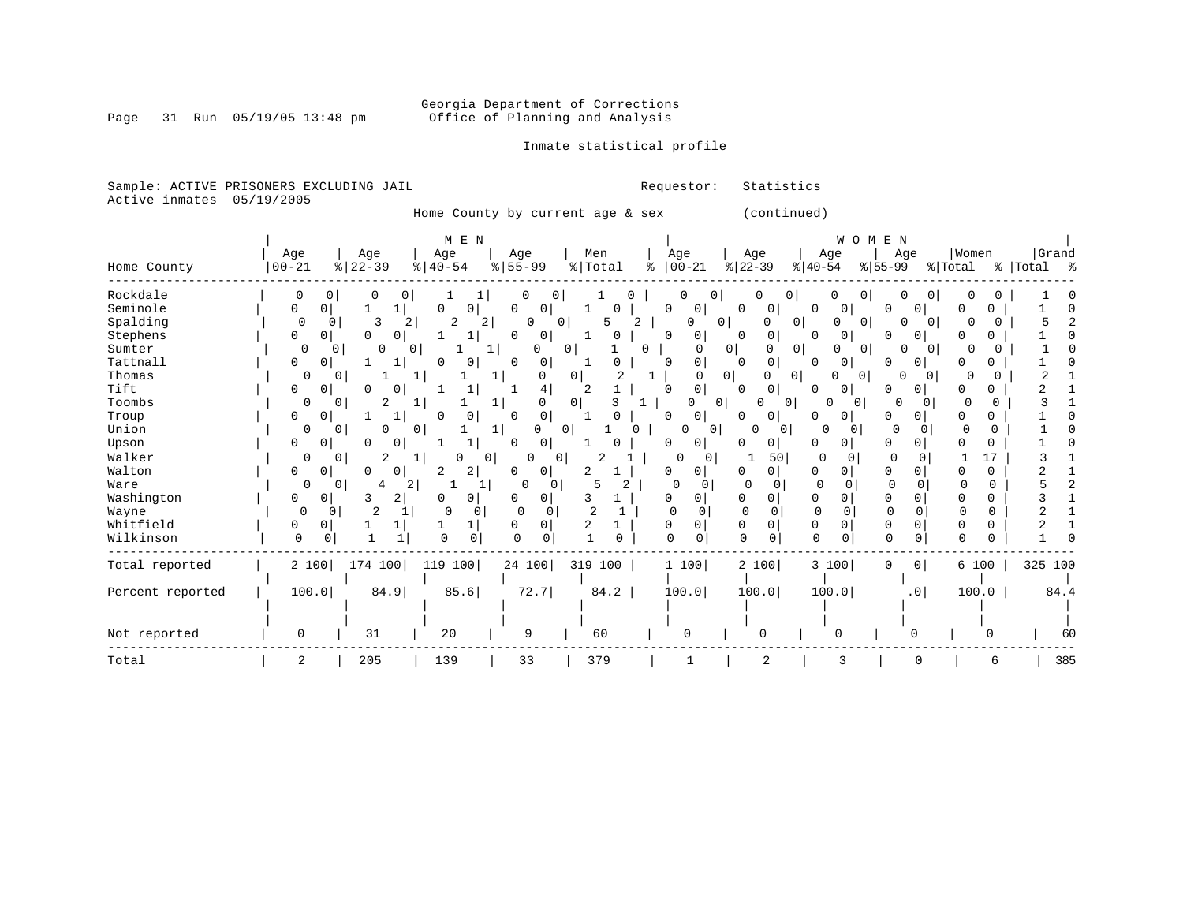Georgia Department of Corrections
Office of Planning and Analysis

Inmate statistical profile

Sample: ACTIVE PRISONERS EXCLUDING JAIL

Requestor: Statistics

Active inmates 05/19/2005

Home County by current age & sex (continued)

| Home County | MEN Age 00-21 | % | Age 22-39 | % | Age 40-54 | % | Age 55-99 | % | Men Total | % | WOMEN Age 00-21 | % | Age 22-39 | % | Age 40-54 | % | Age 55-99 | % | Women Total | % | Grand Total | % |
|---|---|---|---|---|---|---|---|---|---|---|---|---|---|---|---|---|---|---|---|---|---|---|
| Rockdale | 0 | 0 | 0 | 0 | 1 | 1 | 0 | 0 | 1 | 0 | 0 | 0 | 0 | 0 | 0 | 0 | 0 | 0 | 0 | 0 | 1 | 0 |
| Seminole | 0 | 0 | 1 | 1 | 0 | 0 | 0 | 0 | 1 | 0 | 0 | 0 | 0 | 0 | 0 | 0 | 0 | 0 | 0 | 0 | 1 | 0 |
| Spalding | 0 | 0 | 3 | 2 | 2 | 2 | 0 | 0 | 5 | 2 | 0 | 0 | 0 | 0 | 0 | 0 | 0 | 0 | 0 | 0 | 5 | 2 |
| Stephens | 0 | 0 | 0 | 0 | 1 | 1 | 0 | 0 | 1 | 0 | 0 | 0 | 0 | 0 | 0 | 0 | 0 | 0 | 0 | 0 | 1 | 0 |
| Sumter | 0 | 0 | 0 | 0 | 1 | 1 | 0 | 0 | 1 | 0 | 0 | 0 | 0 | 0 | 0 | 0 | 0 | 0 | 0 | 0 | 1 | 0 |
| Tattnall | 0 | 0 | 1 | 1 | 0 | 0 | 0 | 0 | 1 | 0 | 0 | 0 | 0 | 0 | 0 | 0 | 0 | 0 | 0 | 0 | 1 | 0 |
| Thomas | 0 | 0 | 1 | 1 | 1 | 1 | 0 | 0 | 2 | 1 | 0 | 0 | 0 | 0 | 0 | 0 | 0 | 0 | 0 | 0 | 2 | 1 |
| Tift | 0 | 0 | 0 | 0 | 1 | 1 | 1 | 4 | 2 | 1 | 0 | 0 | 0 | 0 | 0 | 0 | 0 | 0 | 0 | 0 | 2 | 1 |
| Toombs | 0 | 0 | 2 | 1 | 1 | 1 | 0 | 0 | 3 | 1 | 0 | 0 | 0 | 0 | 0 | 0 | 0 | 0 | 0 | 0 | 3 | 1 |
| Troup | 0 | 0 | 1 | 1 | 0 | 0 | 0 | 0 | 1 | 0 | 0 | 0 | 0 | 0 | 0 | 0 | 0 | 0 | 0 | 0 | 1 | 0 |
| Union | 0 | 0 | 0 | 0 | 1 | 1 | 0 | 0 | 1 | 0 | 0 | 0 | 0 | 0 | 0 | 0 | 0 | 0 | 0 | 0 | 1 | 0 |
| Upson | 0 | 0 | 0 | 0 | 1 | 1 | 0 | 0 | 1 | 0 | 0 | 0 | 0 | 0 | 0 | 0 | 0 | 0 | 0 | 0 | 1 | 0 |
| Walker | 0 | 0 | 2 | 1 | 0 | 0 | 0 | 0 | 2 | 1 | 0 | 0 | 1 | 50 | 0 | 0 | 0 | 0 | 1 | 17 | 3 | 1 |
| Walton | 0 | 0 | 0 | 0 | 2 | 2 | 0 | 0 | 2 | 1 | 0 | 0 | 0 | 0 | 0 | 0 | 0 | 0 | 0 | 0 | 2 | 1 |
| Ware | 0 | 0 | 4 | 2 | 1 | 1 | 0 | 0 | 5 | 2 | 0 | 0 | 0 | 0 | 0 | 0 | 0 | 0 | 0 | 0 | 5 | 2 |
| Washington | 0 | 0 | 3 | 2 | 0 | 0 | 0 | 0 | 3 | 1 | 0 | 0 | 0 | 0 | 0 | 0 | 0 | 0 | 0 | 0 | 3 | 1 |
| Wayne | 0 | 0 | 2 | 1 | 0 | 0 | 0 | 0 | 2 | 1 | 0 | 0 | 0 | 0 | 0 | 0 | 0 | 0 | 0 | 0 | 2 | 1 |
| Whitfield | 0 | 0 | 1 | 1 | 1 | 1 | 0 | 0 | 2 | 1 | 0 | 0 | 0 | 0 | 0 | 0 | 0 | 0 | 0 | 0 | 2 | 1 |
| Wilkinson | 0 | 0 | 1 | 1 | 0 | 0 | 0 | 0 | 1 | 0 | 0 | 0 | 0 | 0 | 0 | 0 | 0 | 0 | 0 | 0 | 1 | 0 |
| Total reported | 2 | 100 | 174 | 100 | 119 | 100 | 24 | 100 | 319 | 100 | 1 | 100 | 2 | 100 | 3 | 100 | 0 | 0 | 6 | 100 | 325 | 100 |
| Percent reported | 100.0 | | 84.9 | | 85.6 | | 72.7 | | 84.2 | | 100.0 | | 100.0 | | 100.0 | | .0 | | 100.0 | | 84.4 | |
| Not reported | 0 | | 31 | | 20 | | 9 | | 60 | | 0 | | 0 | | 0 | | 0 | | 0 | | 60 | |
| Total | 2 | | 205 | | 139 | | 33 | | 379 | | 1 | | 2 | | 3 | | 0 | | 6 | | 385 | |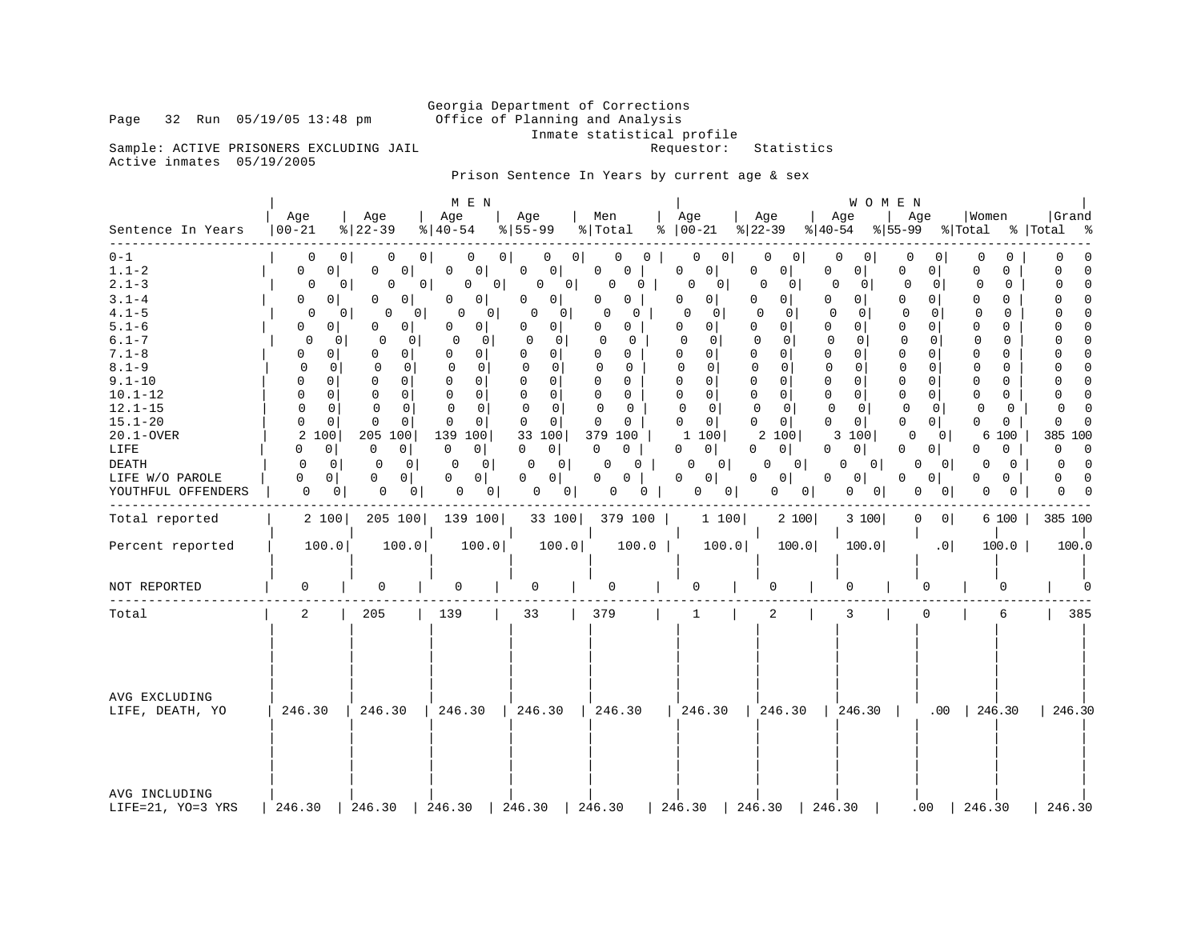Georgia Department of Corrections
Office of Planning and Analysis
Inmate statistical profile

Sample: ACTIVE PRISONERS EXCLUDING JAIL    Requestor: Statistics
Active inmates 05/19/2005

Prison Sentence In Years by current age & sex

| Sentence In Years | MEN Age 00-21 | % | Age 22-39 | % | Age 40-54 | % | Age 55-99 | % | Men Total | % | WOMEN Age 00-21 | % | Age 22-39 | % | Age 40-54 | % | Age 55-99 | % | Women Total | % | Grand Total | % |
|---|---|---|---|---|---|---|---|---|---|---|---|---|---|---|---|---|---|---|---|---|---|---|
| 0-1 | 0 | 0 | 0 | 0 | 0 | 0 | 0 | 0 | 0 | 0 | 0 | 0 | 0 | 0 | 0 | 0 | 0 | 0 | 0 | 0 | 0 | 0 |
| 1.1-2 | 0 | 0 | 0 | 0 | 0 | 0 | 0 | 0 | 0 | 0 | 0 | 0 | 0 | 0 | 0 | 0 | 0 | 0 | 0 | 0 | 0 | 0 |
| 2.1-3 | 0 | 0 | 0 | 0 | 0 | 0 | 0 | 0 | 0 | 0 | 0 | 0 | 0 | 0 | 0 | 0 | 0 | 0 | 0 | 0 | 0 | 0 |
| 3.1-4 | 0 | 0 | 0 | 0 | 0 | 0 | 0 | 0 | 0 | 0 | 0 | 0 | 0 | 0 | 0 | 0 | 0 | 0 | 0 | 0 | 0 | 0 |
| 4.1-5 | 0 | 0 | 0 | 0 | 0 | 0 | 0 | 0 | 0 | 0 | 0 | 0 | 0 | 0 | 0 | 0 | 0 | 0 | 0 | 0 | 0 | 0 |
| 5.1-6 | 0 | 0 | 0 | 0 | 0 | 0 | 0 | 0 | 0 | 0 | 0 | 0 | 0 | 0 | 0 | 0 | 0 | 0 | 0 | 0 | 0 | 0 |
| 6.1-7 | 0 | 0 | 0 | 0 | 0 | 0 | 0 | 0 | 0 | 0 | 0 | 0 | 0 | 0 | 0 | 0 | 0 | 0 | 0 | 0 | 0 | 0 |
| 7.1-8 | 0 | 0 | 0 | 0 | 0 | 0 | 0 | 0 | 0 | 0 | 0 | 0 | 0 | 0 | 0 | 0 | 0 | 0 | 0 | 0 | 0 | 0 |
| 8.1-9 | 0 | 0 | 0 | 0 | 0 | 0 | 0 | 0 | 0 | 0 | 0 | 0 | 0 | 0 | 0 | 0 | 0 | 0 | 0 | 0 | 0 | 0 |
| 9.1-10 | 0 | 0 | 0 | 0 | 0 | 0 | 0 | 0 | 0 | 0 | 0 | 0 | 0 | 0 | 0 | 0 | 0 | 0 | 0 | 0 | 0 | 0 |
| 10.1-12 | 0 | 0 | 0 | 0 | 0 | 0 | 0 | 0 | 0 | 0 | 0 | 0 | 0 | 0 | 0 | 0 | 0 | 0 | 0 | 0 | 0 | 0 |
| 12.1-15 | 0 | 0 | 0 | 0 | 0 | 0 | 0 | 0 | 0 | 0 | 0 | 0 | 0 | 0 | 0 | 0 | 0 | 0 | 0 | 0 | 0 | 0 |
| 15.1-20 | 0 | 0 | 0 | 0 | 0 | 0 | 0 | 0 | 0 | 0 | 0 | 0 | 0 | 0 | 0 | 0 | 0 | 0 | 0 | 0 | 0 | 0 |
| 20.1-OVER | 2 | 100 | 205 | 100 | 139 | 100 | 33 | 100 | 379 | 100 | 1 | 100 | 2 | 100 | 3 | 100 | 0 | 0 | 6 | 100 | 385 | 100 |
| LIFE | 0 | 0 | 0 | 0 | 0 | 0 | 0 | 0 | 0 | 0 | 0 | 0 | 0 | 0 | 0 | 0 | 0 | 0 | 0 | 0 | 0 | 0 |
| DEATH | 0 | 0 | 0 | 0 | 0 | 0 | 0 | 0 | 0 | 0 | 0 | 0 | 0 | 0 | 0 | 0 | 0 | 0 | 0 | 0 | 0 | 0 |
| LIFE W/O PAROLE | 0 | 0 | 0 | 0 | 0 | 0 | 0 | 0 | 0 | 0 | 0 | 0 | 0 | 0 | 0 | 0 | 0 | 0 | 0 | 0 | 0 | 0 |
| YOUTHFUL OFFENDERS | 0 | 0 | 0 | 0 | 0 | 0 | 0 | 0 | 0 | 0 | 0 | 0 | 0 | 0 | 0 | 0 | 0 | 0 | 0 | 0 | 0 | 0 |
| Total reported | 2 | 100 | 205 | 100 | 139 | 100 | 33 | 100 | 379 | 100 | 1 | 100 | 2 | 100 | 3 | 100 | 0 | 0 | 6 | 100 | 385 | 100 |
| Percent reported | 100.0 | | 100.0 | | 100.0 | | 100.0 | | 100.0 | | 100.0 | | 100.0 | | 100.0 | | .0 | | 100.0 | | 100.0 | |
| NOT REPORTED | 0 | | 0 | | 0 | | 0 | | 0 | | 0 | | 0 | | 0 | | 0 | | 0 | | 0 | |
| Total | 2 | | 205 | | 139 | | 33 | | 379 | | 1 | | 2 | | 3 | | 0 | | 6 | | 385 | |
| AVG EXCLUDING LIFE, DEATH, YO | 246.30 | | 246.30 | | 246.30 | | 246.30 | | 246.30 | | 246.30 | | 246.30 | | 246.30 | | .00 | | 246.30 | | 246.30 | |
| AVG INCLUDING LIFE=21, YO=3 YRS | 246.30 | | 246.30 | | 246.30 | | 246.30 | | 246.30 | | 246.30 | | 246.30 | | 246.30 | | .00 | | 246.30 | | 246.30 | |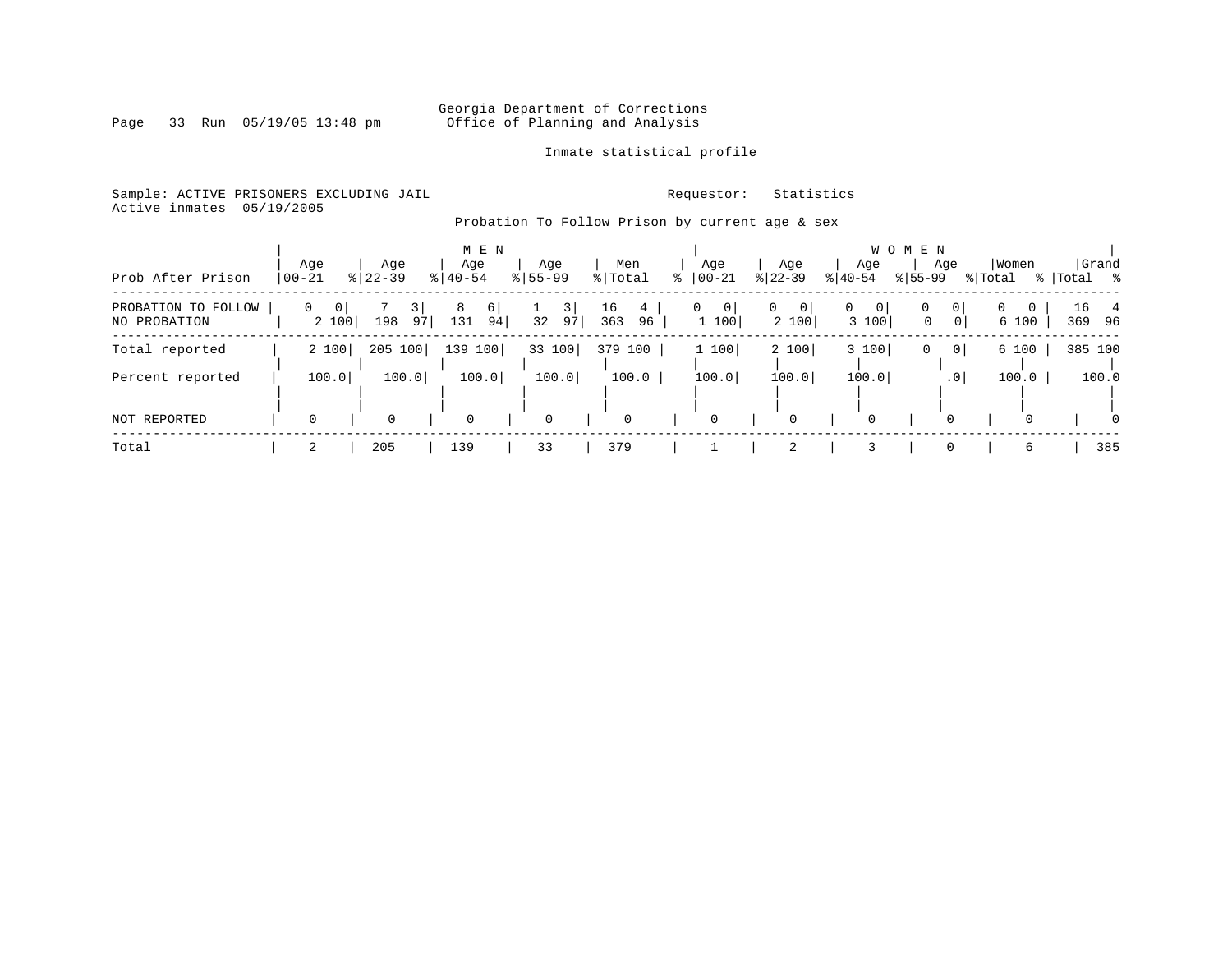Georgia Department of Corrections
Office of Planning and Analysis

Inmate statistical profile

Sample: ACTIVE PRISONERS EXCLUDING JAIL

Requestor: Statistics

Active inmates 05/19/2005

Probation To Follow Prison by current age & sex

| Prob After Prison | MEN Age 00-21 | % | Age 22-39 | % | Age 40-54 | % | Age 55-99 | % | Men Total | % | WOMEN Age 00-21 | % | Age 22-39 | % | Age 40-54 | % | Age 55-99 | % | Women Total | % | Grand Total | % |
|---|---|---|---|---|---|---|---|---|---|---|---|---|---|---|---|---|---|---|---|---|---|---|
| PROBATION TO FOLLOW | 0 | 0 | 7 | 3 | 8 | 6 | 1 | 3 | 16 | 4 | 0 | 0 | 0 | 0 | 0 | 0 | 0 | 0 | 0 | 0 | 16 | 4 |
| NO PROBATION | 2 | 100 | 198 | 97 | 131 | 94 | 32 | 97 | 363 | 96 | 1 | 100 | 2 | 100 | 3 | 100 | 0 | 0 | 6 | 100 | 369 | 96 |
| Total reported | 2 | 100 | 205 | 100 | 139 | 100 | 33 | 100 | 379 | 100 | 1 | 100 | 2 | 100 | 3 | 100 | 0 | 0 | 6 | 100 | 385 | 100 |
| Percent reported | 100.0 | | 100.0 | | 100.0 | | 100.0 | | 100.0 | | 100.0 | | 100.0 | | 100.0 | | .0 | | 100.0 | | 100.0 | |
| NOT REPORTED | 0 | | 0 | | 0 | | 0 | | 0 | | 0 | | 0 | | 0 | | 0 | | 0 | | 0 | |
| Total | 2 | | 205 | | 139 | | 33 | | 379 | | 1 | | 2 | | 3 | | 0 | | 6 | | 385 | |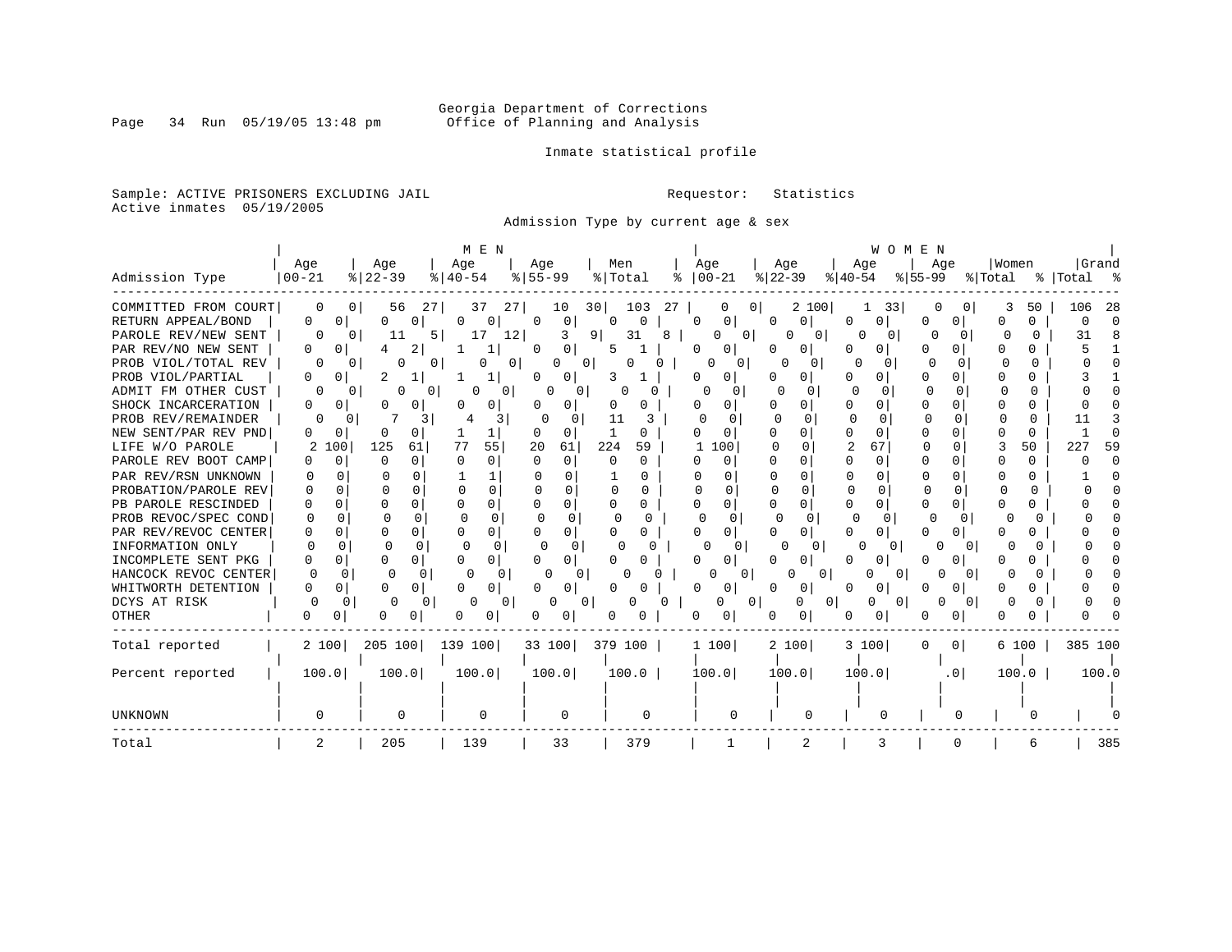Georgia Department of Corrections
Office of Planning and Analysis

Inmate statistical profile

Sample: ACTIVE PRISONERS EXCLUDING JAIL

Requestor: Statistics

Active inmates 05/19/2005

Admission Type by current age & sex

| Admission Type | MEN Age 00-21 | % | Age 22-39 | % | Age 40-54 | % | Age 55-99 | % | Men Total | % | WOMEN Age 00-21 | % | Age 22-39 | % | Age 40-54 | % | Age 55-99 | % | Women Total | % | Grand Total | % |
|---|---|---|---|---|---|---|---|---|---|---|---|---|---|---|---|---|---|---|---|---|---|---|
| COMMITTED FROM COURT | 0 | 0 | 56 | 27 | 37 | 27 | 10 | 30 | 103 | 27 | 0 | 0 | 2 | 100 | 1 | 33 | 0 | 0 | 3 | 50 | 106 | 28 |
| RETURN APPEAL/BOND | 0 | 0 | 0 | 0 | 0 | 0 | 0 | 0 | 0 | 0 | 0 | 0 | 0 | 0 | 0 | 0 | 0 | 0 | 0 | 0 | 0 | 0 |
| PAROLE REV/NEW SENT | 0 | 0 | 11 | 5 | 17 | 12 | 3 | 9 | 31 | 8 | 0 | 0 | 0 | 0 | 0 | 0 | 0 | 0 | 0 | 0 | 31 | 8 |
| PAR REV/NO NEW SENT | 0 | 0 | 4 | 2 | 1 | 1 | 0 | 0 | 5 | 1 | 0 | 0 | 0 | 0 | 0 | 0 | 0 | 0 | 0 | 0 | 5 | 1 |
| PROB VIOL/TOTAL REV | 0 | 0 | 0 | 0 | 0 | 0 | 0 | 0 | 0 | 0 | 0 | 0 | 0 | 0 | 0 | 0 | 0 | 0 | 0 | 0 | 0 | 0 |
| PROB VIOL/PARTIAL | 0 | 0 | 2 | 1 | 1 | 1 | 0 | 0 | 3 | 1 | 0 | 0 | 0 | 0 | 0 | 0 | 0 | 0 | 0 | 0 | 3 | 1 |
| ADMIT FM OTHER CUST | 0 | 0 | 0 | 0 | 0 | 0 | 0 | 0 | 0 | 0 | 0 | 0 | 0 | 0 | 0 | 0 | 0 | 0 | 0 | 0 | 0 | 0 |
| SHOCK INCARCERATION | 0 | 0 | 0 | 0 | 0 | 0 | 0 | 0 | 0 | 0 | 0 | 0 | 0 | 0 | 0 | 0 | 0 | 0 | 0 | 0 | 0 | 0 |
| PROB REV/REMAINDER | 0 | 0 | 7 | 3 | 4 | 3 | 0 | 0 | 11 | 3 | 0 | 0 | 0 | 0 | 0 | 0 | 0 | 0 | 0 | 0 | 11 | 3 |
| NEW SENT/PAR REV PND | 0 | 0 | 0 | 0 | 1 | 1 | 0 | 0 | 1 | 0 | 0 | 0 | 0 | 0 | 0 | 0 | 0 | 0 | 0 | 0 | 1 | 0 |
| LIFE W/O PAROLE | 2 | 100 | 125 | 61 | 77 | 55 | 20 | 61 | 224 | 59 | 1 | 100 | 0 | 0 | 2 | 67 | 0 | 0 | 3 | 50 | 227 | 59 |
| PAROLE REV BOOT CAMP | 0 | 0 | 0 | 0 | 0 | 0 | 0 | 0 | 0 | 0 | 0 | 0 | 0 | 0 | 0 | 0 | 0 | 0 | 0 | 0 | 0 | 0 |
| PAR REV/RSN UNKNOWN | 0 | 0 | 0 | 0 | 1 | 1 | 0 | 0 | 1 | 0 | 0 | 0 | 0 | 0 | 0 | 0 | 0 | 0 | 0 | 0 | 1 | 0 |
| PROBATION/PAROLE REV | 0 | 0 | 0 | 0 | 0 | 0 | 0 | 0 | 0 | 0 | 0 | 0 | 0 | 0 | 0 | 0 | 0 | 0 | 0 | 0 | 0 | 0 |
| PB PAROLE RESCINDED | 0 | 0 | 0 | 0 | 0 | 0 | 0 | 0 | 0 | 0 | 0 | 0 | 0 | 0 | 0 | 0 | 0 | 0 | 0 | 0 | 0 | 0 |
| PROB REVOC/SPEC COND | 0 | 0 | 0 | 0 | 0 | 0 | 0 | 0 | 0 | 0 | 0 | 0 | 0 | 0 | 0 | 0 | 0 | 0 | 0 | 0 | 0 | 0 |
| PAR REV/REVOC CENTER | 0 | 0 | 0 | 0 | 0 | 0 | 0 | 0 | 0 | 0 | 0 | 0 | 0 | 0 | 0 | 0 | 0 | 0 | 0 | 0 | 0 | 0 |
| INFORMATION ONLY | 0 | 0 | 0 | 0 | 0 | 0 | 0 | 0 | 0 | 0 | 0 | 0 | 0 | 0 | 0 | 0 | 0 | 0 | 0 | 0 | 0 | 0 |
| INCOMPLETE SENT PKG | 0 | 0 | 0 | 0 | 0 | 0 | 0 | 0 | 0 | 0 | 0 | 0 | 0 | 0 | 0 | 0 | 0 | 0 | 0 | 0 | 0 | 0 |
| HANCOCK REVOC CENTER | 0 | 0 | 0 | 0 | 0 | 0 | 0 | 0 | 0 | 0 | 0 | 0 | 0 | 0 | 0 | 0 | 0 | 0 | 0 | 0 | 0 | 0 |
| WHITWORTH DETENTION | 0 | 0 | 0 | 0 | 0 | 0 | 0 | 0 | 0 | 0 | 0 | 0 | 0 | 0 | 0 | 0 | 0 | 0 | 0 | 0 | 0 | 0 |
| DCYS AT RISK | 0 | 0 | 0 | 0 | 0 | 0 | 0 | 0 | 0 | 0 | 0 | 0 | 0 | 0 | 0 | 0 | 0 | 0 | 0 | 0 | 0 | 0 |
| OTHER | 0 | 0 | 0 | 0 | 0 | 0 | 0 | 0 | 0 | 0 | 0 | 0 | 0 | 0 | 0 | 0 | 0 | 0 | 0 | 0 | 0 | 0 |
| Total reported | 2 | 100 | 205 | 100 | 139 | 100 | 33 | 100 | 379 | 100 | 1 | 100 | 2 | 100 | 3 | 100 | 0 | 0 | 6 | 100 | 385 | 100 |
| Percent reported | 100.0 | | 100.0 | | 100.0 | | 100.0 | | 100.0 | | 100.0 | | 100.0 | | 100.0 | | .0 | | 100.0 | | 100.0 | |
| UNKNOWN | 0 | | 0 | | 0 | | 0 | | 0 | | 0 | | 0 | | 0 | | 0 | | 0 | | 0 | |
| Total | 2 | | 205 | | 139 | | 33 | | 379 | | 1 | | 2 | | 3 | | 0 | | 6 | | 385 | |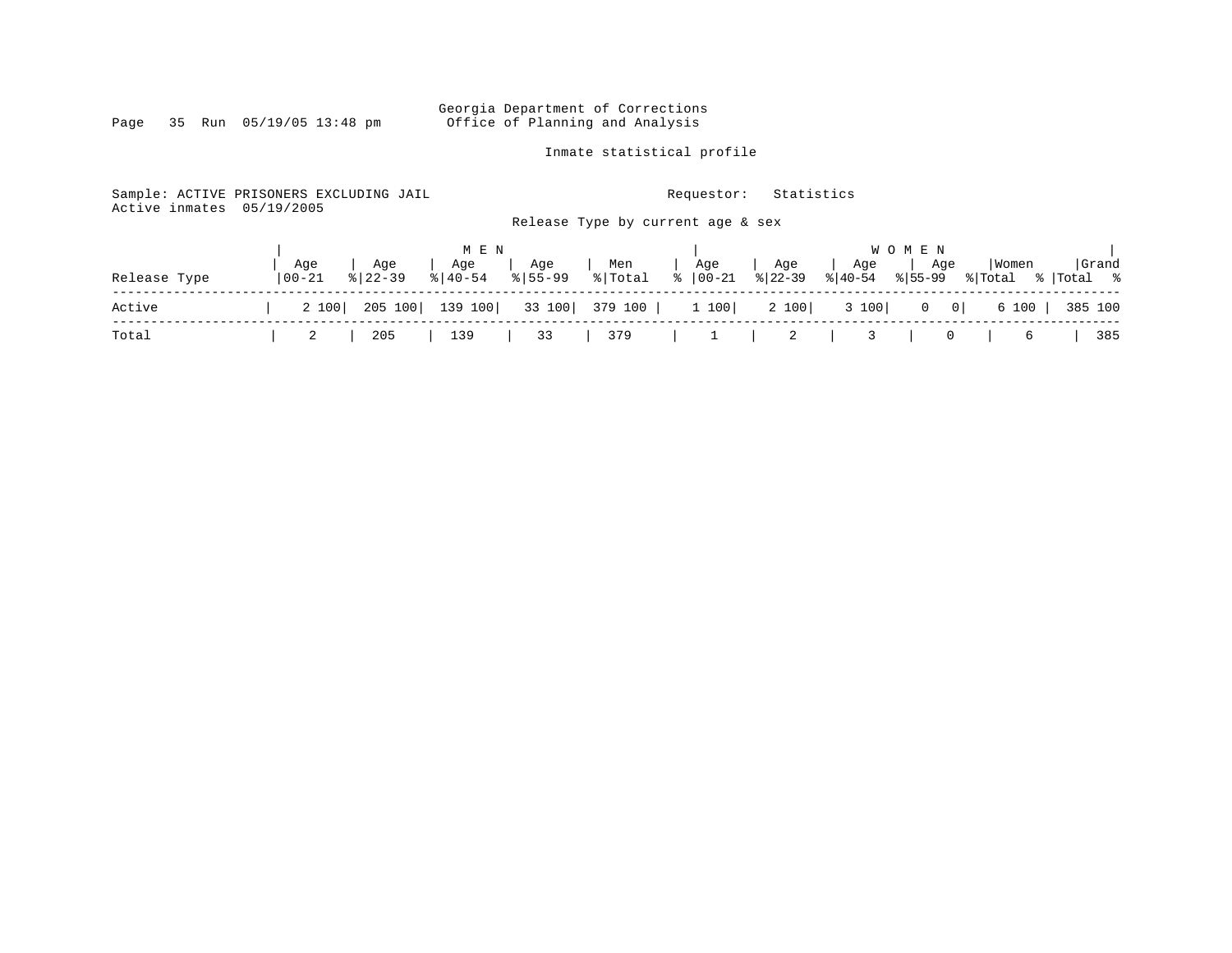Georgia Department of Corrections
Office of Planning and Analysis

Inmate statistical profile

Sample: ACTIVE PRISONERS EXCLUDING JAIL

Requestor: Statistics

Active inmates 05/19/2005

Release Type by current age & sex

| Release Type | MEN Age 00-21 | % | Age 22-39 | % | Age 40-54 | % | Age 55-99 | % | Men Total | % | WOMEN Age 00-21 | % | Age 22-39 | % | Age 40-54 | % | Age 55-99 | % | Women Total | % | Grand Total | % |
|---|---|---|---|---|---|---|---|---|---|---|---|---|---|---|---|---|---|---|---|---|---|---|
| Active | 2 | 100 | 205 | 100 | 139 | 100 | 33 | 100 | 379 | 100 | 1 | 100 | 2 | 100 | 3 | 100 | 0 | 0 | 6 | 100 | 385 | 100 |
| Total | 2 | | 205 | | 139 | | 33 | | 379 | | 1 | | 2 | | 3 | | 0 | | 6 | | 385 | |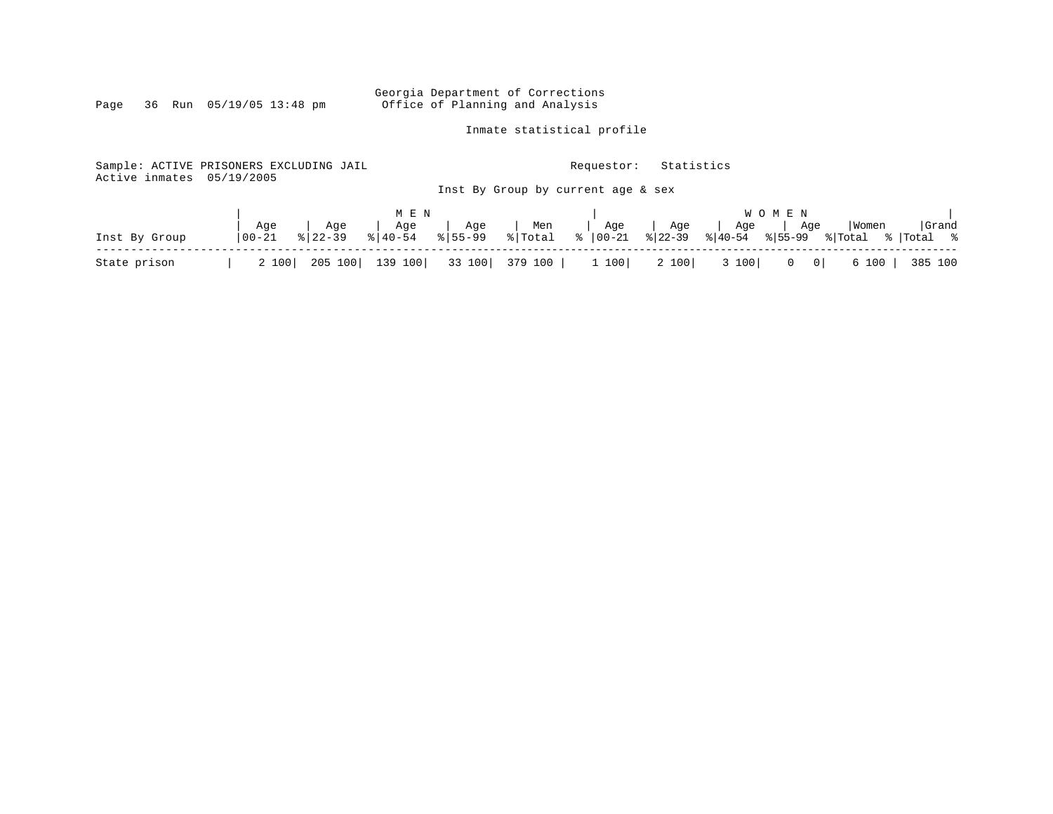Georgia Department of Corrections
Office of Planning and Analysis

Inmate statistical profile

Sample: ACTIVE PRISONERS EXCLUDING JAIL

Requestor: Statistics

Active inmates 05/19/2005

Inst By Group by current age & sex

| Inst By Group | MEN Age 00-21 | % | Age 22-39 | % | Age 40-54 | % | Age 55-99 | % | Men Total | % | WOMEN Age 00-21 | % | Age 22-39 | % | Age 40-54 | % | Age 55-99 | % | Women Total | % | Grand Total | % |
|---|---|---|---|---|---|---|---|---|---|---|---|---|---|---|---|---|---|---|---|---|---|---|
| State prison | 2 | 100 | 205 | 100 | 139 | 100 | 33 | 100 | 379 | 100 | 1 | 100 | 2 | 100 | 3 | 100 | 0 | 0 | 6 | 100 | 385 | 100 |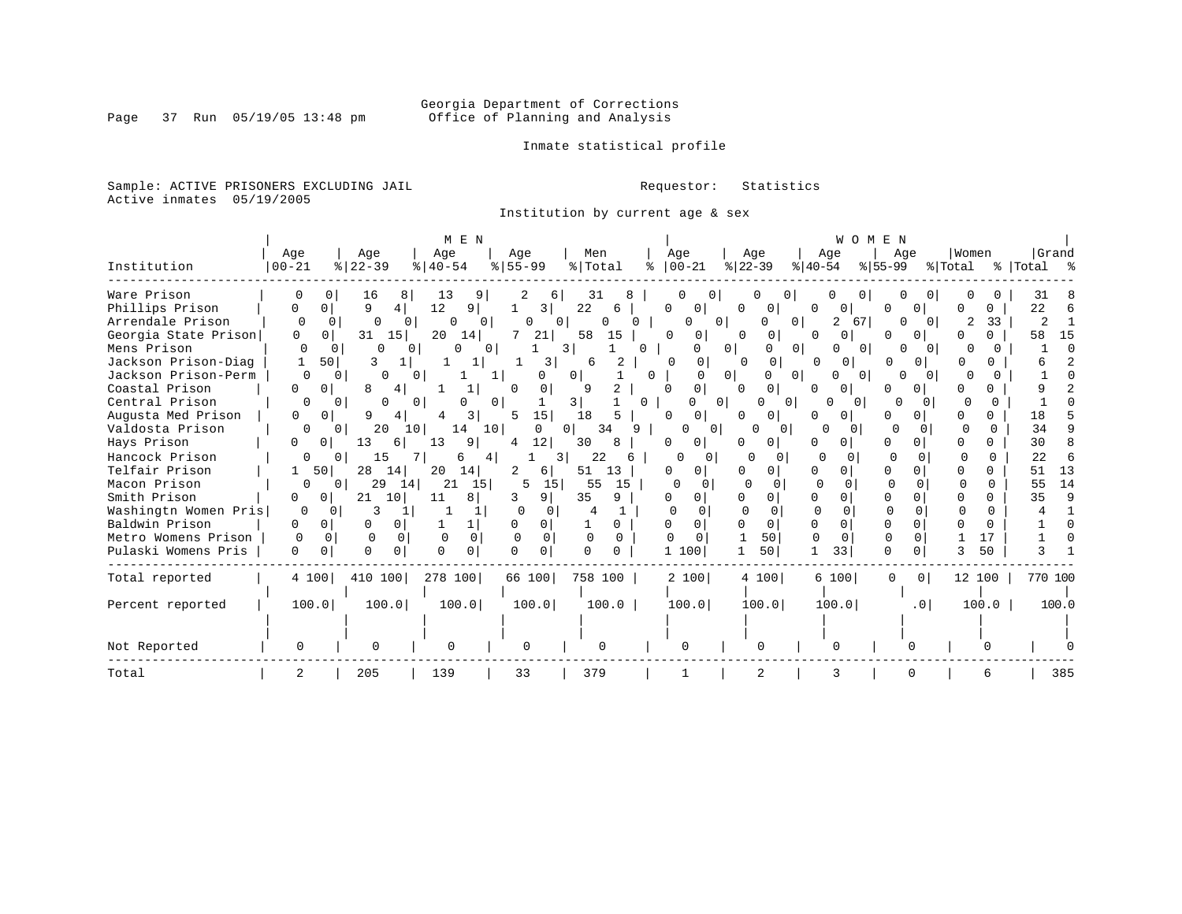Georgia Department of Corrections
Office of Planning and Analysis

Inmate statistical profile

Sample: ACTIVE PRISONERS EXCLUDING JAIL
Active inmates 05/19/2005

Requestor: Statistics

Institution by current age & sex

| Institution | MEN Age 00-21 | % | Age 22-39 | % | Age 40-54 | % | Age 55-99 | % | Men Total | % | WOMEN Age 00-21 | % | Age 22-39 | % | Age 40-54 | % | Age 55-99 | % | Women Total | % | Grand Total | % |
|---|---|---|---|---|---|---|---|---|---|---|---|---|---|---|---|---|---|---|---|---|---|---|
| Ware Prison | 0 | 0 | 16 | 8 | 13 | 9 | 2 | 6 | 31 | 8 | 0 | 0 | 0 | 0 | 0 | 0 | 0 | 0 | 0 | 0 | 31 | 8 |
| Phillips Prison | 0 | 0 | 9 | 4 | 12 | 9 | 1 | 3 | 22 | 6 | 0 | 0 | 0 | 0 | 0 | 0 | 0 | 0 | 0 | 0 | 22 | 6 |
| Arrendale Prison | 0 | 0 | 0 | 0 | 0 | 0 | 0 | 0 | 0 | 0 | 0 | 0 | 0 | 0 | 2 | 67 | 0 | 0 | 2 | 33 | 2 | 1 |
| Georgia State Prison | 0 | 0 | 31 | 15 | 20 | 14 | 7 | 21 | 58 | 15 | 0 | 0 | 0 | 0 | 0 | 0 | 0 | 0 | 0 | 0 | 58 | 15 |
| Mens Prison | 0 | 0 | 0 | 0 | 0 | 0 | 1 | 3 | 1 | 0 | 0 | 0 | 0 | 0 | 0 | 0 | 0 | 0 | 0 | 0 | 1 | 0 |
| Jackson Prison-Diag | 1 | 50 | 3 | 1 | 1 | 1 | 1 | 3 | 6 | 2 | 0 | 0 | 0 | 0 | 0 | 0 | 0 | 0 | 0 | 0 | 6 | 2 |
| Jackson Prison-Perm | 0 | 0 | 0 | 0 | 1 | 1 | 0 | 0 | 1 | 0 | 0 | 0 | 0 | 0 | 0 | 0 | 0 | 0 | 0 | 0 | 1 | 0 |
| Coastal Prison | 0 | 0 | 8 | 4 | 1 | 1 | 0 | 0 | 9 | 2 | 0 | 0 | 0 | 0 | 0 | 0 | 0 | 0 | 0 | 0 | 9 | 2 |
| Central Prison | 0 | 0 | 0 | 0 | 0 | 0 | 1 | 3 | 1 | 0 | 0 | 0 | 0 | 0 | 0 | 0 | 0 | 0 | 0 | 0 | 1 | 0 |
| Augusta Med Prison | 0 | 0 | 9 | 4 | 4 | 3 | 5 | 15 | 18 | 5 | 0 | 0 | 0 | 0 | 0 | 0 | 0 | 0 | 0 | 0 | 18 | 5 |
| Valdosta Prison | 0 | 0 | 20 | 10 | 14 | 10 | 0 | 0 | 34 | 9 | 0 | 0 | 0 | 0 | 0 | 0 | 0 | 0 | 0 | 0 | 34 | 9 |
| Hays Prison | 0 | 0 | 13 | 6 | 13 | 9 | 4 | 12 | 30 | 8 | 0 | 0 | 0 | 0 | 0 | 0 | 0 | 0 | 0 | 0 | 30 | 8 |
| Hancock Prison | 0 | 0 | 15 | 7 | 6 | 4 | 1 | 3 | 22 | 6 | 0 | 0 | 0 | 0 | 0 | 0 | 0 | 0 | 0 | 0 | 22 | 6 |
| Telfair Prison | 1 | 50 | 28 | 14 | 20 | 14 | 2 | 6 | 51 | 13 | 0 | 0 | 0 | 0 | 0 | 0 | 0 | 0 | 0 | 0 | 51 | 13 |
| Macon Prison | 0 | 0 | 29 | 14 | 21 | 15 | 5 | 15 | 55 | 15 | 0 | 0 | 0 | 0 | 0 | 0 | 0 | 0 | 0 | 0 | 55 | 14 |
| Smith Prison | 0 | 0 | 21 | 10 | 11 | 8 | 3 | 9 | 35 | 9 | 0 | 0 | 0 | 0 | 0 | 0 | 0 | 0 | 0 | 0 | 35 | 9 |
| Washingtn Women Pris | 0 | 0 | 3 | 1 | 1 | 1 | 0 | 0 | 4 | 1 | 0 | 0 | 0 | 0 | 0 | 0 | 0 | 0 | 0 | 0 | 4 | 1 |
| Baldwin Prison | 0 | 0 | 0 | 0 | 1 | 1 | 0 | 0 | 1 | 0 | 0 | 0 | 0 | 0 | 0 | 0 | 0 | 0 | 0 | 0 | 1 | 0 |
| Metro Womens Prison | 0 | 0 | 0 | 0 | 0 | 0 | 0 | 0 | 0 | 0 | 0 | 0 | 1 | 50 | 0 | 0 | 0 | 0 | 1 | 17 | 1 | 0 |
| Pulaski Womens Pris | 0 | 0 | 0 | 0 | 0 | 0 | 0 | 0 | 0 | 0 | 1 | 100 | 1 | 50 | 1 | 33 | 0 | 0 | 3 | 50 | 3 | 1 |
| Total reported | 4 | 100 | 410 | 100 | 278 | 100 | 66 | 100 | 758 | 100 | 2 | 100 | 4 | 100 | 6 | 100 | 0 | 0 | 12 | 100 | 770 | 100 |
| Percent reported | 100.0 | | 100.0 | | 100.0 | | 100.0 | | 100.0 | | 100.0 | | 100.0 | | 100.0 | | .0 | | 100.0 | | 100.0 | |
| Not Reported | 0 | | 0 | | 0 | | 0 | | 0 | | 0 | | 0 | | 0 | | 0 | | 0 | | 0 | |
| Total | 2 | | 205 | | 139 | | 33 | | 379 | | 1 | | 2 | | 3 | | 0 | | 6 | | 385 | |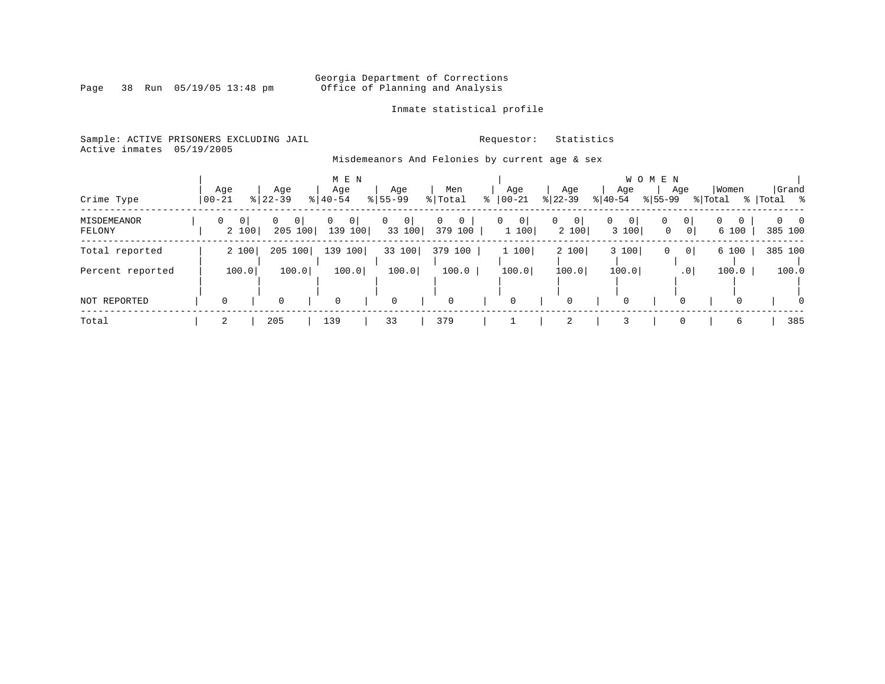Georgia Department of Corrections
Office of Planning and Analysis

Inmate statistical profile

Sample: ACTIVE PRISONERS EXCLUDING JAIL
Active inmates 05/19/2005

Requestor: Statistics

Misdemeanors And Felonies by current age & sex

| Crime Type | MEN Age 00-21 | % | Age 22-39 | % | Age 40-54 | % | Age 55-99 | % | Men Total | % | WOMEN Age 00-21 | % | Age 22-39 | % | Age 40-54 | % | Age 55-99 | % | Women Total | % | Grand Total | % |
|---|---|---|---|---|---|---|---|---|---|---|---|---|---|---|---|---|---|---|---|---|---|---|
| MISDEMEANOR | 0 | 0 | 0 | 0 | 0 | 0 | 0 | 0 | 0 | 0 | 0 | 0 | 0 | 0 | 0 | 0 | 0 | 0 | 0 | 0 | 0 | 0 |
| FELONY | 2 | 100 | 205 | 100 | 139 | 100 | 33 | 100 | 379 | 100 | 1 | 100 | 2 | 100 | 3 | 100 | 0 | 0 | 6 | 100 | 385 | 100 |
| Total reported | 2 | 100 | 205 | 100 | 139 | 100 | 33 | 100 | 379 | 100 | 1 | 100 | 2 | 100 | 3 | 100 | 0 | 0 | 6 | 100 | 385 | 100 |
| Percent reported | 100.0 | | 100.0 | | 100.0 | | 100.0 | | 100.0 | | 100.0 | | 100.0 | | 100.0 | | .0 | | 100.0 | | 100.0 | |
| NOT REPORTED | 0 | | 0 | | 0 | | 0 | | 0 | | 0 | | 0 | | 0 | | 0 | | 0 | | 0 | |
| Total | 2 | | 205 | | 139 | | 33 | | 379 | | 1 | | 2 | | 3 | | 0 | | 6 | | 385 | |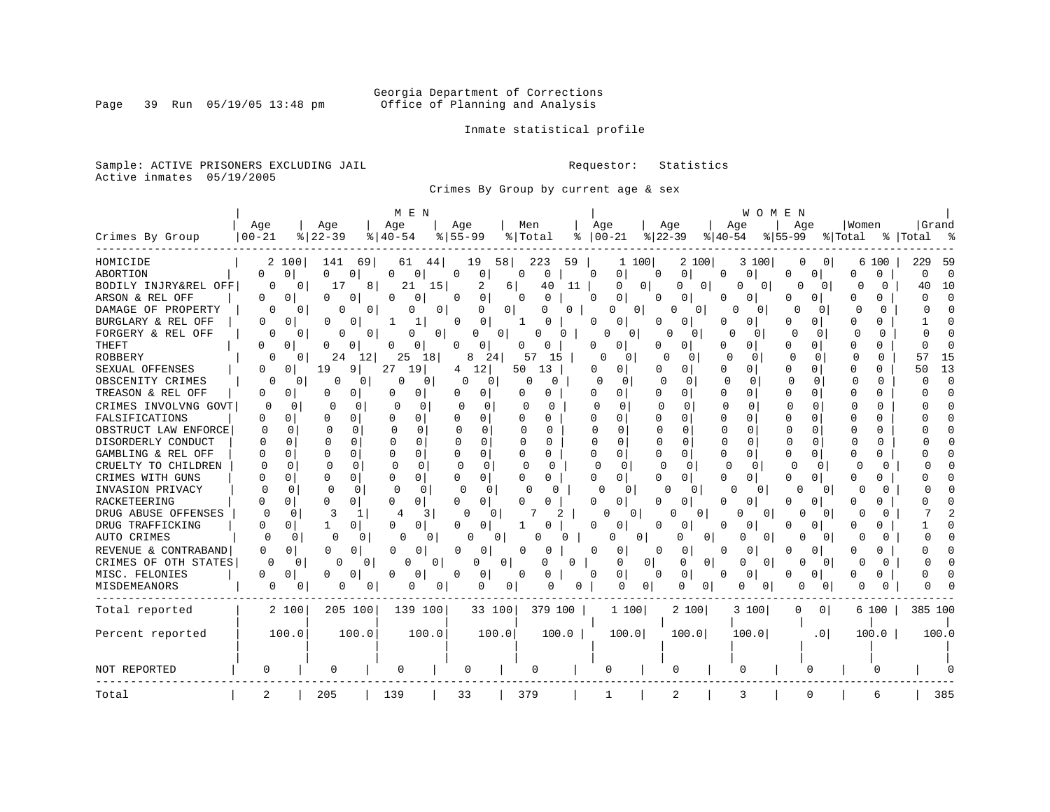Georgia Department of Corrections
Office of Planning and Analysis

Inmate statistical profile

Sample: ACTIVE PRISONERS EXCLUDING JAIL
Active inmates 05/19/2005

Requestor: Statistics

Crimes By Group by current age & sex

| Crimes By Group | MEN Age 00-21 | % | Age 22-39 | % | Age 40-54 | % | Age 55-99 | % | Men Total | % | WOMEN Age 00-21 | % | Age 22-39 | % | Age 40-54 | % | Age 55-99 | % | Women Total | % | Grand Total | % |
|---|---|---|---|---|---|---|---|---|---|---|---|---|---|---|---|---|---|---|---|---|---|---|
| HOMICIDE | 2 | 100 | 141 | 69 | 61 | 44 | 19 | 58 | 223 | 59 | 1 | 100 | 2 | 100 | 3 | 100 | 0 | 0 | 6 | 100 | 229 | 59 |
| ABORTION | 0 | 0 | 0 | 0 | 0 | 0 | 0 | 0 | 0 | 0 | 0 | 0 | 0 | 0 | 0 | 0 | 0 | 0 | 0 | 0 | 0 | 0 |
| BODILY INJRY&REL OFF | 0 | 0 | 17 | 8 | 21 | 15 | 2 | 6 | 40 | 11 | 0 | 0 | 0 | 0 | 0 | 0 | 0 | 0 | 0 | 0 | 40 | 10 |
| ARSON & REL OFF | 0 | 0 | 0 | 0 | 0 | 0 | 0 | 0 | 0 | 0 | 0 | 0 | 0 | 0 | 0 | 0 | 0 | 0 | 0 | 0 | 0 | 0 |
| DAMAGE OF PROPERTY | 0 | 0 | 0 | 0 | 0 | 0 | 0 | 0 | 0 | 0 | 0 | 0 | 0 | 0 | 0 | 0 | 0 | 0 | 0 | 0 | 0 | 0 |
| BURGLARY & REL OFF | 0 | 0 | 0 | 0 | 1 | 1 | 0 | 0 | 1 | 0 | 0 | 0 | 0 | 0 | 0 | 0 | 0 | 0 | 0 | 0 | 1 | 0 |
| FORGERY & REL OFF | 0 | 0 | 0 | 0 | 0 | 0 | 0 | 0 | 0 | 0 | 0 | 0 | 0 | 0 | 0 | 0 | 0 | 0 | 0 | 0 | 0 | 0 |
| THEFT | 0 | 0 | 0 | 0 | 0 | 0 | 0 | 0 | 0 | 0 | 0 | 0 | 0 | 0 | 0 | 0 | 0 | 0 | 0 | 0 | 0 | 0 |
| ROBBERY | 0 | 0 | 24 | 12 | 25 | 18 | 8 | 24 | 57 | 15 | 0 | 0 | 0 | 0 | 0 | 0 | 0 | 0 | 0 | 0 | 57 | 15 |
| SEXUAL OFFENSES | 0 | 0 | 19 | 9 | 27 | 19 | 4 | 12 | 50 | 13 | 0 | 0 | 0 | 0 | 0 | 0 | 0 | 0 | 0 | 0 | 50 | 13 |
| OBSCENITY CRIMES | 0 | 0 | 0 | 0 | 0 | 0 | 0 | 0 | 0 | 0 | 0 | 0 | 0 | 0 | 0 | 0 | 0 | 0 | 0 | 0 | 0 | 0 |
| TREASON & REL OFF | 0 | 0 | 0 | 0 | 0 | 0 | 0 | 0 | 0 | 0 | 0 | 0 | 0 | 0 | 0 | 0 | 0 | 0 | 0 | 0 | 0 | 0 |
| CRIMES INVOLVNG GOVT | 0 | 0 | 0 | 0 | 0 | 0 | 0 | 0 | 0 | 0 | 0 | 0 | 0 | 0 | 0 | 0 | 0 | 0 | 0 | 0 | 0 | 0 |
| FALSIFICATIONS | 0 | 0 | 0 | 0 | 0 | 0 | 0 | 0 | 0 | 0 | 0 | 0 | 0 | 0 | 0 | 0 | 0 | 0 | 0 | 0 | 0 | 0 |
| OBSTRUCT LAW ENFORCE | 0 | 0 | 0 | 0 | 0 | 0 | 0 | 0 | 0 | 0 | 0 | 0 | 0 | 0 | 0 | 0 | 0 | 0 | 0 | 0 | 0 | 0 |
| DISORDERLY CONDUCT | 0 | 0 | 0 | 0 | 0 | 0 | 0 | 0 | 0 | 0 | 0 | 0 | 0 | 0 | 0 | 0 | 0 | 0 | 0 | 0 | 0 | 0 |
| GAMBLING & REL OFF | 0 | 0 | 0 | 0 | 0 | 0 | 0 | 0 | 0 | 0 | 0 | 0 | 0 | 0 | 0 | 0 | 0 | 0 | 0 | 0 | 0 | 0 |
| CRUELTY TO CHILDREN | 0 | 0 | 0 | 0 | 0 | 0 | 0 | 0 | 0 | 0 | 0 | 0 | 0 | 0 | 0 | 0 | 0 | 0 | 0 | 0 | 0 | 0 |
| CRIMES WITH GUNS | 0 | 0 | 0 | 0 | 0 | 0 | 0 | 0 | 0 | 0 | 0 | 0 | 0 | 0 | 0 | 0 | 0 | 0 | 0 | 0 | 0 | 0 |
| INVASION PRIVACY | 0 | 0 | 0 | 0 | 0 | 0 | 0 | 0 | 0 | 0 | 0 | 0 | 0 | 0 | 0 | 0 | 0 | 0 | 0 | 0 | 0 | 0 |
| RACKETEERING | 0 | 0 | 0 | 0 | 0 | 0 | 0 | 0 | 0 | 0 | 0 | 0 | 0 | 0 | 0 | 0 | 0 | 0 | 0 | 0 | 0 | 0 |
| DRUG ABUSE OFFENSES | 0 | 0 | 3 | 1 | 4 | 3 | 0 | 0 | 7 | 2 | 0 | 0 | 0 | 0 | 0 | 0 | 0 | 0 | 0 | 0 | 7 | 2 |
| DRUG TRAFFICKING | 0 | 0 | 1 | 0 | 0 | 0 | 0 | 0 | 1 | 0 | 0 | 0 | 0 | 0 | 0 | 0 | 0 | 0 | 0 | 0 | 1 | 0 |
| AUTO CRIMES | 0 | 0 | 0 | 0 | 0 | 0 | 0 | 0 | 0 | 0 | 0 | 0 | 0 | 0 | 0 | 0 | 0 | 0 | 0 | 0 | 0 | 0 |
| REVENUE & CONTRABAND | 0 | 0 | 0 | 0 | 0 | 0 | 0 | 0 | 0 | 0 | 0 | 0 | 0 | 0 | 0 | 0 | 0 | 0 | 0 | 0 | 0 | 0 |
| CRIMES OF OTH STATES | 0 | 0 | 0 | 0 | 0 | 0 | 0 | 0 | 0 | 0 | 0 | 0 | 0 | 0 | 0 | 0 | 0 | 0 | 0 | 0 | 0 | 0 |
| MISC. FELONIES | 0 | 0 | 0 | 0 | 0 | 0 | 0 | 0 | 0 | 0 | 0 | 0 | 0 | 0 | 0 | 0 | 0 | 0 | 0 | 0 | 0 | 0 |
| MISDEMEANORS | 0 | 0 | 0 | 0 | 0 | 0 | 0 | 0 | 0 | 0 | 0 | 0 | 0 | 0 | 0 | 0 | 0 | 0 | 0 | 0 | 0 | 0 |
| Total reported | 2 | 100 | 205 | 100 | 139 | 100 | 33 | 100 | 379 | 100 | 1 | 100 | 2 | 100 | 3 | 100 | 0 | 0 | 6 | 100 | 385 | 100 |
| Percent reported | 100.0 | | 100.0 | | 100.0 | | 100.0 | | 100.0 | | 100.0 | | 100.0 | | 100.0 | | .0 | | 100.0 | | 100.0 | |
| NOT REPORTED | 0 | | 0 | | 0 | | 0 | | 0 | | 0 | | 0 | | 0 | | 0 | | 0 | | 0 | |
| Total | 2 | | 205 | | 139 | | 33 | | 379 | | 1 | | 2 | | 3 | | 0 | | 6 | | 385 | |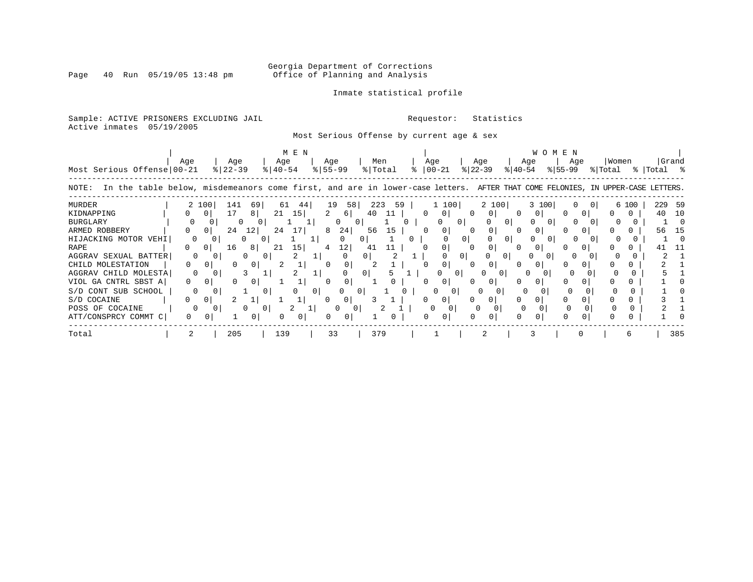Georgia Department of Corrections
Office of Planning and Analysis

Inmate statistical profile

Sample: ACTIVE PRISONERS EXCLUDING JAIL

Active inmates 05/19/2005

Requestor: Statistics

Most Serious Offense by current age & sex

| Most Serious Offense | MEN Age 00-21 | % | Age 22-39 | % | Age 40-54 | % | Age 55-99 | % | Men Total | % | WOMEN Age 00-21 | % | Age 22-39 | % | Age 40-54 | % | Age 55-99 | % | Women Total | % | Grand Total | % |
|---|---|---|---|---|---|---|---|---|---|---|---|---|---|---|---|---|---|---|---|---|---|---|
| MURDER | 2 | 100 | 141 | 69 | 61 | 44 | 19 | 58 | 223 | 59 | 1 | 100 | 2 | 100 | 3 | 100 | 0 | 0 | 6 | 100 | 229 | 59 |
| KIDNAPPING | 0 | 0 | 17 | 8 | 21 | 15 | 2 | 6 | 40 | 11 | 0 | 0 | 0 | 0 | 0 | 0 | 0 | 0 | 0 | 0 | 40 | 10 |
| BURGLARY | 0 | 0 | 0 | 0 | 1 | 1 | 0 | 0 | 1 | 0 | 0 | 0 | 0 | 0 | 0 | 0 | 0 | 0 | 0 | 0 | 1 | 0 |
| ARMED ROBBERY | 0 | 0 | 24 | 12 | 24 | 17 | 8 | 24 | 56 | 15 | 0 | 0 | 0 | 0 | 0 | 0 | 0 | 0 | 0 | 0 | 56 | 15 |
| HIJACKING MOTOR VEHI | 0 | 0 | 0 | 0 | 1 | 1 | 0 | 0 | 1 | 0 | 0 | 0 | 0 | 0 | 0 | 0 | 0 | 0 | 0 | 0 | 1 | 0 |
| RAPE | 0 | 0 | 16 | 8 | 21 | 15 | 4 | 12 | 41 | 11 | 0 | 0 | 0 | 0 | 0 | 0 | 0 | 0 | 0 | 0 | 41 | 11 |
| AGGRAV SEXUAL BATTER | 0 | 0 | 0 | 0 | 2 | 1 | 0 | 0 | 2 | 1 | 0 | 0 | 0 | 0 | 0 | 0 | 0 | 0 | 0 | 0 | 2 | 1 |
| CHILD MOLESTATION | 0 | 0 | 0 | 0 | 2 | 1 | 0 | 0 | 2 | 1 | 0 | 0 | 0 | 0 | 0 | 0 | 0 | 0 | 0 | 0 | 2 | 1 |
| AGGRAV CHILD MOLESTA | 0 | 0 | 3 | 1 | 2 | 1 | 0 | 0 | 5 | 1 | 0 | 0 | 0 | 0 | 0 | 0 | 0 | 0 | 0 | 0 | 5 | 1 |
| VIOL GA CNTRL SBST A | 0 | 0 | 0 | 0 | 1 | 1 | 0 | 0 | 1 | 0 | 0 | 0 | 0 | 0 | 0 | 0 | 0 | 0 | 0 | 0 | 1 | 0 |
| S/D CONT SUB SCHOOL | 0 | 0 | 1 | 0 | 0 | 0 | 0 | 0 | 1 | 0 | 0 | 0 | 0 | 0 | 0 | 0 | 0 | 0 | 0 | 0 | 1 | 0 |
| S/D COCAINE | 0 | 0 | 2 | 1 | 1 | 1 | 0 | 0 | 3 | 1 | 0 | 0 | 0 | 0 | 0 | 0 | 0 | 0 | 0 | 0 | 3 | 1 |
| POSS OF COCAINE | 0 | 0 | 0 | 0 | 2 | 1 | 0 | 0 | 2 | 1 | 0 | 0 | 0 | 0 | 0 | 0 | 0 | 0 | 0 | 0 | 2 | 1 |
| ATT/CONSPRCY COMMT C | 0 | 0 | 1 | 0 | 0 | 0 | 0 | 0 | 1 | 0 | 0 | 0 | 0 | 0 | 0 | 0 | 0 | 0 | 0 | 0 | 1 | 0 |
| Total | 2 | | 205 | | 139 | | 33 | | 379 | | 1 | | 2 | | 3 | | 0 | | 6 | | 385 | |

NOTE: In the table below, misdemeanors come first, and are in lower-case letters. AFTER THAT COME FELONIES, IN UPPER-CASE LETTERS.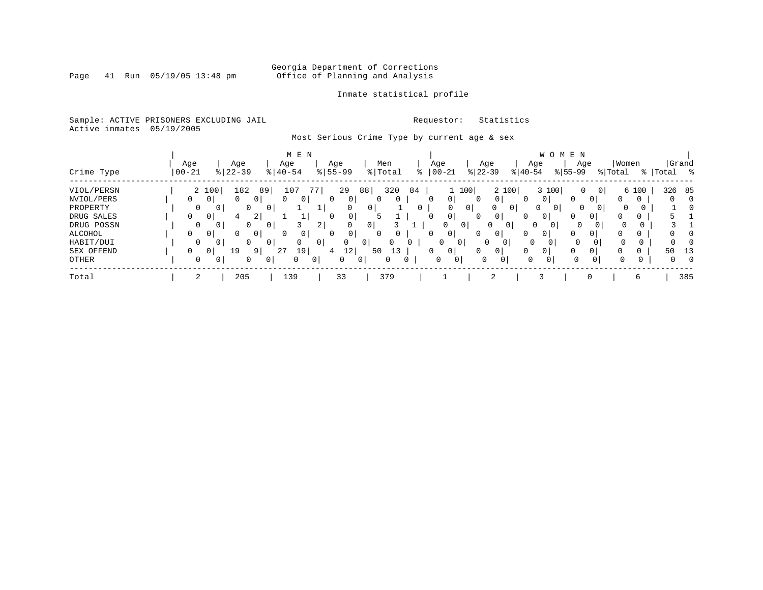Georgia Department of Corrections
Office of Planning and Analysis

Page 41 Run 05/19/05 13:48 pm

Inmate statistical profile

Sample: ACTIVE PRISONERS EXCLUDING JAIL

Requestor: Statistics

Active inmates 05/19/2005

Most Serious Crime Type by current age & sex

| | MEN | | | | | | | | | | WOMEN | | | | | | | | | | | |
|---|---|---|---|---|---|---|---|---|---|---|---|---|---|---|---|---|---|---|---|---|---|---|
| Crime Type | Age 00-21 | % | Age 22-39 | % | Age 40-54 | % | Age 55-99 | % | Men Total | % | Age 00-21 | % | Age 22-39 | % | Age 40-54 | % | Age 55-99 | % | Women Total | % | Grand Total | % |
| VIOL/PERSN | 2 | 100 | 182 | 89 | 107 | 77 | 29 | 88 | 320 | 84 | 1 | 100 | 2 | 100 | 3 | 100 | 0 | 0 | 6 | 100 | 326 | 85 |
| NVIOL/PERS | 0 | 0 | 0 | 0 | 0 | 0 | 0 | 0 | 0 | 0 | 0 | 0 | 0 | 0 | 0 | 0 | 0 | 0 | 0 | 0 | 0 | 0 |
| PROPERTY | 0 | 0 | 0 | 0 | 1 | 1 | 0 | 0 | 1 | 0 | 0 | 0 | 0 | 0 | 0 | 0 | 0 | 0 | 0 | 0 | 1 | 0 |
| DRUG SALES | 0 | 0 | 4 | 2 | 1 | 1 | 0 | 0 | 5 | 1 | 0 | 0 | 0 | 0 | 0 | 0 | 0 | 0 | 0 | 0 | 5 | 1 |
| DRUG POSSN | 0 | 0 | 0 | 0 | 3 | 2 | 0 | 0 | 3 | 1 | 0 | 0 | 0 | 0 | 0 | 0 | 0 | 0 | 0 | 0 | 3 | 1 |
| ALCOHOL | 0 | 0 | 0 | 0 | 0 | 0 | 0 | 0 | 0 | 0 | 0 | 0 | 0 | 0 | 0 | 0 | 0 | 0 | 0 | 0 | 0 | 0 |
| HABIT/DUI | 0 | 0 | 0 | 0 | 0 | 0 | 0 | 0 | 0 | 0 | 0 | 0 | 0 | 0 | 0 | 0 | 0 | 0 | 0 | 0 | 0 | 0 |
| SEX OFFEND | 0 | 0 | 19 | 9 | 27 | 19 | 4 | 12 | 50 | 13 | 0 | 0 | 0 | 0 | 0 | 0 | 0 | 0 | 0 | 0 | 50 | 13 |
| OTHER | 0 | 0 | 0 | 0 | 0 | 0 | 0 | 0 | 0 | 0 | 0 | 0 | 0 | 0 | 0 | 0 | 0 | 0 | 0 | 0 | 0 | 0 |
| Total | 2 | | 205 | | 139 | | 33 | | 379 | | 1 | | 2 | | 3 | | 0 | | 6 | | 385 | |